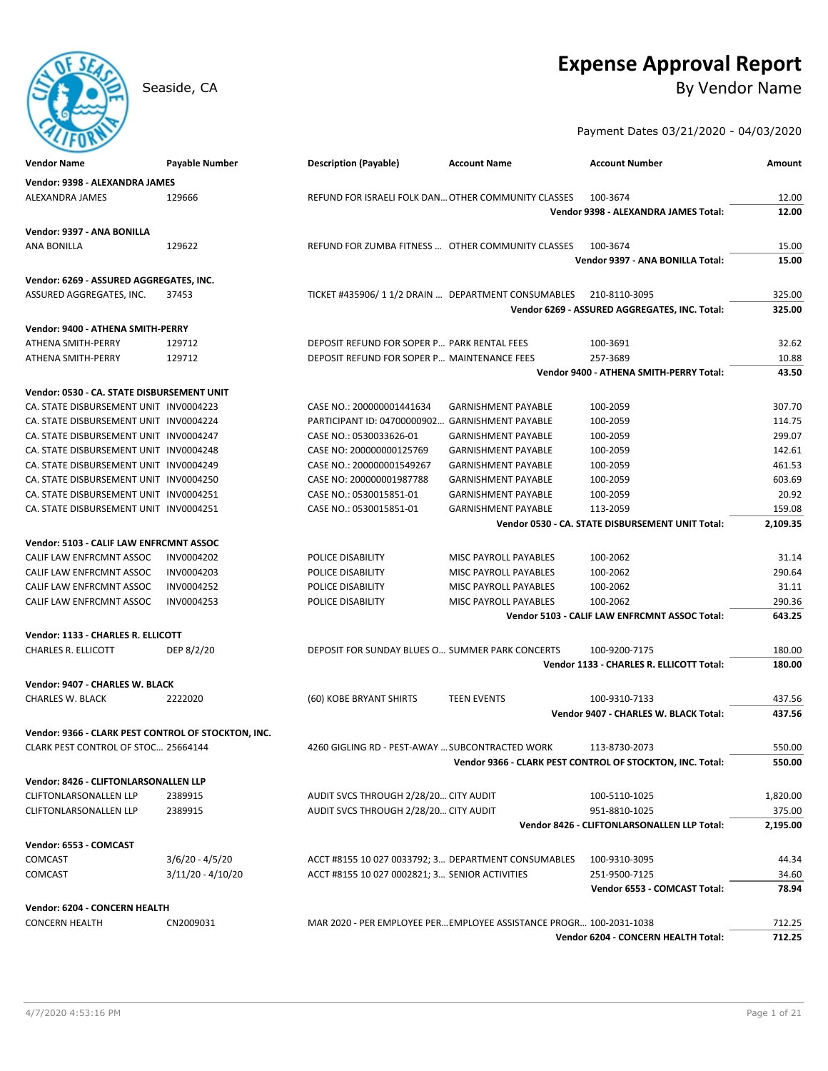# Expense Approval Report

Seaside, CA

## By Vendor Name

Payment Dates 03/21/2020 - 04/03/2020

| Vendor Name | Payable Number | Description (Payable) | Account Name | Account Number | Amount |
|---|---|---|---|---|---|
| **Vendor: 9398 - ALEXANDRA JAMES** | | | | | |
| ALEXANDRA JAMES | 129666 | REFUND FOR ISRAELI FOLK DAN... | OTHER COMMUNITY CLASSES | 100-3674 | 12.00 |
| | | | | **Vendor 9398 - ALEXANDRA JAMES Total:** | **12.00** |
| **Vendor: 9397 - ANA BONILLA** | | | | | |
| ANA BONILLA | 129622 | REFUND FOR ZUMBA FITNESS ... | OTHER COMMUNITY CLASSES | 100-3674 | 15.00 |
| | | | | **Vendor 9397 - ANA BONILLA Total:** | **15.00** |
| **Vendor: 6269 - ASSURED AGGREGATES, INC.** | | | | | |
| ASSURED AGGREGATES, INC. | 37453 | TICKET #435906/ 1 1/2 DRAIN ... | DEPARTMENT CONSUMABLES | 210-8110-3095 | 325.00 |
| | | | | **Vendor 6269 - ASSURED AGGREGATES, INC. Total:** | **325.00** |
| **Vendor: 9400 - ATHENA SMITH-PERRY** | | | | | |
| ATHENA SMITH-PERRY | 129712 | DEPOSIT REFUND FOR SOPER P... | PARK RENTAL FEES | 100-3691 | 32.62 |
| ATHENA SMITH-PERRY | 129712 | DEPOSIT REFUND FOR SOPER P... | MAINTENANCE FEES | 257-3689 | 10.88 |
| | | | | **Vendor 9400 - ATHENA SMITH-PERRY Total:** | **43.50** |
| **Vendor: 0530 - CA. STATE DISBURSEMENT UNIT** | | | | | |
| CA. STATE DISBURSEMENT UNIT | INV0004223 | CASE NO.: 200000001441634 | GARNISHMENT PAYABLE | 100-2059 | 307.70 |
| CA. STATE DISBURSEMENT UNIT | INV0004224 | PARTICIPANT ID: 04700000902... | GARNISHMENT PAYABLE | 100-2059 | 114.75 |
| CA. STATE DISBURSEMENT UNIT | INV0004247 | CASE NO.: 0530033626-01 | GARNISHMENT PAYABLE | 100-2059 | 299.07 |
| CA. STATE DISBURSEMENT UNIT | INV0004248 | CASE NO: 200000000125769 | GARNISHMENT PAYABLE | 100-2059 | 142.61 |
| CA. STATE DISBURSEMENT UNIT | INV0004249 | CASE NO.: 200000001549267 | GARNISHMENT PAYABLE | 100-2059 | 461.53 |
| CA. STATE DISBURSEMENT UNIT | INV0004250 | CASE NO: 200000001987788 | GARNISHMENT PAYABLE | 100-2059 | 603.69 |
| CA. STATE DISBURSEMENT UNIT | INV0004251 | CASE NO.: 0530015851-01 | GARNISHMENT PAYABLE | 100-2059 | 20.92 |
| CA. STATE DISBURSEMENT UNIT | INV0004251 | CASE NO.: 0530015851-01 | GARNISHMENT PAYABLE | 113-2059 | 159.08 |
| | | | | **Vendor 0530 - CA. STATE DISBURSEMENT UNIT Total:** | **2,109.35** |
| **Vendor: 5103 - CALIF LAW ENFRCMNT ASSOC** | | | | | |
| CALIF LAW ENFRCMNT ASSOC | INV0004202 | POLICE DISABILITY | MISC PAYROLL PAYABLES | 100-2062 | 31.14 |
| CALIF LAW ENFRCMNT ASSOC | INV0004203 | POLICE DISABILITY | MISC PAYROLL PAYABLES | 100-2062 | 290.64 |
| CALIF LAW ENFRCMNT ASSOC | INV0004252 | POLICE DISABILITY | MISC PAYROLL PAYABLES | 100-2062 | 31.11 |
| CALIF LAW ENFRCMNT ASSOC | INV0004253 | POLICE DISABILITY | MISC PAYROLL PAYABLES | 100-2062 | 290.36 |
| | | | | **Vendor 5103 - CALIF LAW ENFRCMNT ASSOC Total:** | **643.25** |
| **Vendor: 1133 - CHARLES R. ELLICOTT** | | | | | |
| CHARLES R. ELLICOTT | DEP 8/2/20 | DEPOSIT FOR SUNDAY BLUES O... | SUMMER PARK CONCERTS | 100-9200-7175 | 180.00 |
| | | | | **Vendor 1133 - CHARLES R. ELLICOTT Total:** | **180.00** |
| **Vendor: 9407 - CHARLES W. BLACK** | | | | | |
| CHARLES W. BLACK | 2222020 | (60) KOBE BRYANT SHIRTS | TEEN EVENTS | 100-9310-7133 | 437.56 |
| | | | | **Vendor 9407 - CHARLES W. BLACK Total:** | **437.56** |
| **Vendor: 9366 - CLARK PEST CONTROL OF STOCKTON, INC.** | | | | | |
| CLARK PEST CONTROL OF STOC... | 25664144 | 4260 GIGLING RD - PEST-AWAY ... | SUBCONTRACTED WORK | 113-8730-2073 | 550.00 |
| | | | | **Vendor 9366 - CLARK PEST CONTROL OF STOCKTON, INC. Total:** | **550.00** |
| **Vendor: 8426 - CLIFTONLARSONALLEN LLP** | | | | | |
| CLIFTONLARSONALLEN LLP | 2389915 | AUDIT SVCS THROUGH 2/28/20... | CITY AUDIT | 100-5110-1025 | 1,820.00 |
| CLIFTONLARSONALLEN LLP | 2389915 | AUDIT SVCS THROUGH 2/28/20... | CITY AUDIT | 951-8810-1025 | 375.00 |
| | | | | **Vendor 8426 - CLIFTONLARSONALLEN LLP Total:** | **2,195.00** |
| **Vendor: 6553 - COMCAST** | | | | | |
| COMCAST | 3/6/20 - 4/5/20 | ACCT #8155 10 027 0033792; 3... | DEPARTMENT CONSUMABLES | 100-9310-3095 | 44.34 |
| COMCAST | 3/11/20 - 4/10/20 | ACCT #8155 10 027 0002821; 3... | SENIOR ACTIVITIES | 251-9500-7125 | 34.60 |
| | | | | **Vendor 6553 - COMCAST Total:** | **78.94** |
| **Vendor: 6204 - CONCERN HEALTH** | | | | | |
| CONCERN HEALTH | CN2009031 | MAR 2020 - PER EMPLOYEE PER... | EMPLOYEE ASSISTANCE PROGR... | 100-2031-1038 | 712.25 |
| | | | | **Vendor 6204 - CONCERN HEALTH Total:** | **712.25** |

4/7/2020 4:53:16 PM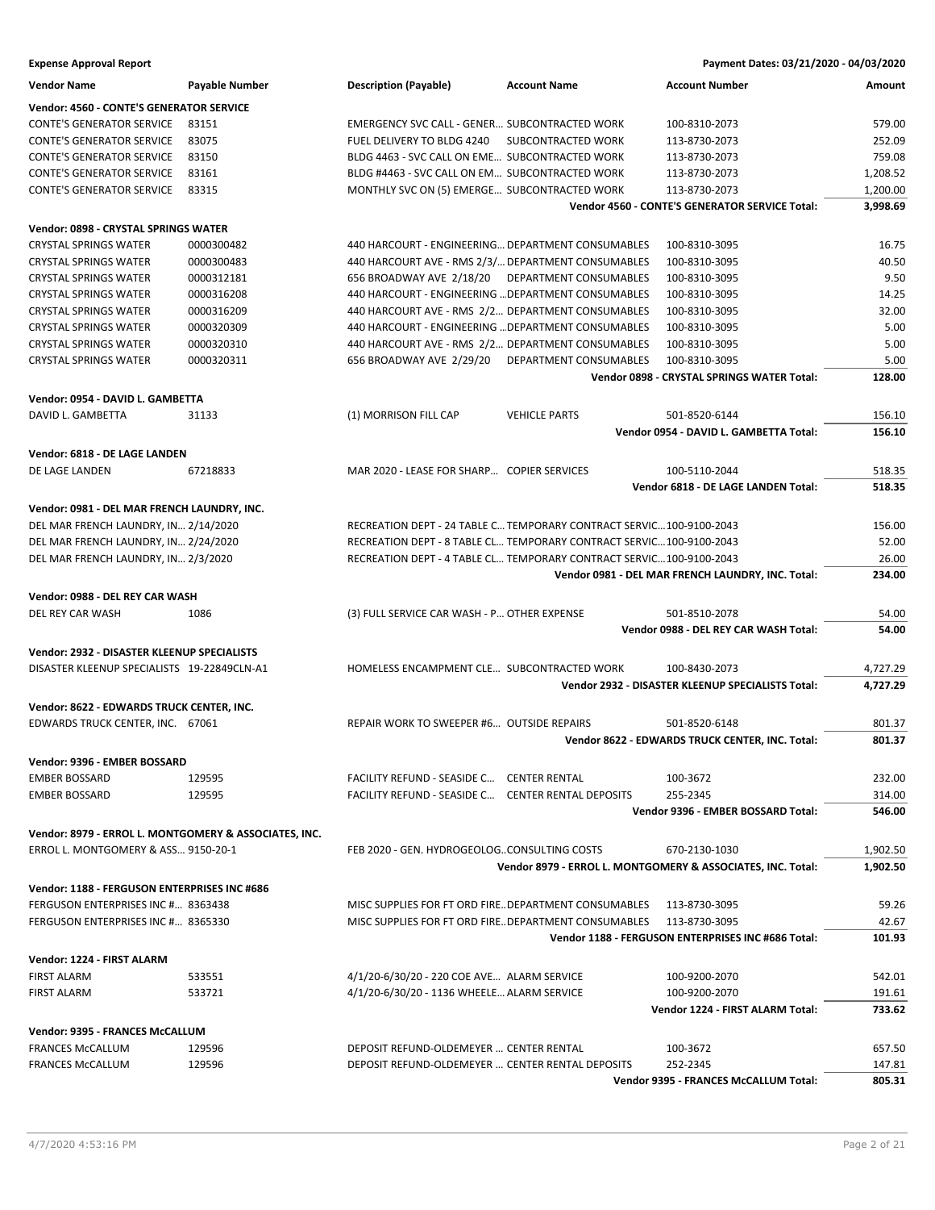**Expense Approval Report** — Payment Dates: 03/21/2020 - 04/03/2020

| Vendor Name | Payable Number | Description (Payable) | Account Name | Account Number | Amount |
|---|---|---|---|---|---|
| **Vendor: 4560 - CONTE'S GENERATOR SERVICE** | | | | | |
| CONTE'S GENERATOR SERVICE | 83151 | EMERGENCY SVC CALL - GENER... | SUBCONTRACTED WORK | 100-8310-2073 | 579.00 |
| CONTE'S GENERATOR SERVICE | 83075 | FUEL DELIVERY TO BLDG 4240 | SUBCONTRACTED WORK | 113-8730-2073 | 252.09 |
| CONTE'S GENERATOR SERVICE | 83150 | BLDG 4463 - SVC CALL ON EME... | SUBCONTRACTED WORK | 113-8730-2073 | 759.08 |
| CONTE'S GENERATOR SERVICE | 83161 | BLDG #4463 - SVC CALL ON EM... | SUBCONTRACTED WORK | 113-8730-2073 | 1,208.52 |
| CONTE'S GENERATOR SERVICE | 83315 | MONTHLY SVC ON (5) EMERGE... | SUBCONTRACTED WORK | 113-8730-2073 | 1,200.00 |
| | | | | **Vendor 4560 - CONTE'S GENERATOR SERVICE Total:** | **3,998.69** |
| **Vendor: 0898 - CRYSTAL SPRINGS WATER** | | | | | |
| CRYSTAL SPRINGS WATER | 0000300482 | 440 HARCOURT - ENGINEERING... | DEPARTMENT CONSUMABLES | 100-8310-3095 | 16.75 |
| CRYSTAL SPRINGS WATER | 0000300483 | 440 HARCOURT AVE - RMS 2/3/... | DEPARTMENT CONSUMABLES | 100-8310-3095 | 40.50 |
| CRYSTAL SPRINGS WATER | 0000312181 | 656 BROADWAY AVE 2/18/20 | DEPARTMENT CONSUMABLES | 100-8310-3095 | 9.50 |
| CRYSTAL SPRINGS WATER | 0000316208 | 440 HARCOURT - ENGINEERING ... | DEPARTMENT CONSUMABLES | 100-8310-3095 | 14.25 |
| CRYSTAL SPRINGS WATER | 0000316209 | 440 HARCOURT AVE - RMS 2/2... | DEPARTMENT CONSUMABLES | 100-8310-3095 | 32.00 |
| CRYSTAL SPRINGS WATER | 0000320309 | 440 HARCOURT - ENGINEERING ... | DEPARTMENT CONSUMABLES | 100-8310-3095 | 5.00 |
| CRYSTAL SPRINGS WATER | 0000320310 | 440 HARCOURT AVE - RMS 2/2... | DEPARTMENT CONSUMABLES | 100-8310-3095 | 5.00 |
| CRYSTAL SPRINGS WATER | 0000320311 | 656 BROADWAY AVE 2/29/20 | DEPARTMENT CONSUMABLES | 100-8310-3095 | 5.00 |
| | | | | **Vendor 0898 - CRYSTAL SPRINGS WATER Total:** | **128.00** |
| **Vendor: 0954 - DAVID L. GAMBETTA** | | | | | |
| DAVID L. GAMBETTA | 31133 | (1) MORRISON FILL CAP | VEHICLE PARTS | 501-8520-6144 | 156.10 |
| | | | | **Vendor 0954 - DAVID L. GAMBETTA Total:** | **156.10** |
| **Vendor: 6818 - DE LAGE LANDEN** | | | | | |
| DE LAGE LANDEN | 67218833 | MAR 2020 - LEASE FOR SHARP... | COPIER SERVICES | 100-5110-2044 | 518.35 |
| | | | | **Vendor 6818 - DE LAGE LANDEN Total:** | **518.35** |
| **Vendor: 0981 - DEL MAR FRENCH LAUNDRY, INC.** | | | | | |
| DEL MAR FRENCH LAUNDRY, IN... | 2/14/2020 | RECREATION DEPT - 24 TABLE C... | TEMPORARY CONTRACT SERVIC... | 100-9100-2043 | 156.00 |
| DEL MAR FRENCH LAUNDRY, IN... | 2/24/2020 | RECREATION DEPT - 8 TABLE CL... | TEMPORARY CONTRACT SERVIC... | 100-9100-2043 | 52.00 |
| DEL MAR FRENCH LAUNDRY, IN... | 2/3/2020 | RECREATION DEPT - 4 TABLE CL... | TEMPORARY CONTRACT SERVIC... | 100-9100-2043 | 26.00 |
| | | | | **Vendor 0981 - DEL MAR FRENCH LAUNDRY, INC. Total:** | **234.00** |
| **Vendor: 0988 - DEL REY CAR WASH** | | | | | |
| DEL REY CAR WASH | 1086 | (3) FULL SERVICE CAR WASH - P... | OTHER EXPENSE | 501-8510-2078 | 54.00 |
| | | | | **Vendor 0988 - DEL REY CAR WASH Total:** | **54.00** |
| **Vendor: 2932 - DISASTER KLEENUP SPECIALISTS** | | | | | |
| DISASTER KLEENUP SPECIALISTS | 19-22849CLN-A1 | HOMELESS ENCAMPMENT CLE... | SUBCONTRACTED WORK | 100-8430-2073 | 4,727.29 |
| | | | | **Vendor 2932 - DISASTER KLEENUP SPECIALISTS Total:** | **4,727.29** |
| **Vendor: 8622 - EDWARDS TRUCK CENTER, INC.** | | | | | |
| EDWARDS TRUCK CENTER, INC. | 67061 | REPAIR WORK TO SWEEPER #6... | OUTSIDE REPAIRS | 501-8520-6148 | 801.37 |
| | | | | **Vendor 8622 - EDWARDS TRUCK CENTER, INC. Total:** | **801.37** |
| **Vendor: 9396 - EMBER BOSSARD** | | | | | |
| EMBER BOSSARD | 129595 | FACILITY REFUND - SEASIDE C... | CENTER RENTAL | 100-3672 | 232.00 |
| EMBER BOSSARD | 129595 | FACILITY REFUND - SEASIDE C... | CENTER RENTAL DEPOSITS | 255-2345 | 314.00 |
| | | | | **Vendor 9396 - EMBER BOSSARD Total:** | **546.00** |
| **Vendor: 8979 - ERROL L. MONTGOMERY & ASSOCIATES, INC.** | | | | | |
| ERROL L. MONTGOMERY & ASS... | 9150-20-1 | FEB 2020 - GEN. HYDROGEOLOG... | CONSULTING COSTS | 670-2130-1030 | 1,902.50 |
| | | | | **Vendor 8979 - ERROL L. MONTGOMERY & ASSOCIATES, INC. Total:** | **1,902.50** |
| **Vendor: 1188 - FERGUSON ENTERPRISES INC #686** | | | | | |
| FERGUSON ENTERPRISES INC #... | 8363438 | MISC SUPPLIES FOR FT ORD FIRE... | DEPARTMENT CONSUMABLES | 113-8730-3095 | 59.26 |
| FERGUSON ENTERPRISES INC #... | 8365330 | MISC SUPPLIES FOR FT ORD FIRE... | DEPARTMENT CONSUMABLES | 113-8730-3095 | 42.67 |
| | | | | **Vendor 1188 - FERGUSON ENTERPRISES INC #686 Total:** | **101.93** |
| **Vendor: 1224 - FIRST ALARM** | | | | | |
| FIRST ALARM | 533551 | 4/1/20-6/30/20 - 220 COE AVE... | ALARM SERVICE | 100-9200-2070 | 542.01 |
| FIRST ALARM | 533721 | 4/1/20-6/30/20 - 1136 WHEELE... | ALARM SERVICE | 100-9200-2070 | 191.61 |
| | | | | **Vendor 1224 - FIRST ALARM Total:** | **733.62** |
| **Vendor: 9395 - FRANCES McCALLUM** | | | | | |
| FRANCES McCALLUM | 129596 | DEPOSIT REFUND-OLDEMEYER ... | CENTER RENTAL | 100-3672 | 657.50 |
| FRANCES McCALLUM | 129596 | DEPOSIT REFUND-OLDEMEYER ... | CENTER RENTAL DEPOSITS | 252-2345 | 147.81 |
| | | | | **Vendor 9395 - FRANCES McCALLUM Total:** | **805.31** |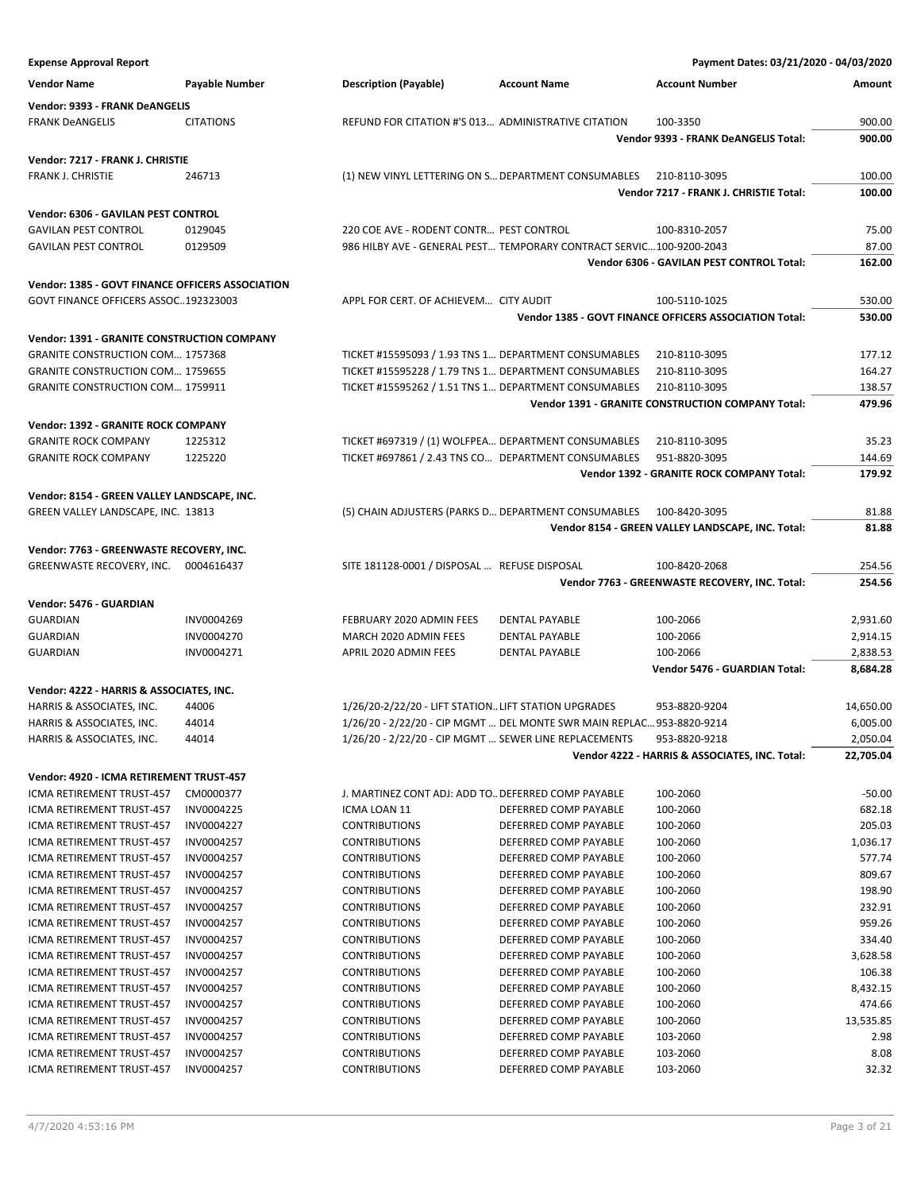**Expense Approval Report** — Payment Dates: 03/21/2020 - 04/03/2020

| Vendor Name | Payable Number | Description (Payable) | Account Name | Account Number | Amount |
|---|---|---|---|---|---|
| **Vendor: 9393 - FRANK DeANGELIS** | | | | | |
| FRANK DeANGELIS | CITATIONS | REFUND FOR CITATION #'S 013... | ADMINISTRATIVE CITATION | 100-3350 | 900.00 |
| | | | | **Vendor 9393 - FRANK DeANGELIS Total:** | **900.00** |
| **Vendor: 7217 - FRANK J. CHRISTIE** | | | | | |
| FRANK J. CHRISTIE | 246713 | (1) NEW VINYL LETTERING ON S... | DEPARTMENT CONSUMABLES | 210-8110-3095 | 100.00 |
| | | | | **Vendor 7217 - FRANK J. CHRISTIE Total:** | **100.00** |
| **Vendor: 6306 - GAVILAN PEST CONTROL** | | | | | |
| GAVILAN PEST CONTROL | 0129045 | 220 COE AVE - RODENT CONTR... | PEST CONTROL | 100-8310-2057 | 75.00 |
| GAVILAN PEST CONTROL | 0129509 | 986 HILBY AVE - GENERAL PEST... | TEMPORARY CONTRACT SERVIC... | 100-9200-2043 | 87.00 |
| | | | | **Vendor 6306 - GAVILAN PEST CONTROL Total:** | **162.00** |
| **Vendor: 1385 - GOVT FINANCE OFFICERS ASSOCIATION** | | | | | |
| GOVT FINANCE OFFICERS ASSOC... | 192323003 | APPL FOR CERT. OF ACHIEVEM... | CITY AUDIT | 100-5110-1025 | 530.00 |
| | | | | **Vendor 1385 - GOVT FINANCE OFFICERS ASSOCIATION Total:** | **530.00** |
| **Vendor: 1391 - GRANITE CONSTRUCTION COMPANY** | | | | | |
| GRANITE CONSTRUCTION COM... | 1757368 | TICKET #15595093 / 1.93 TNS 1... | DEPARTMENT CONSUMABLES | 210-8110-3095 | 177.12 |
| GRANITE CONSTRUCTION COM... | 1759655 | TICKET #15595228 / 1.79 TNS 1... | DEPARTMENT CONSUMABLES | 210-8110-3095 | 164.27 |
| GRANITE CONSTRUCTION COM... | 1759911 | TICKET #15595262 / 1.51 TNS 1... | DEPARTMENT CONSUMABLES | 210-8110-3095 | 138.57 |
| | | | | **Vendor 1391 - GRANITE CONSTRUCTION COMPANY Total:** | **479.96** |
| **Vendor: 1392 - GRANITE ROCK COMPANY** | | | | | |
| GRANITE ROCK COMPANY | 1225312 | TICKET #697319 / (1) WOLFPEA... | DEPARTMENT CONSUMABLES | 210-8110-3095 | 35.23 |
| GRANITE ROCK COMPANY | 1225220 | TICKET #697861 / 2.43 TNS CO... | DEPARTMENT CONSUMABLES | 951-8820-3095 | 144.69 |
| | | | | **Vendor 1392 - GRANITE ROCK COMPANY Total:** | **179.92** |
| **Vendor: 8154 - GREEN VALLEY LANDSCAPE, INC.** | | | | | |
| GREEN VALLEY LANDSCAPE, INC. | 13813 | (5) CHAIN ADJUSTERS (PARKS D... | DEPARTMENT CONSUMABLES | 100-8420-3095 | 81.88 |
| | | | | **Vendor 8154 - GREEN VALLEY LANDSCAPE, INC. Total:** | **81.88** |
| **Vendor: 7763 - GREENWASTE RECOVERY, INC.** | | | | | |
| GREENWASTE RECOVERY, INC. | 0004616437 | SITE 181128-0001 / DISPOSAL ... | REFUSE DISPOSAL | 100-8420-2068 | 254.56 |
| | | | | **Vendor 7763 - GREENWASTE RECOVERY, INC. Total:** | **254.56** |
| **Vendor: 5476 - GUARDIAN** | | | | | |
| GUARDIAN | INV0004269 | FEBRUARY 2020 ADMIN FEES | DENTAL PAYABLE | 100-2066 | 2,931.60 |
| GUARDIAN | INV0004270 | MARCH 2020 ADMIN FEES | DENTAL PAYABLE | 100-2066 | 2,914.15 |
| GUARDIAN | INV0004271 | APRIL 2020 ADMIN FEES | DENTAL PAYABLE | 100-2066 | 2,838.53 |
| | | | | **Vendor 5476 - GUARDIAN Total:** | **8,684.28** |
| **Vendor: 4222 - HARRIS & ASSOCIATES, INC.** | | | | | |
| HARRIS & ASSOCIATES, INC. | 44006 | 1/26/20-2/22/20 - LIFT STATION... | LIFT STATION UPGRADES | 953-8820-9204 | 14,650.00 |
| HARRIS & ASSOCIATES, INC. | 44014 | 1/26/20 - 2/22/20 - CIP MGMT ... | DEL MONTE SWR MAIN REPLAC... | 953-8820-9214 | 6,005.00 |
| HARRIS & ASSOCIATES, INC. | 44014 | 1/26/20 - 2/22/20 - CIP MGMT ... | SEWER LINE REPLACEMENTS | 953-8820-9218 | 2,050.04 |
| | | | | **Vendor 4222 - HARRIS & ASSOCIATES, INC. Total:** | **22,705.04** |
| **Vendor: 4920 - ICMA RETIREMENT TRUST-457** | | | | | |
| ICMA RETIREMENT TRUST-457 | CM0000377 | J. MARTINEZ CONT ADJ: ADD TO... | DEFERRED COMP PAYABLE | 100-2060 | -50.00 |
| ICMA RETIREMENT TRUST-457 | INV0004225 | ICMA LOAN 11 | DEFERRED COMP PAYABLE | 100-2060 | 682.18 |
| ICMA RETIREMENT TRUST-457 | INV0004227 | CONTRIBUTIONS | DEFERRED COMP PAYABLE | 100-2060 | 205.03 |
| ICMA RETIREMENT TRUST-457 | INV0004257 | CONTRIBUTIONS | DEFERRED COMP PAYABLE | 100-2060 | 1,036.17 |
| ICMA RETIREMENT TRUST-457 | INV0004257 | CONTRIBUTIONS | DEFERRED COMP PAYABLE | 100-2060 | 577.74 |
| ICMA RETIREMENT TRUST-457 | INV0004257 | CONTRIBUTIONS | DEFERRED COMP PAYABLE | 100-2060 | 809.67 |
| ICMA RETIREMENT TRUST-457 | INV0004257 | CONTRIBUTIONS | DEFERRED COMP PAYABLE | 100-2060 | 198.90 |
| ICMA RETIREMENT TRUST-457 | INV0004257 | CONTRIBUTIONS | DEFERRED COMP PAYABLE | 100-2060 | 232.91 |
| ICMA RETIREMENT TRUST-457 | INV0004257 | CONTRIBUTIONS | DEFERRED COMP PAYABLE | 100-2060 | 959.26 |
| ICMA RETIREMENT TRUST-457 | INV0004257 | CONTRIBUTIONS | DEFERRED COMP PAYABLE | 100-2060 | 334.40 |
| ICMA RETIREMENT TRUST-457 | INV0004257 | CONTRIBUTIONS | DEFERRED COMP PAYABLE | 100-2060 | 3,628.58 |
| ICMA RETIREMENT TRUST-457 | INV0004257 | CONTRIBUTIONS | DEFERRED COMP PAYABLE | 100-2060 | 106.38 |
| ICMA RETIREMENT TRUST-457 | INV0004257 | CONTRIBUTIONS | DEFERRED COMP PAYABLE | 100-2060 | 8,432.15 |
| ICMA RETIREMENT TRUST-457 | INV0004257 | CONTRIBUTIONS | DEFERRED COMP PAYABLE | 100-2060 | 474.66 |
| ICMA RETIREMENT TRUST-457 | INV0004257 | CONTRIBUTIONS | DEFERRED COMP PAYABLE | 100-2060 | 13,535.85 |
| ICMA RETIREMENT TRUST-457 | INV0004257 | CONTRIBUTIONS | DEFERRED COMP PAYABLE | 103-2060 | 2.98 |
| ICMA RETIREMENT TRUST-457 | INV0004257 | CONTRIBUTIONS | DEFERRED COMP PAYABLE | 103-2060 | 8.08 |
| ICMA RETIREMENT TRUST-457 | INV0004257 | CONTRIBUTIONS | DEFERRED COMP PAYABLE | 103-2060 | 32.32 |

4/7/2020 4:53:16 PM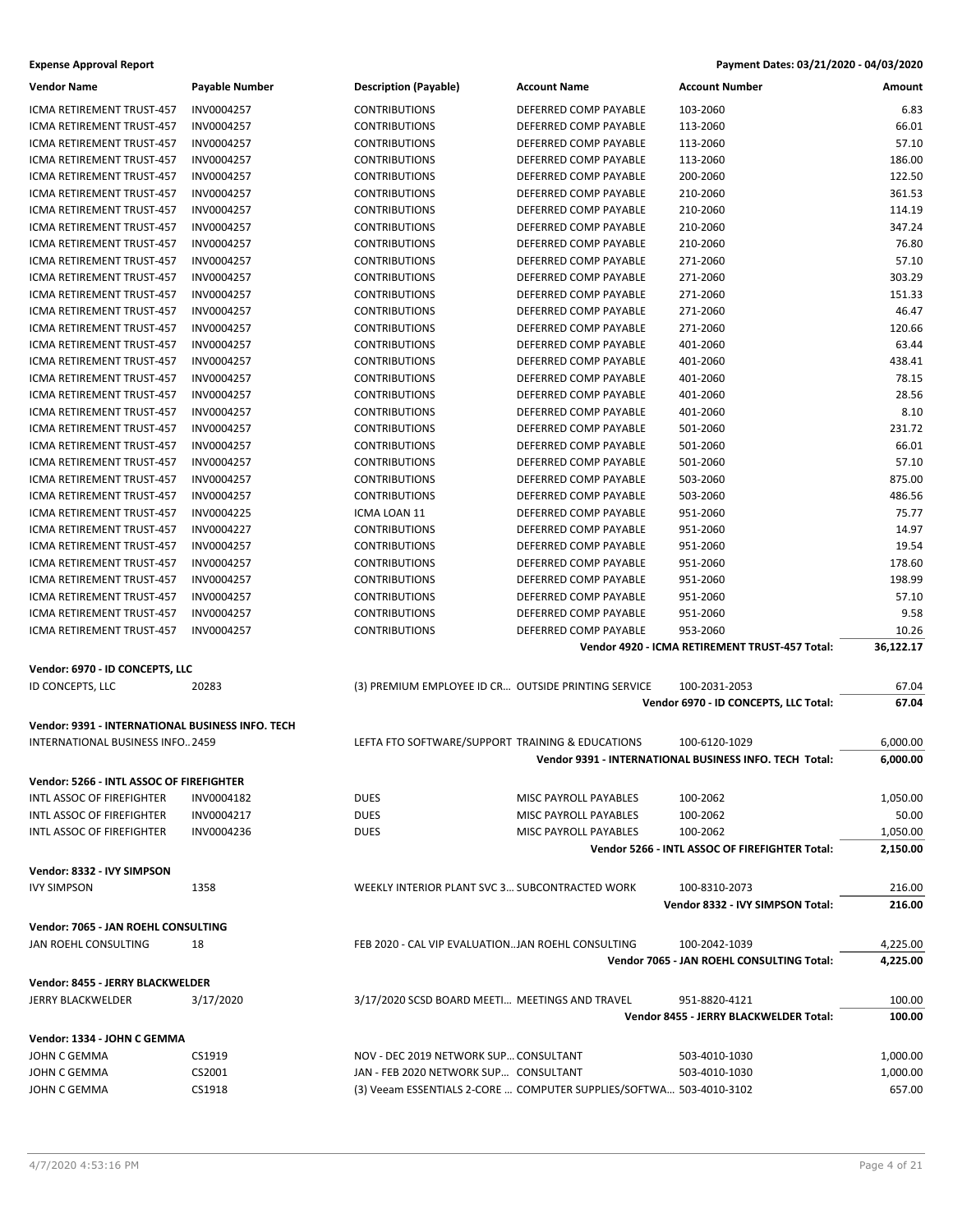**Expense Approval Report** — Payment Dates: 03/21/2020 - 04/03/2020

| Vendor Name | Payable Number | Description (Payable) | Account Name | Account Number | Amount |
|---|---|---|---|---|---|
| ICMA RETIREMENT TRUST-457 | INV0004257 | CONTRIBUTIONS | DEFERRED COMP PAYABLE | 103-2060 | 6.83 |
| ICMA RETIREMENT TRUST-457 | INV0004257 | CONTRIBUTIONS | DEFERRED COMP PAYABLE | 113-2060 | 66.01 |
| ICMA RETIREMENT TRUST-457 | INV0004257 | CONTRIBUTIONS | DEFERRED COMP PAYABLE | 113-2060 | 57.10 |
| ICMA RETIREMENT TRUST-457 | INV0004257 | CONTRIBUTIONS | DEFERRED COMP PAYABLE | 113-2060 | 186.00 |
| ICMA RETIREMENT TRUST-457 | INV0004257 | CONTRIBUTIONS | DEFERRED COMP PAYABLE | 200-2060 | 122.50 |
| ICMA RETIREMENT TRUST-457 | INV0004257 | CONTRIBUTIONS | DEFERRED COMP PAYABLE | 210-2060 | 361.53 |
| ICMA RETIREMENT TRUST-457 | INV0004257 | CONTRIBUTIONS | DEFERRED COMP PAYABLE | 210-2060 | 114.19 |
| ICMA RETIREMENT TRUST-457 | INV0004257 | CONTRIBUTIONS | DEFERRED COMP PAYABLE | 210-2060 | 347.24 |
| ICMA RETIREMENT TRUST-457 | INV0004257 | CONTRIBUTIONS | DEFERRED COMP PAYABLE | 210-2060 | 76.80 |
| ICMA RETIREMENT TRUST-457 | INV0004257 | CONTRIBUTIONS | DEFERRED COMP PAYABLE | 271-2060 | 57.10 |
| ICMA RETIREMENT TRUST-457 | INV0004257 | CONTRIBUTIONS | DEFERRED COMP PAYABLE | 271-2060 | 303.29 |
| ICMA RETIREMENT TRUST-457 | INV0004257 | CONTRIBUTIONS | DEFERRED COMP PAYABLE | 271-2060 | 151.33 |
| ICMA RETIREMENT TRUST-457 | INV0004257 | CONTRIBUTIONS | DEFERRED COMP PAYABLE | 271-2060 | 46.47 |
| ICMA RETIREMENT TRUST-457 | INV0004257 | CONTRIBUTIONS | DEFERRED COMP PAYABLE | 271-2060 | 120.66 |
| ICMA RETIREMENT TRUST-457 | INV0004257 | CONTRIBUTIONS | DEFERRED COMP PAYABLE | 401-2060 | 63.44 |
| ICMA RETIREMENT TRUST-457 | INV0004257 | CONTRIBUTIONS | DEFERRED COMP PAYABLE | 401-2060 | 438.41 |
| ICMA RETIREMENT TRUST-457 | INV0004257 | CONTRIBUTIONS | DEFERRED COMP PAYABLE | 401-2060 | 78.15 |
| ICMA RETIREMENT TRUST-457 | INV0004257 | CONTRIBUTIONS | DEFERRED COMP PAYABLE | 401-2060 | 28.56 |
| ICMA RETIREMENT TRUST-457 | INV0004257 | CONTRIBUTIONS | DEFERRED COMP PAYABLE | 401-2060 | 8.10 |
| ICMA RETIREMENT TRUST-457 | INV0004257 | CONTRIBUTIONS | DEFERRED COMP PAYABLE | 501-2060 | 231.72 |
| ICMA RETIREMENT TRUST-457 | INV0004257 | CONTRIBUTIONS | DEFERRED COMP PAYABLE | 501-2060 | 66.01 |
| ICMA RETIREMENT TRUST-457 | INV0004257 | CONTRIBUTIONS | DEFERRED COMP PAYABLE | 501-2060 | 57.10 |
| ICMA RETIREMENT TRUST-457 | INV0004257 | CONTRIBUTIONS | DEFERRED COMP PAYABLE | 503-2060 | 875.00 |
| ICMA RETIREMENT TRUST-457 | INV0004257 | CONTRIBUTIONS | DEFERRED COMP PAYABLE | 503-2060 | 486.56 |
| ICMA RETIREMENT TRUST-457 | INV0004225 | ICMA LOAN 11 | DEFERRED COMP PAYABLE | 951-2060 | 75.77 |
| ICMA RETIREMENT TRUST-457 | INV0004227 | CONTRIBUTIONS | DEFERRED COMP PAYABLE | 951-2060 | 14.97 |
| ICMA RETIREMENT TRUST-457 | INV0004257 | CONTRIBUTIONS | DEFERRED COMP PAYABLE | 951-2060 | 19.54 |
| ICMA RETIREMENT TRUST-457 | INV0004257 | CONTRIBUTIONS | DEFERRED COMP PAYABLE | 951-2060 | 178.60 |
| ICMA RETIREMENT TRUST-457 | INV0004257 | CONTRIBUTIONS | DEFERRED COMP PAYABLE | 951-2060 | 198.99 |
| ICMA RETIREMENT TRUST-457 | INV0004257 | CONTRIBUTIONS | DEFERRED COMP PAYABLE | 951-2060 | 57.10 |
| ICMA RETIREMENT TRUST-457 | INV0004257 | CONTRIBUTIONS | DEFERRED COMP PAYABLE | 951-2060 | 9.58 |
| ICMA RETIREMENT TRUST-457 | INV0004257 | CONTRIBUTIONS | DEFERRED COMP PAYABLE | 953-2060 | 10.26 |
| | | | | **Vendor 4920 - ICMA RETIREMENT TRUST-457 Total:** | **36,122.17** |
| **Vendor: 6970 - ID CONCEPTS, LLC** | | | | | |
| ID CONCEPTS, LLC | 20283 | (3) PREMIUM EMPLOYEE ID CR... | OUTSIDE PRINTING SERVICE | 100-2031-2053 | 67.04 |
| | | | | **Vendor 6970 - ID CONCEPTS, LLC Total:** | **67.04** |
| **Vendor: 9391 - INTERNATIONAL BUSINESS INFO. TECH** | | | | | |
| INTERNATIONAL BUSINESS INFO.. | 2459 | LEFTA FTO SOFTWARE/SUPPORT | TRAINING & EDUCATIONS | 100-6120-1029 | 6,000.00 |
| | | | | **Vendor 9391 - INTERNATIONAL BUSINESS INFO. TECH Total:** | **6,000.00** |
| **Vendor: 5266 - INTL ASSOC OF FIREFIGHTER** | | | | | |
| INTL ASSOC OF FIREFIGHTER | INV0004182 | DUES | MISC PAYROLL PAYABLES | 100-2062 | 1,050.00 |
| INTL ASSOC OF FIREFIGHTER | INV0004217 | DUES | MISC PAYROLL PAYABLES | 100-2062 | 50.00 |
| INTL ASSOC OF FIREFIGHTER | INV0004236 | DUES | MISC PAYROLL PAYABLES | 100-2062 | 1,050.00 |
| | | | | **Vendor 5266 - INTL ASSOC OF FIREFIGHTER Total:** | **2,150.00** |
| **Vendor: 8332 - IVY SIMPSON** | | | | | |
| IVY SIMPSON | 1358 | WEEKLY INTERIOR PLANT SVC 3... | SUBCONTRACTED WORK | 100-8310-2073 | 216.00 |
| | | | | **Vendor 8332 - IVY SIMPSON Total:** | **216.00** |
| **Vendor: 7065 - JAN ROEHL CONSULTING** | | | | | |
| JAN ROEHL CONSULTING | 18 | FEB 2020 - CAL VIP EVALUATION.. | JAN ROEHL CONSULTING | 100-2042-1039 | 4,225.00 |
| | | | | **Vendor 7065 - JAN ROEHL CONSULTING Total:** | **4,225.00** |
| **Vendor: 8455 - JERRY BLACKWELDER** | | | | | |
| JERRY BLACKWELDER | 3/17/2020 | 3/17/2020 SCSD BOARD MEETI... | MEETINGS AND TRAVEL | 951-8820-4121 | 100.00 |
| | | | | **Vendor 8455 - JERRY BLACKWELDER Total:** | **100.00** |
| **Vendor: 1334 - JOHN C GEMMA** | | | | | |
| JOHN C GEMMA | CS1919 | NOV - DEC 2019 NETWORK SUP... | CONSULTANT | 503-4010-1030 | 1,000.00 |
| JOHN C GEMMA | CS2001 | JAN - FEB 2020 NETWORK SUP... | CONSULTANT | 503-4010-1030 | 1,000.00 |
| JOHN C GEMMA | CS1918 | (3) Veeam ESSENTIALS 2-CORE ... | COMPUTER SUPPLIES/SOFTWA... | 503-4010-3102 | 657.00 |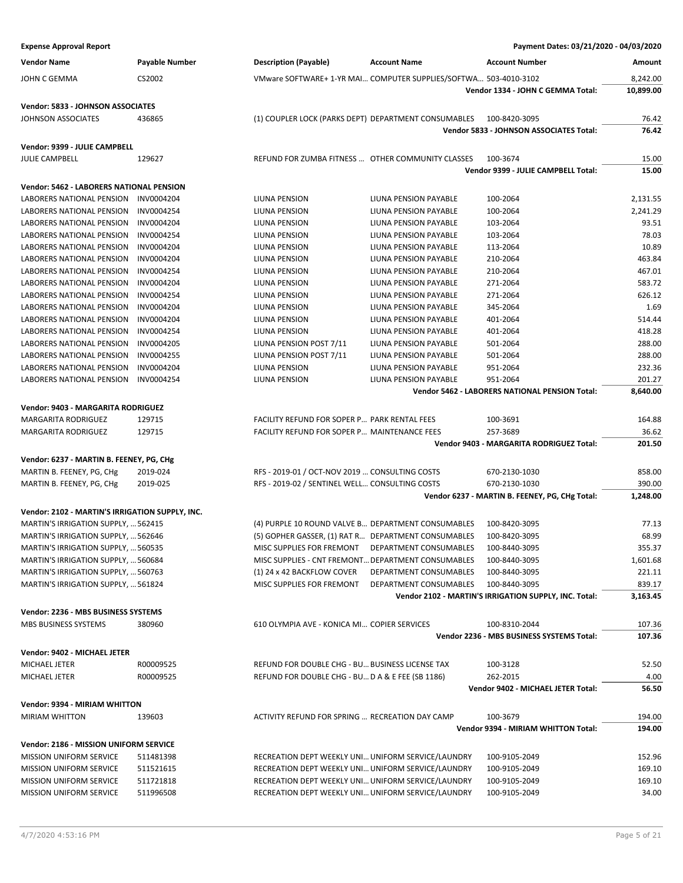**Expense Approval Report** — Payment Dates: 03/21/2020 - 04/03/2020

| Vendor Name | Payable Number | Description (Payable) | Account Name | Account Number | Amount |
|---|---|---|---|---|---|
| JOHN C GEMMA | CS2002 | VMware SOFTWARE+ 1-YR MAI… | COMPUTER SUPPLIES/SOFTWA… | 503-4010-3102 | 8,242.00 |
| | | | | **Vendor 1334 - JOHN C GEMMA Total:** | **10,899.00** |
| **Vendor: 5833 - JOHNSON ASSOCIATES** | | | | | |
| JOHNSON ASSOCIATES | 436865 | (1) COUPLER LOCK (PARKS DEPT) | DEPARTMENT CONSUMABLES | 100-8420-3095 | 76.42 |
| | | | | **Vendor 5833 - JOHNSON ASSOCIATES Total:** | **76.42** |
| **Vendor: 9399 - JULIE CAMPBELL** | | | | | |
| JULIE CAMPBELL | 129627 | REFUND FOR ZUMBA FITNESS … | OTHER COMMUNITY CLASSES | 100-3674 | 15.00 |
| | | | | **Vendor 9399 - JULIE CAMPBELL Total:** | **15.00** |
| **Vendor: 5462 - LABORERS NATIONAL PENSION** | | | | | |
| LABORERS NATIONAL PENSION | INV0004204 | LIUNA PENSION | LIUNA PENSION PAYABLE | 100-2064 | 2,131.55 |
| LABORERS NATIONAL PENSION | INV0004254 | LIUNA PENSION | LIUNA PENSION PAYABLE | 100-2064 | 2,241.29 |
| LABORERS NATIONAL PENSION | INV0004204 | LIUNA PENSION | LIUNA PENSION PAYABLE | 103-2064 | 93.51 |
| LABORERS NATIONAL PENSION | INV0004254 | LIUNA PENSION | LIUNA PENSION PAYABLE | 103-2064 | 78.03 |
| LABORERS NATIONAL PENSION | INV0004204 | LIUNA PENSION | LIUNA PENSION PAYABLE | 113-2064 | 10.89 |
| LABORERS NATIONAL PENSION | INV0004204 | LIUNA PENSION | LIUNA PENSION PAYABLE | 210-2064 | 463.84 |
| LABORERS NATIONAL PENSION | INV0004254 | LIUNA PENSION | LIUNA PENSION PAYABLE | 210-2064 | 467.01 |
| LABORERS NATIONAL PENSION | INV0004204 | LIUNA PENSION | LIUNA PENSION PAYABLE | 271-2064 | 583.72 |
| LABORERS NATIONAL PENSION | INV0004254 | LIUNA PENSION | LIUNA PENSION PAYABLE | 271-2064 | 626.12 |
| LABORERS NATIONAL PENSION | INV0004204 | LIUNA PENSION | LIUNA PENSION PAYABLE | 345-2064 | 1.69 |
| LABORERS NATIONAL PENSION | INV0004204 | LIUNA PENSION | LIUNA PENSION PAYABLE | 401-2064 | 514.44 |
| LABORERS NATIONAL PENSION | INV0004254 | LIUNA PENSION | LIUNA PENSION PAYABLE | 401-2064 | 418.28 |
| LABORERS NATIONAL PENSION | INV0004205 | LIUNA PENSION POST 7/11 | LIUNA PENSION PAYABLE | 501-2064 | 288.00 |
| LABORERS NATIONAL PENSION | INV0004255 | LIUNA PENSION POST 7/11 | LIUNA PENSION PAYABLE | 501-2064 | 288.00 |
| LABORERS NATIONAL PENSION | INV0004204 | LIUNA PENSION | LIUNA PENSION PAYABLE | 951-2064 | 232.36 |
| LABORERS NATIONAL PENSION | INV0004254 | LIUNA PENSION | LIUNA PENSION PAYABLE | 951-2064 | 201.27 |
| | | | | **Vendor 5462 - LABORERS NATIONAL PENSION Total:** | **8,640.00** |
| **Vendor: 9403 - MARGARITA RODRIGUEZ** | | | | | |
| MARGARITA RODRIGUEZ | 129715 | FACILITY REFUND FOR SOPER P… | PARK RENTAL FEES | 100-3691 | 164.88 |
| MARGARITA RODRIGUEZ | 129715 | FACILITY REFUND FOR SOPER P… | MAINTENANCE FEES | 257-3689 | 36.62 |
| | | | | **Vendor 9403 - MARGARITA RODRIGUEZ Total:** | **201.50** |
| **Vendor: 6237 - MARTIN B. FEENEY, PG, CHg** | | | | | |
| MARTIN B. FEENEY, PG, CHg | 2019-024 | RFS - 2019-01 / OCT-NOV 2019 … | CONSULTING COSTS | 670-2130-1030 | 858.00 |
| MARTIN B. FEENEY, PG, CHg | 2019-025 | RFS - 2019-02 / SENTINEL WELL… | CONSULTING COSTS | 670-2130-1030 | 390.00 |
| | | | | **Vendor 6237 - MARTIN B. FEENEY, PG, CHg Total:** | **1,248.00** |
| **Vendor: 2102 - MARTIN'S IRRIGATION SUPPLY, INC.** | | | | | |
| MARTIN'S IRRIGATION SUPPLY, … | 562415 | (4) PURPLE 10 ROUND VALVE B… | DEPARTMENT CONSUMABLES | 100-8420-3095 | 77.13 |
| MARTIN'S IRRIGATION SUPPLY, … | 562646 | (5) GOPHER GASSER, (1) RAT R… | DEPARTMENT CONSUMABLES | 100-8420-3095 | 68.99 |
| MARTIN'S IRRIGATION SUPPLY, … | 560535 | MISC SUPPLIES FOR FREMONT | DEPARTMENT CONSUMABLES | 100-8440-3095 | 355.37 |
| MARTIN'S IRRIGATION SUPPLY, … | 560684 | MISC SUPPLIES - CNT FREMONT… | DEPARTMENT CONSUMABLES | 100-8440-3095 | 1,601.68 |
| MARTIN'S IRRIGATION SUPPLY, … | 560763 | (1) 24 x 42 BACKFLOW COVER | DEPARTMENT CONSUMABLES | 100-8440-3095 | 221.11 |
| MARTIN'S IRRIGATION SUPPLY, … | 561824 | MISC SUPPLIES FOR FREMONT | DEPARTMENT CONSUMABLES | 100-8440-3095 | 839.17 |
| | | | | **Vendor 2102 - MARTIN'S IRRIGATION SUPPLY, INC. Total:** | **3,163.45** |
| **Vendor: 2236 - MBS BUSINESS SYSTEMS** | | | | | |
| MBS BUSINESS SYSTEMS | 380960 | 610 OLYMPIA AVE - KONICA MI… | COPIER SERVICES | 100-8310-2044 | 107.36 |
| | | | | **Vendor 2236 - MBS BUSINESS SYSTEMS Total:** | **107.36** |
| **Vendor: 9402 - MICHAEL JETER** | | | | | |
| MICHAEL JETER | R00009525 | REFUND FOR DOUBLE CHG - BU… | BUSINESS LICENSE TAX | 100-3128 | 52.50 |
| MICHAEL JETER | R00009525 | REFUND FOR DOUBLE CHG - BU… | D A & E FEE (SB 1186) | 262-2015 | 4.00 |
| | | | | **Vendor 9402 - MICHAEL JETER Total:** | **56.50** |
| **Vendor: 9394 - MIRIAM WHITTON** | | | | | |
| MIRIAM WHITTON | 139603 | ACTIVITY REFUND FOR SPRING … | RECREATION DAY CAMP | 100-3679 | 194.00 |
| | | | | **Vendor 9394 - MIRIAM WHITTON Total:** | **194.00** |
| **Vendor: 2186 - MISSION UNIFORM SERVICE** | | | | | |
| MISSION UNIFORM SERVICE | 511481398 | RECREATION DEPT WEEKLY UNI… | UNIFORM SERVICE/LAUNDRY | 100-9105-2049 | 152.96 |
| MISSION UNIFORM SERVICE | 511521615 | RECREATION DEPT WEEKLY UNI… | UNIFORM SERVICE/LAUNDRY | 100-9105-2049 | 169.10 |
| MISSION UNIFORM SERVICE | 511721818 | RECREATION DEPT WEEKLY UNI… | UNIFORM SERVICE/LAUNDRY | 100-9105-2049 | 169.10 |
| MISSION UNIFORM SERVICE | 511996508 | RECREATION DEPT WEEKLY UNI… | UNIFORM SERVICE/LAUNDRY | 100-9105-2049 | 34.00 |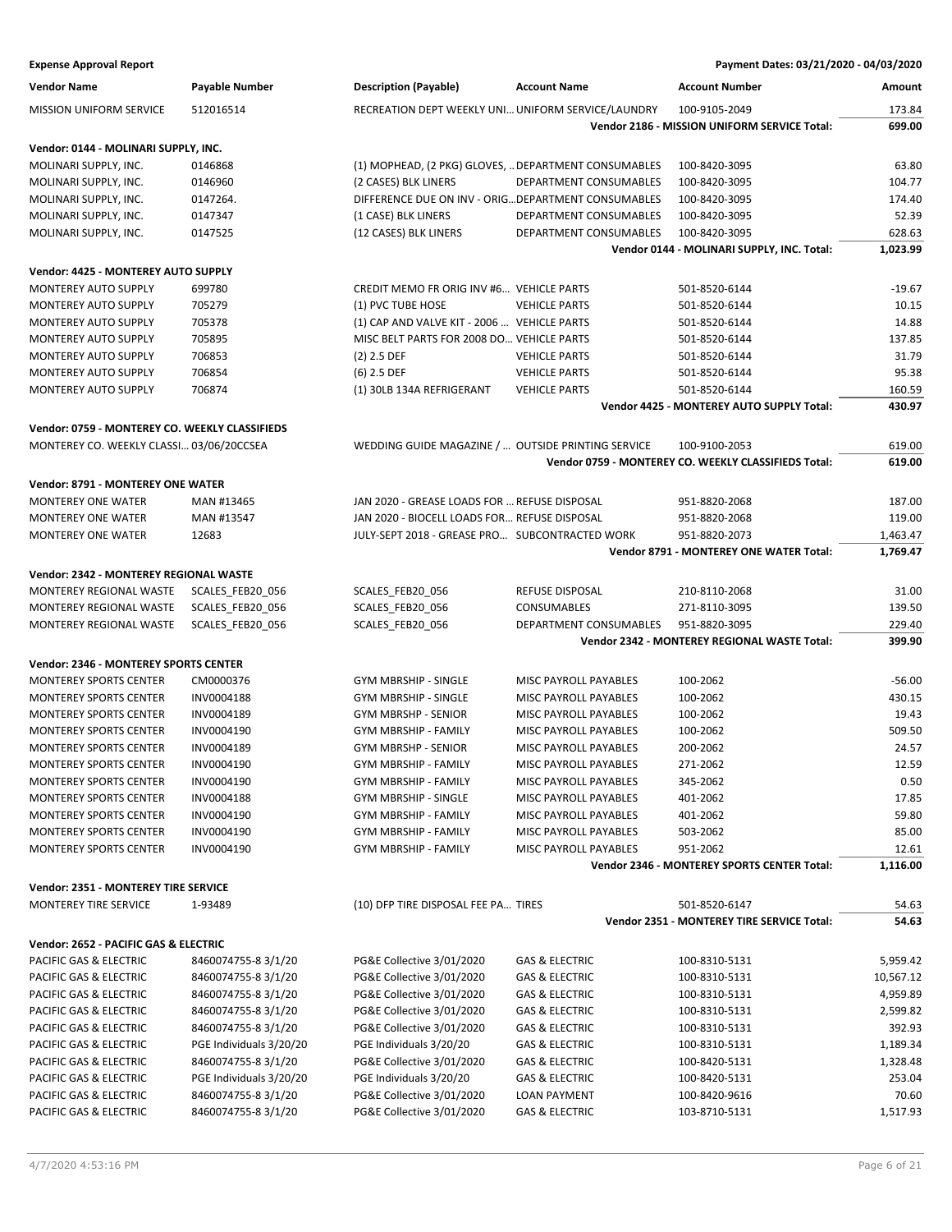**Expense Approval Report** — Payment Dates: 03/21/2020 - 04/03/2020

| Vendor Name | Payable Number | Description (Payable) | Account Name | Account Number | Amount |
|---|---|---|---|---|---|
| MISSION UNIFORM SERVICE | 512016514 | RECREATION DEPT WEEKLY UNI... | UNIFORM SERVICE/LAUNDRY | 100-9105-2049 | 173.84 |
| | | | | **Vendor 2186 - MISSION UNIFORM SERVICE Total:** | **699.00** |
| **Vendor: 0144 - MOLINARI SUPPLY, INC.** | | | | | |
| MOLINARI SUPPLY, INC. | 0146868 | (1) MOPHEAD, (2 PKG) GLOVES, ... | DEPARTMENT CONSUMABLES | 100-8420-3095 | 63.80 |
| MOLINARI SUPPLY, INC. | 0146960 | (2 CASES) BLK LINERS | DEPARTMENT CONSUMABLES | 100-8420-3095 | 104.77 |
| MOLINARI SUPPLY, INC. | 0147264. | DIFFERENCE DUE ON INV - ORIG... | DEPARTMENT CONSUMABLES | 100-8420-3095 | 174.40 |
| MOLINARI SUPPLY, INC. | 0147347 | (1 CASE) BLK LINERS | DEPARTMENT CONSUMABLES | 100-8420-3095 | 52.39 |
| MOLINARI SUPPLY, INC. | 0147525 | (12 CASES) BLK LINERS | DEPARTMENT CONSUMABLES | 100-8420-3095 | 628.63 |
| | | | | **Vendor 0144 - MOLINARI SUPPLY, INC. Total:** | **1,023.99** |
| **Vendor: 4425 - MONTEREY AUTO SUPPLY** | | | | | |
| MONTEREY AUTO SUPPLY | 699780 | CREDIT MEMO FR ORIG INV #6... | VEHICLE PARTS | 501-8520-6144 | -19.67 |
| MONTEREY AUTO SUPPLY | 705279 | (1) PVC TUBE HOSE | VEHICLE PARTS | 501-8520-6144 | 10.15 |
| MONTEREY AUTO SUPPLY | 705378 | (1) CAP AND VALVE KIT - 2006 ... | VEHICLE PARTS | 501-8520-6144 | 14.88 |
| MONTEREY AUTO SUPPLY | 705895 | MISC BELT PARTS FOR 2008 DO... | VEHICLE PARTS | 501-8520-6144 | 137.85 |
| MONTEREY AUTO SUPPLY | 706853 | (2) 2.5 DEF | VEHICLE PARTS | 501-8520-6144 | 31.79 |
| MONTEREY AUTO SUPPLY | 706854 | (6) 2.5 DEF | VEHICLE PARTS | 501-8520-6144 | 95.38 |
| MONTEREY AUTO SUPPLY | 706874 | (1) 30LB 134A REFRIGERANT | VEHICLE PARTS | 501-8520-6144 | 160.59 |
| | | | | **Vendor 4425 - MONTEREY AUTO SUPPLY Total:** | **430.97** |
| **Vendor: 0759 - MONTEREY CO. WEEKLY CLASSIFIEDS** | | | | | |
| MONTEREY CO. WEEKLY CLASSI... | 03/06/20CCSEA | WEDDING GUIDE MAGAZINE / ... | OUTSIDE PRINTING SERVICE | 100-9100-2053 | 619.00 |
| | | | | **Vendor 0759 - MONTEREY CO. WEEKLY CLASSIFIEDS Total:** | **619.00** |
| **Vendor: 8791 - MONTEREY ONE WATER** | | | | | |
| MONTEREY ONE WATER | MAN #13465 | JAN 2020 - GREASE LOADS FOR ... | REFUSE DISPOSAL | 951-8820-2068 | 187.00 |
| MONTEREY ONE WATER | MAN #13547 | JAN 2020 - BIOCELL LOADS FOR... | REFUSE DISPOSAL | 951-8820-2068 | 119.00 |
| MONTEREY ONE WATER | 12683 | JULY-SEPT 2018 - GREASE PRO... | SUBCONTRACTED WORK | 951-8820-2073 | 1,463.47 |
| | | | | **Vendor 8791 - MONTEREY ONE WATER Total:** | **1,769.47** |
| **Vendor: 2342 - MONTEREY REGIONAL WASTE** | | | | | |
| MONTEREY REGIONAL WASTE | SCALES_FEB20_056 | SCALES_FEB20_056 | REFUSE DISPOSAL | 210-8110-2068 | 31.00 |
| MONTEREY REGIONAL WASTE | SCALES_FEB20_056 | SCALES_FEB20_056 | CONSUMABLES | 271-8110-3095 | 139.50 |
| MONTEREY REGIONAL WASTE | SCALES_FEB20_056 | SCALES_FEB20_056 | DEPARTMENT CONSUMABLES | 951-8820-3095 | 229.40 |
| | | | | **Vendor 2342 - MONTEREY REGIONAL WASTE Total:** | **399.90** |
| **Vendor: 2346 - MONTEREY SPORTS CENTER** | | | | | |
| MONTEREY SPORTS CENTER | CM0000376 | GYM MBRSHIP - SINGLE | MISC PAYROLL PAYABLES | 100-2062 | -56.00 |
| MONTEREY SPORTS CENTER | INV0004188 | GYM MBRSHIP - SINGLE | MISC PAYROLL PAYABLES | 100-2062 | 430.15 |
| MONTEREY SPORTS CENTER | INV0004189 | GYM MBRSHP - SENIOR | MISC PAYROLL PAYABLES | 100-2062 | 19.43 |
| MONTEREY SPORTS CENTER | INV0004190 | GYM MBRSHIP - FAMILY | MISC PAYROLL PAYABLES | 100-2062 | 509.50 |
| MONTEREY SPORTS CENTER | INV0004189 | GYM MBRSHP - SENIOR | MISC PAYROLL PAYABLES | 200-2062 | 24.57 |
| MONTEREY SPORTS CENTER | INV0004190 | GYM MBRSHIP - FAMILY | MISC PAYROLL PAYABLES | 271-2062 | 12.59 |
| MONTEREY SPORTS CENTER | INV0004190 | GYM MBRSHIP - FAMILY | MISC PAYROLL PAYABLES | 345-2062 | 0.50 |
| MONTEREY SPORTS CENTER | INV0004188 | GYM MBRSHIP - SINGLE | MISC PAYROLL PAYABLES | 401-2062 | 17.85 |
| MONTEREY SPORTS CENTER | INV0004190 | GYM MBRSHIP - FAMILY | MISC PAYROLL PAYABLES | 401-2062 | 59.80 |
| MONTEREY SPORTS CENTER | INV0004190 | GYM MBRSHIP - FAMILY | MISC PAYROLL PAYABLES | 503-2062 | 85.00 |
| MONTEREY SPORTS CENTER | INV0004190 | GYM MBRSHIP - FAMILY | MISC PAYROLL PAYABLES | 951-2062 | 12.61 |
| | | | | **Vendor 2346 - MONTEREY SPORTS CENTER Total:** | **1,116.00** |
| **Vendor: 2351 - MONTEREY TIRE SERVICE** | | | | | |
| MONTEREY TIRE SERVICE | 1-93489 | (10) DFP TIRE DISPOSAL FEE PA... | TIRES | 501-8520-6147 | 54.63 |
| | | | | **Vendor 2351 - MONTEREY TIRE SERVICE Total:** | **54.63** |
| **Vendor: 2652 - PACIFIC GAS & ELECTRIC** | | | | | |
| PACIFIC GAS & ELECTRIC | 8460074755-8 3/1/20 | PG&E Collective 3/01/2020 | GAS & ELECTRIC | 100-8310-5131 | 5,959.42 |
| PACIFIC GAS & ELECTRIC | 8460074755-8 3/1/20 | PG&E Collective 3/01/2020 | GAS & ELECTRIC | 100-8310-5131 | 10,567.12 |
| PACIFIC GAS & ELECTRIC | 8460074755-8 3/1/20 | PG&E Collective 3/01/2020 | GAS & ELECTRIC | 100-8310-5131 | 4,959.89 |
| PACIFIC GAS & ELECTRIC | 8460074755-8 3/1/20 | PG&E Collective 3/01/2020 | GAS & ELECTRIC | 100-8310-5131 | 2,599.82 |
| PACIFIC GAS & ELECTRIC | 8460074755-8 3/1/20 | PG&E Collective 3/01/2020 | GAS & ELECTRIC | 100-8310-5131 | 392.93 |
| PACIFIC GAS & ELECTRIC | PGE Individuals 3/20/20 | PGE Individuals 3/20/20 | GAS & ELECTRIC | 100-8310-5131 | 1,189.34 |
| PACIFIC GAS & ELECTRIC | 8460074755-8 3/1/20 | PG&E Collective 3/01/2020 | GAS & ELECTRIC | 100-8420-5131 | 1,328.48 |
| PACIFIC GAS & ELECTRIC | PGE Individuals 3/20/20 | PGE Individuals 3/20/20 | GAS & ELECTRIC | 100-8420-5131 | 253.04 |
| PACIFIC GAS & ELECTRIC | 8460074755-8 3/1/20 | PG&E Collective 3/01/2020 | LOAN PAYMENT | 100-8420-9616 | 70.60 |
| PACIFIC GAS & ELECTRIC | 8460074755-8 3/1/20 | PG&E Collective 3/01/2020 | GAS & ELECTRIC | 103-8710-5131 | 1,517.93 |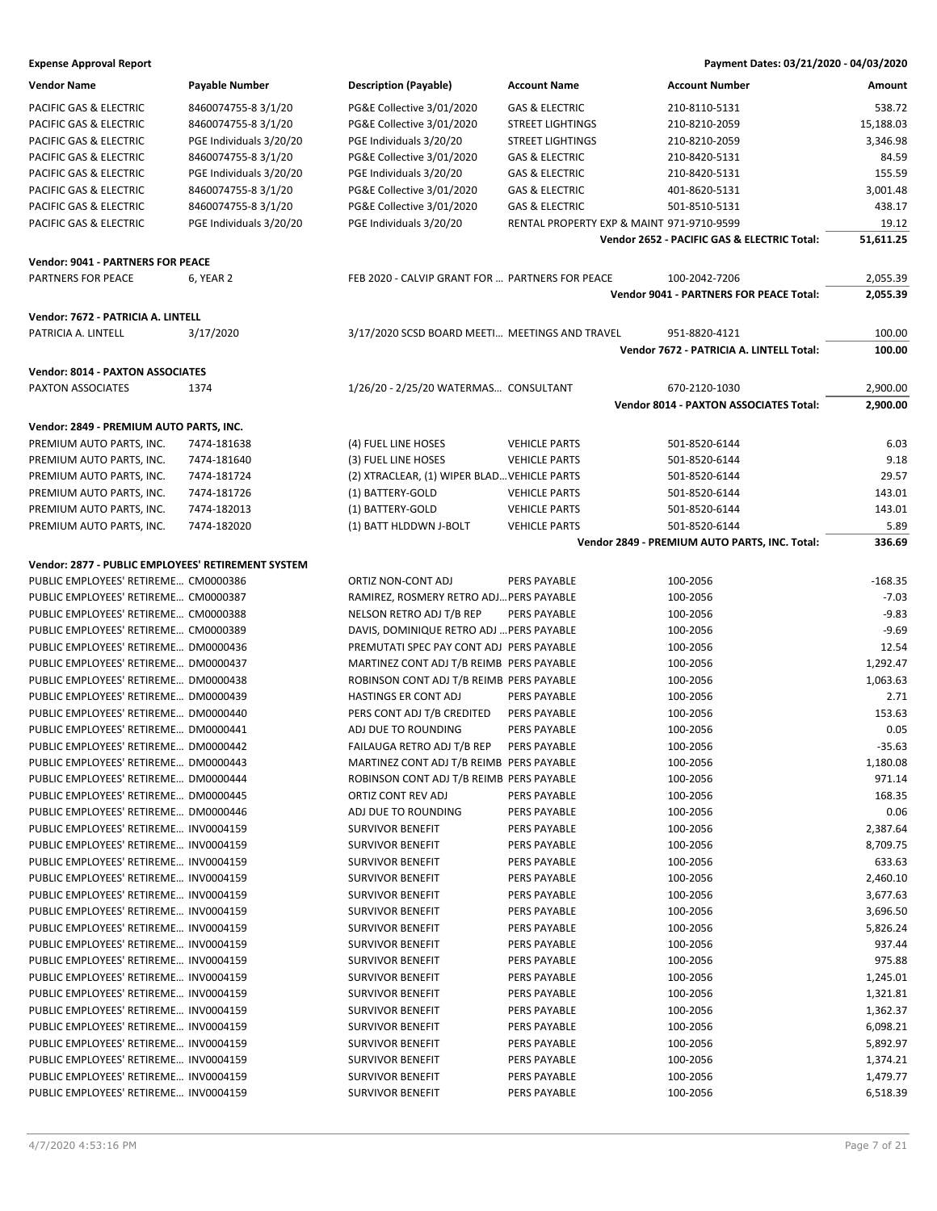**Expense Approval Report** — Payment Dates: 03/21/2020 - 04/03/2020

| Vendor Name | Payable Number | Description (Payable) | Account Name | Account Number | Amount |
|---|---|---|---|---|---|
| PACIFIC GAS & ELECTRIC | 8460074755-8 3/1/20 | PG&E Collective 3/01/2020 | GAS & ELECTRIC | 210-8110-5131 | 538.72 |
| PACIFIC GAS & ELECTRIC | 8460074755-8 3/1/20 | PG&E Collective 3/01/2020 | STREET LIGHTINGS | 210-8210-2059 | 15,188.03 |
| PACIFIC GAS & ELECTRIC | PGE Individuals 3/20/20 | PGE Individuals 3/20/20 | STREET LIGHTINGS | 210-8210-2059 | 3,346.98 |
| PACIFIC GAS & ELECTRIC | 8460074755-8 3/1/20 | PG&E Collective 3/01/2020 | GAS & ELECTRIC | 210-8420-5131 | 84.59 |
| PACIFIC GAS & ELECTRIC | PGE Individuals 3/20/20 | PGE Individuals 3/20/20 | GAS & ELECTRIC | 210-8420-5131 | 155.59 |
| PACIFIC GAS & ELECTRIC | 8460074755-8 3/1/20 | PG&E Collective 3/01/2020 | GAS & ELECTRIC | 401-8620-5131 | 3,001.48 |
| PACIFIC GAS & ELECTRIC | 8460074755-8 3/1/20 | PG&E Collective 3/01/2020 | GAS & ELECTRIC | 501-8510-5131 | 438.17 |
| PACIFIC GAS & ELECTRIC | PGE Individuals 3/20/20 | PGE Individuals 3/20/20 | RENTAL PROPERTY EXP & MAINT | 971-9710-9599 | 19.12 |
| | | | | **Vendor 2652 - PACIFIC GAS & ELECTRIC Total:** | **51,611.25** |
| **Vendor: 9041 - PARTNERS FOR PEACE** | | | | | |
| PARTNERS FOR PEACE | 6, YEAR 2 | FEB 2020 - CALVIP GRANT FOR ... | PARTNERS FOR PEACE | 100-2042-7206 | 2,055.39 |
| | | | | **Vendor 9041 - PARTNERS FOR PEACE Total:** | **2,055.39** |
| **Vendor: 7672 - PATRICIA A. LINTELL** | | | | | |
| PATRICIA A. LINTELL | 3/17/2020 | 3/17/2020 SCSD BOARD MEETI... | MEETINGS AND TRAVEL | 951-8820-4121 | 100.00 |
| | | | | **Vendor 7672 - PATRICIA A. LINTELL Total:** | **100.00** |
| **Vendor: 8014 - PAXTON ASSOCIATES** | | | | | |
| PAXTON ASSOCIATES | 1374 | 1/26/20 - 2/25/20 WATERMAS... | CONSULTANT | 670-2120-1030 | 2,900.00 |
| | | | | **Vendor 8014 - PAXTON ASSOCIATES Total:** | **2,900.00** |
| **Vendor: 2849 - PREMIUM AUTO PARTS, INC.** | | | | | |
| PREMIUM AUTO PARTS, INC. | 7474-181638 | (4) FUEL LINE HOSES | VEHICLE PARTS | 501-8520-6144 | 6.03 |
| PREMIUM AUTO PARTS, INC. | 7474-181640 | (3) FUEL LINE HOSES | VEHICLE PARTS | 501-8520-6144 | 9.18 |
| PREMIUM AUTO PARTS, INC. | 7474-181724 | (2) XTRACLEAR, (1) WIPER BLAD... | VEHICLE PARTS | 501-8520-6144 | 29.57 |
| PREMIUM AUTO PARTS, INC. | 7474-181726 | (1) BATTERY-GOLD | VEHICLE PARTS | 501-8520-6144 | 143.01 |
| PREMIUM AUTO PARTS, INC. | 7474-182013 | (1) BATTERY-GOLD | VEHICLE PARTS | 501-8520-6144 | 143.01 |
| PREMIUM AUTO PARTS, INC. | 7474-182020 | (1) BATT HLDDWN J-BOLT | VEHICLE PARTS | 501-8520-6144 | 5.89 |
| | | | | **Vendor 2849 - PREMIUM AUTO PARTS, INC. Total:** | **336.69** |
| **Vendor: 2877 - PUBLIC EMPLOYEES' RETIREMENT SYSTEM** | | | | | |
| PUBLIC EMPLOYEES' RETIREME... | CM0000386 | ORTIZ NON-CONT ADJ | PERS PAYABLE | 100-2056 | -168.35 |
| PUBLIC EMPLOYEES' RETIREME... | CM0000387 | RAMIREZ, ROSMERY RETRO ADJ... | PERS PAYABLE | 100-2056 | -7.03 |
| PUBLIC EMPLOYEES' RETIREME... | CM0000388 | NELSON RETRO ADJ T/B REP | PERS PAYABLE | 100-2056 | -9.83 |
| PUBLIC EMPLOYEES' RETIREME... | CM0000389 | DAVIS, DOMINIQUE RETRO ADJ ... | PERS PAYABLE | 100-2056 | -9.69 |
| PUBLIC EMPLOYEES' RETIREME... | DM0000436 | PREMUTATI SPEC PAY CONT ADJ | PERS PAYABLE | 100-2056 | 12.54 |
| PUBLIC EMPLOYEES' RETIREME... | DM0000437 | MARTINEZ CONT ADJ T/B REIMB | PERS PAYABLE | 100-2056 | 1,292.47 |
| PUBLIC EMPLOYEES' RETIREME... | DM0000438 | ROBINSON CONT ADJ T/B REIMB | PERS PAYABLE | 100-2056 | 1,063.63 |
| PUBLIC EMPLOYEES' RETIREME... | DM0000439 | HASTINGS ER CONT ADJ | PERS PAYABLE | 100-2056 | 2.71 |
| PUBLIC EMPLOYEES' RETIREME... | DM0000440 | PERS CONT ADJ T/B CREDITED | PERS PAYABLE | 100-2056 | 153.63 |
| PUBLIC EMPLOYEES' RETIREME... | DM0000441 | ADJ DUE TO ROUNDING | PERS PAYABLE | 100-2056 | 0.05 |
| PUBLIC EMPLOYEES' RETIREME... | DM0000442 | FAILAUGA RETRO ADJ T/B REP | PERS PAYABLE | 100-2056 | -35.63 |
| PUBLIC EMPLOYEES' RETIREME... | DM0000443 | MARTINEZ CONT ADJ T/B REIMB | PERS PAYABLE | 100-2056 | 1,180.08 |
| PUBLIC EMPLOYEES' RETIREME... | DM0000444 | ROBINSON CONT ADJ T/B REIMB | PERS PAYABLE | 100-2056 | 971.14 |
| PUBLIC EMPLOYEES' RETIREME... | DM0000445 | ORTIZ CONT REV ADJ | PERS PAYABLE | 100-2056 | 168.35 |
| PUBLIC EMPLOYEES' RETIREME... | DM0000446 | ADJ DUE TO ROUNDING | PERS PAYABLE | 100-2056 | 0.06 |
| PUBLIC EMPLOYEES' RETIREME... | INV0004159 | SURVIVOR BENEFIT | PERS PAYABLE | 100-2056 | 2,387.64 |
| PUBLIC EMPLOYEES' RETIREME... | INV0004159 | SURVIVOR BENEFIT | PERS PAYABLE | 100-2056 | 8,709.75 |
| PUBLIC EMPLOYEES' RETIREME... | INV0004159 | SURVIVOR BENEFIT | PERS PAYABLE | 100-2056 | 633.63 |
| PUBLIC EMPLOYEES' RETIREME... | INV0004159 | SURVIVOR BENEFIT | PERS PAYABLE | 100-2056 | 2,460.10 |
| PUBLIC EMPLOYEES' RETIREME... | INV0004159 | SURVIVOR BENEFIT | PERS PAYABLE | 100-2056 | 3,677.63 |
| PUBLIC EMPLOYEES' RETIREME... | INV0004159 | SURVIVOR BENEFIT | PERS PAYABLE | 100-2056 | 3,696.50 |
| PUBLIC EMPLOYEES' RETIREME... | INV0004159 | SURVIVOR BENEFIT | PERS PAYABLE | 100-2056 | 5,826.24 |
| PUBLIC EMPLOYEES' RETIREME... | INV0004159 | SURVIVOR BENEFIT | PERS PAYABLE | 100-2056 | 937.44 |
| PUBLIC EMPLOYEES' RETIREME... | INV0004159 | SURVIVOR BENEFIT | PERS PAYABLE | 100-2056 | 975.88 |
| PUBLIC EMPLOYEES' RETIREME... | INV0004159 | SURVIVOR BENEFIT | PERS PAYABLE | 100-2056 | 1,245.01 |
| PUBLIC EMPLOYEES' RETIREME... | INV0004159 | SURVIVOR BENEFIT | PERS PAYABLE | 100-2056 | 1,321.81 |
| PUBLIC EMPLOYEES' RETIREME... | INV0004159 | SURVIVOR BENEFIT | PERS PAYABLE | 100-2056 | 1,362.37 |
| PUBLIC EMPLOYEES' RETIREME... | INV0004159 | SURVIVOR BENEFIT | PERS PAYABLE | 100-2056 | 6,098.21 |
| PUBLIC EMPLOYEES' RETIREME... | INV0004159 | SURVIVOR BENEFIT | PERS PAYABLE | 100-2056 | 5,892.97 |
| PUBLIC EMPLOYEES' RETIREME... | INV0004159 | SURVIVOR BENEFIT | PERS PAYABLE | 100-2056 | 1,374.21 |
| PUBLIC EMPLOYEES' RETIREME... | INV0004159 | SURVIVOR BENEFIT | PERS PAYABLE | 100-2056 | 1,479.77 |
| PUBLIC EMPLOYEES' RETIREME... | INV0004159 | SURVIVOR BENEFIT | PERS PAYABLE | 100-2056 | 6,518.39 |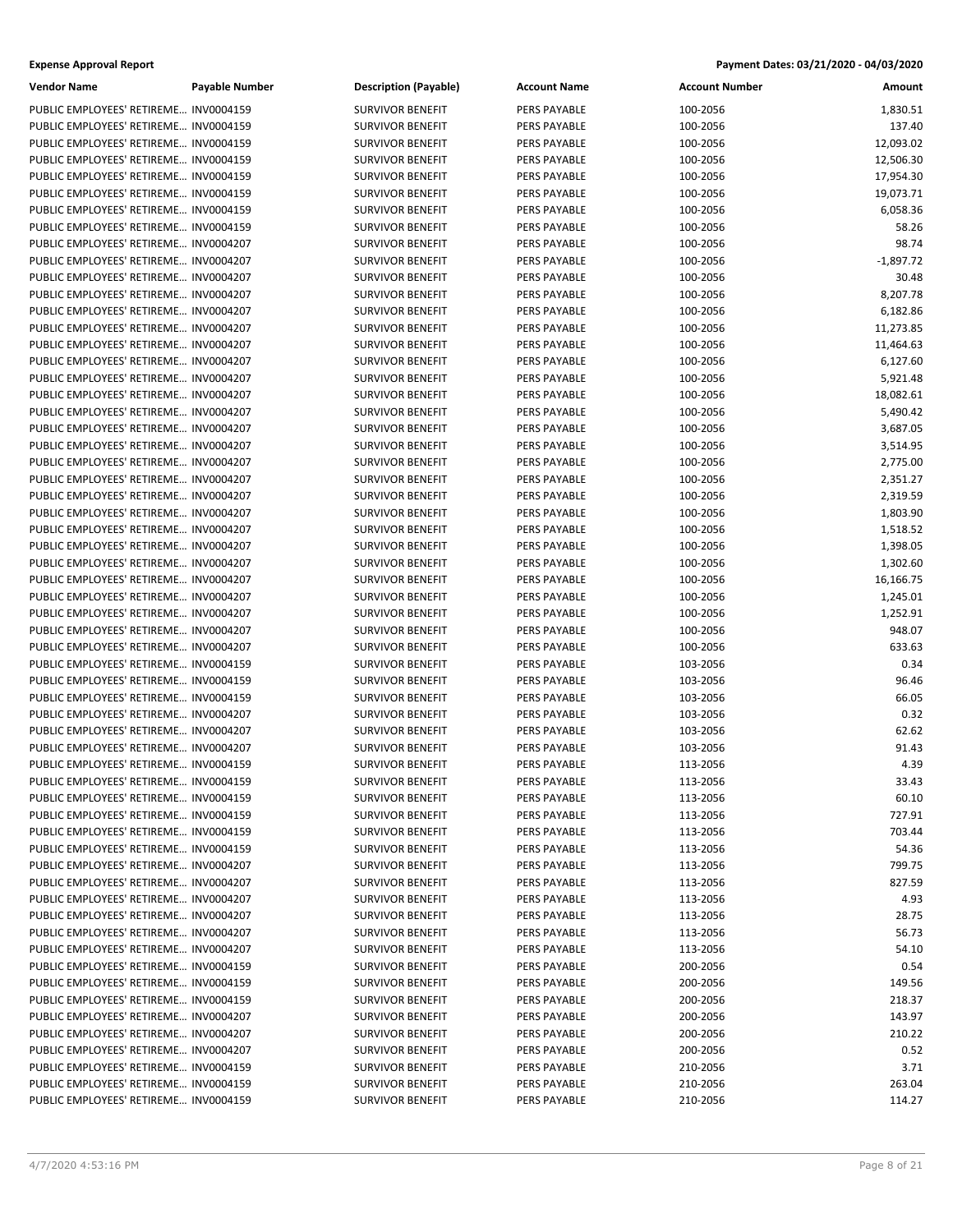**Expense Approval Report** — Payment Dates: 03/21/2020 - 04/03/2020

| Vendor Name | Payable Number | Description (Payable) | Account Name | Account Number | Amount |
|---|---|---|---|---|---|
| PUBLIC EMPLOYEES' RETIREME... | INV0004159 | SURVIVOR BENEFIT | PERS PAYABLE | 100-2056 | 1,830.51 |
| PUBLIC EMPLOYEES' RETIREME... | INV0004159 | SURVIVOR BENEFIT | PERS PAYABLE | 100-2056 | 137.40 |
| PUBLIC EMPLOYEES' RETIREME... | INV0004159 | SURVIVOR BENEFIT | PERS PAYABLE | 100-2056 | 12,093.02 |
| PUBLIC EMPLOYEES' RETIREME... | INV0004159 | SURVIVOR BENEFIT | PERS PAYABLE | 100-2056 | 12,506.30 |
| PUBLIC EMPLOYEES' RETIREME... | INV0004159 | SURVIVOR BENEFIT | PERS PAYABLE | 100-2056 | 17,954.30 |
| PUBLIC EMPLOYEES' RETIREME... | INV0004159 | SURVIVOR BENEFIT | PERS PAYABLE | 100-2056 | 19,073.71 |
| PUBLIC EMPLOYEES' RETIREME... | INV0004159 | SURVIVOR BENEFIT | PERS PAYABLE | 100-2056 | 6,058.36 |
| PUBLIC EMPLOYEES' RETIREME... | INV0004159 | SURVIVOR BENEFIT | PERS PAYABLE | 100-2056 | 58.26 |
| PUBLIC EMPLOYEES' RETIREME... | INV0004207 | SURVIVOR BENEFIT | PERS PAYABLE | 100-2056 | 98.74 |
| PUBLIC EMPLOYEES' RETIREME... | INV0004207 | SURVIVOR BENEFIT | PERS PAYABLE | 100-2056 | -1,897.72 |
| PUBLIC EMPLOYEES' RETIREME... | INV0004207 | SURVIVOR BENEFIT | PERS PAYABLE | 100-2056 | 30.48 |
| PUBLIC EMPLOYEES' RETIREME... | INV0004207 | SURVIVOR BENEFIT | PERS PAYABLE | 100-2056 | 8,207.78 |
| PUBLIC EMPLOYEES' RETIREME... | INV0004207 | SURVIVOR BENEFIT | PERS PAYABLE | 100-2056 | 6,182.86 |
| PUBLIC EMPLOYEES' RETIREME... | INV0004207 | SURVIVOR BENEFIT | PERS PAYABLE | 100-2056 | 11,273.85 |
| PUBLIC EMPLOYEES' RETIREME... | INV0004207 | SURVIVOR BENEFIT | PERS PAYABLE | 100-2056 | 11,464.63 |
| PUBLIC EMPLOYEES' RETIREME... | INV0004207 | SURVIVOR BENEFIT | PERS PAYABLE | 100-2056 | 6,127.60 |
| PUBLIC EMPLOYEES' RETIREME... | INV0004207 | SURVIVOR BENEFIT | PERS PAYABLE | 100-2056 | 5,921.48 |
| PUBLIC EMPLOYEES' RETIREME... | INV0004207 | SURVIVOR BENEFIT | PERS PAYABLE | 100-2056 | 18,082.61 |
| PUBLIC EMPLOYEES' RETIREME... | INV0004207 | SURVIVOR BENEFIT | PERS PAYABLE | 100-2056 | 5,490.42 |
| PUBLIC EMPLOYEES' RETIREME... | INV0004207 | SURVIVOR BENEFIT | PERS PAYABLE | 100-2056 | 3,687.05 |
| PUBLIC EMPLOYEES' RETIREME... | INV0004207 | SURVIVOR BENEFIT | PERS PAYABLE | 100-2056 | 3,514.95 |
| PUBLIC EMPLOYEES' RETIREME... | INV0004207 | SURVIVOR BENEFIT | PERS PAYABLE | 100-2056 | 2,775.00 |
| PUBLIC EMPLOYEES' RETIREME... | INV0004207 | SURVIVOR BENEFIT | PERS PAYABLE | 100-2056 | 2,351.27 |
| PUBLIC EMPLOYEES' RETIREME... | INV0004207 | SURVIVOR BENEFIT | PERS PAYABLE | 100-2056 | 2,319.59 |
| PUBLIC EMPLOYEES' RETIREME... | INV0004207 | SURVIVOR BENEFIT | PERS PAYABLE | 100-2056 | 1,803.90 |
| PUBLIC EMPLOYEES' RETIREME... | INV0004207 | SURVIVOR BENEFIT | PERS PAYABLE | 100-2056 | 1,518.52 |
| PUBLIC EMPLOYEES' RETIREME... | INV0004207 | SURVIVOR BENEFIT | PERS PAYABLE | 100-2056 | 1,398.05 |
| PUBLIC EMPLOYEES' RETIREME... | INV0004207 | SURVIVOR BENEFIT | PERS PAYABLE | 100-2056 | 1,302.60 |
| PUBLIC EMPLOYEES' RETIREME... | INV0004207 | SURVIVOR BENEFIT | PERS PAYABLE | 100-2056 | 16,166.75 |
| PUBLIC EMPLOYEES' RETIREME... | INV0004207 | SURVIVOR BENEFIT | PERS PAYABLE | 100-2056 | 1,245.01 |
| PUBLIC EMPLOYEES' RETIREME... | INV0004207 | SURVIVOR BENEFIT | PERS PAYABLE | 100-2056 | 1,252.91 |
| PUBLIC EMPLOYEES' RETIREME... | INV0004207 | SURVIVOR BENEFIT | PERS PAYABLE | 100-2056 | 948.07 |
| PUBLIC EMPLOYEES' RETIREME... | INV0004207 | SURVIVOR BENEFIT | PERS PAYABLE | 100-2056 | 633.63 |
| PUBLIC EMPLOYEES' RETIREME... | INV0004159 | SURVIVOR BENEFIT | PERS PAYABLE | 103-2056 | 0.34 |
| PUBLIC EMPLOYEES' RETIREME... | INV0004159 | SURVIVOR BENEFIT | PERS PAYABLE | 103-2056 | 96.46 |
| PUBLIC EMPLOYEES' RETIREME... | INV0004159 | SURVIVOR BENEFIT | PERS PAYABLE | 103-2056 | 66.05 |
| PUBLIC EMPLOYEES' RETIREME... | INV0004207 | SURVIVOR BENEFIT | PERS PAYABLE | 103-2056 | 0.32 |
| PUBLIC EMPLOYEES' RETIREME... | INV0004207 | SURVIVOR BENEFIT | PERS PAYABLE | 103-2056 | 62.62 |
| PUBLIC EMPLOYEES' RETIREME... | INV0004207 | SURVIVOR BENEFIT | PERS PAYABLE | 103-2056 | 91.43 |
| PUBLIC EMPLOYEES' RETIREME... | INV0004159 | SURVIVOR BENEFIT | PERS PAYABLE | 113-2056 | 4.39 |
| PUBLIC EMPLOYEES' RETIREME... | INV0004159 | SURVIVOR BENEFIT | PERS PAYABLE | 113-2056 | 33.43 |
| PUBLIC EMPLOYEES' RETIREME... | INV0004159 | SURVIVOR BENEFIT | PERS PAYABLE | 113-2056 | 60.10 |
| PUBLIC EMPLOYEES' RETIREME... | INV0004159 | SURVIVOR BENEFIT | PERS PAYABLE | 113-2056 | 727.91 |
| PUBLIC EMPLOYEES' RETIREME... | INV0004159 | SURVIVOR BENEFIT | PERS PAYABLE | 113-2056 | 703.44 |
| PUBLIC EMPLOYEES' RETIREME... | INV0004159 | SURVIVOR BENEFIT | PERS PAYABLE | 113-2056 | 54.36 |
| PUBLIC EMPLOYEES' RETIREME... | INV0004207 | SURVIVOR BENEFIT | PERS PAYABLE | 113-2056 | 799.75 |
| PUBLIC EMPLOYEES' RETIREME... | INV0004207 | SURVIVOR BENEFIT | PERS PAYABLE | 113-2056 | 827.59 |
| PUBLIC EMPLOYEES' RETIREME... | INV0004207 | SURVIVOR BENEFIT | PERS PAYABLE | 113-2056 | 4.93 |
| PUBLIC EMPLOYEES' RETIREME... | INV0004207 | SURVIVOR BENEFIT | PERS PAYABLE | 113-2056 | 28.75 |
| PUBLIC EMPLOYEES' RETIREME... | INV0004207 | SURVIVOR BENEFIT | PERS PAYABLE | 113-2056 | 56.73 |
| PUBLIC EMPLOYEES' RETIREME... | INV0004207 | SURVIVOR BENEFIT | PERS PAYABLE | 113-2056 | 54.10 |
| PUBLIC EMPLOYEES' RETIREME... | INV0004159 | SURVIVOR BENEFIT | PERS PAYABLE | 200-2056 | 0.54 |
| PUBLIC EMPLOYEES' RETIREME... | INV0004159 | SURVIVOR BENEFIT | PERS PAYABLE | 200-2056 | 149.56 |
| PUBLIC EMPLOYEES' RETIREME... | INV0004159 | SURVIVOR BENEFIT | PERS PAYABLE | 200-2056 | 218.37 |
| PUBLIC EMPLOYEES' RETIREME... | INV0004207 | SURVIVOR BENEFIT | PERS PAYABLE | 200-2056 | 143.97 |
| PUBLIC EMPLOYEES' RETIREME... | INV0004207 | SURVIVOR BENEFIT | PERS PAYABLE | 200-2056 | 210.22 |
| PUBLIC EMPLOYEES' RETIREME... | INV0004207 | SURVIVOR BENEFIT | PERS PAYABLE | 200-2056 | 0.52 |
| PUBLIC EMPLOYEES' RETIREME... | INV0004159 | SURVIVOR BENEFIT | PERS PAYABLE | 210-2056 | 3.71 |
| PUBLIC EMPLOYEES' RETIREME... | INV0004159 | SURVIVOR BENEFIT | PERS PAYABLE | 210-2056 | 263.04 |
| PUBLIC EMPLOYEES' RETIREME... | INV0004159 | SURVIVOR BENEFIT | PERS PAYABLE | 210-2056 | 114.27 |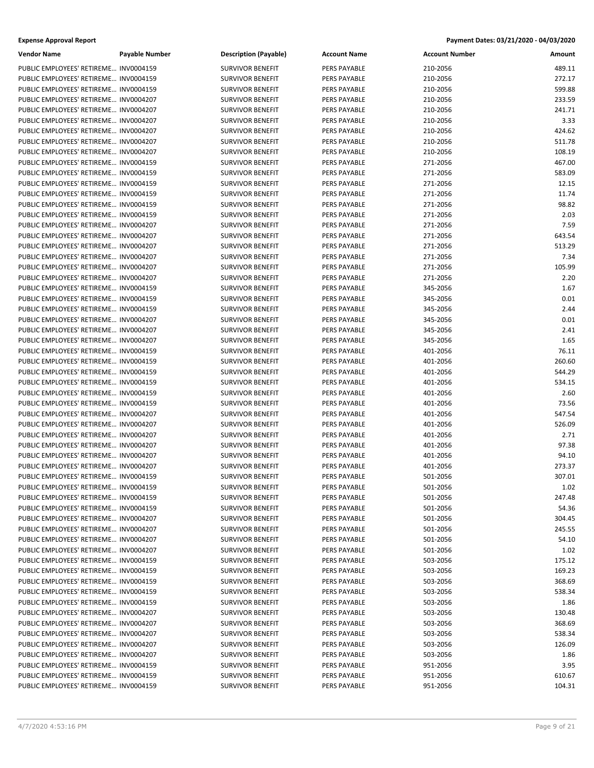**Expense Approval Report** **Payment Dates: 03/21/2020 - 04/03/2020**

| Vendor Name | Payable Number | Description (Payable) | Account Name | Account Number | Amount |
|---|---|---|---|---|---|
| PUBLIC EMPLOYEES' RETIREME… | INV0004159 | SURVIVOR BENEFIT | PERS PAYABLE | 210-2056 | 489.11 |
| PUBLIC EMPLOYEES' RETIREME… | INV0004159 | SURVIVOR BENEFIT | PERS PAYABLE | 210-2056 | 272.17 |
| PUBLIC EMPLOYEES' RETIREME… | INV0004159 | SURVIVOR BENEFIT | PERS PAYABLE | 210-2056 | 599.88 |
| PUBLIC EMPLOYEES' RETIREME… | INV0004207 | SURVIVOR BENEFIT | PERS PAYABLE | 210-2056 | 233.59 |
| PUBLIC EMPLOYEES' RETIREME… | INV0004207 | SURVIVOR BENEFIT | PERS PAYABLE | 210-2056 | 241.71 |
| PUBLIC EMPLOYEES' RETIREME… | INV0004207 | SURVIVOR BENEFIT | PERS PAYABLE | 210-2056 | 3.33 |
| PUBLIC EMPLOYEES' RETIREME… | INV0004207 | SURVIVOR BENEFIT | PERS PAYABLE | 210-2056 | 424.62 |
| PUBLIC EMPLOYEES' RETIREME… | INV0004207 | SURVIVOR BENEFIT | PERS PAYABLE | 210-2056 | 511.78 |
| PUBLIC EMPLOYEES' RETIREME… | INV0004207 | SURVIVOR BENEFIT | PERS PAYABLE | 210-2056 | 108.19 |
| PUBLIC EMPLOYEES' RETIREME… | INV0004159 | SURVIVOR BENEFIT | PERS PAYABLE | 271-2056 | 467.00 |
| PUBLIC EMPLOYEES' RETIREME… | INV0004159 | SURVIVOR BENEFIT | PERS PAYABLE | 271-2056 | 583.09 |
| PUBLIC EMPLOYEES' RETIREME… | INV0004159 | SURVIVOR BENEFIT | PERS PAYABLE | 271-2056 | 12.15 |
| PUBLIC EMPLOYEES' RETIREME… | INV0004159 | SURVIVOR BENEFIT | PERS PAYABLE | 271-2056 | 11.74 |
| PUBLIC EMPLOYEES' RETIREME… | INV0004159 | SURVIVOR BENEFIT | PERS PAYABLE | 271-2056 | 98.82 |
| PUBLIC EMPLOYEES' RETIREME… | INV0004159 | SURVIVOR BENEFIT | PERS PAYABLE | 271-2056 | 2.03 |
| PUBLIC EMPLOYEES' RETIREME… | INV0004207 | SURVIVOR BENEFIT | PERS PAYABLE | 271-2056 | 7.59 |
| PUBLIC EMPLOYEES' RETIREME… | INV0004207 | SURVIVOR BENEFIT | PERS PAYABLE | 271-2056 | 643.54 |
| PUBLIC EMPLOYEES' RETIREME… | INV0004207 | SURVIVOR BENEFIT | PERS PAYABLE | 271-2056 | 513.29 |
| PUBLIC EMPLOYEES' RETIREME… | INV0004207 | SURVIVOR BENEFIT | PERS PAYABLE | 271-2056 | 7.34 |
| PUBLIC EMPLOYEES' RETIREME… | INV0004207 | SURVIVOR BENEFIT | PERS PAYABLE | 271-2056 | 105.99 |
| PUBLIC EMPLOYEES' RETIREME… | INV0004207 | SURVIVOR BENEFIT | PERS PAYABLE | 271-2056 | 2.20 |
| PUBLIC EMPLOYEES' RETIREME… | INV0004159 | SURVIVOR BENEFIT | PERS PAYABLE | 345-2056 | 1.67 |
| PUBLIC EMPLOYEES' RETIREME… | INV0004159 | SURVIVOR BENEFIT | PERS PAYABLE | 345-2056 | 0.01 |
| PUBLIC EMPLOYEES' RETIREME… | INV0004159 | SURVIVOR BENEFIT | PERS PAYABLE | 345-2056 | 2.44 |
| PUBLIC EMPLOYEES' RETIREME… | INV0004207 | SURVIVOR BENEFIT | PERS PAYABLE | 345-2056 | 0.01 |
| PUBLIC EMPLOYEES' RETIREME… | INV0004207 | SURVIVOR BENEFIT | PERS PAYABLE | 345-2056 | 2.41 |
| PUBLIC EMPLOYEES' RETIREME… | INV0004207 | SURVIVOR BENEFIT | PERS PAYABLE | 345-2056 | 1.65 |
| PUBLIC EMPLOYEES' RETIREME… | INV0004159 | SURVIVOR BENEFIT | PERS PAYABLE | 401-2056 | 76.11 |
| PUBLIC EMPLOYEES' RETIREME… | INV0004159 | SURVIVOR BENEFIT | PERS PAYABLE | 401-2056 | 260.60 |
| PUBLIC EMPLOYEES' RETIREME… | INV0004159 | SURVIVOR BENEFIT | PERS PAYABLE | 401-2056 | 544.29 |
| PUBLIC EMPLOYEES' RETIREME… | INV0004159 | SURVIVOR BENEFIT | PERS PAYABLE | 401-2056 | 534.15 |
| PUBLIC EMPLOYEES' RETIREME… | INV0004159 | SURVIVOR BENEFIT | PERS PAYABLE | 401-2056 | 2.60 |
| PUBLIC EMPLOYEES' RETIREME… | INV0004159 | SURVIVOR BENEFIT | PERS PAYABLE | 401-2056 | 73.56 |
| PUBLIC EMPLOYEES' RETIREME… | INV0004207 | SURVIVOR BENEFIT | PERS PAYABLE | 401-2056 | 547.54 |
| PUBLIC EMPLOYEES' RETIREME… | INV0004207 | SURVIVOR BENEFIT | PERS PAYABLE | 401-2056 | 526.09 |
| PUBLIC EMPLOYEES' RETIREME… | INV0004207 | SURVIVOR BENEFIT | PERS PAYABLE | 401-2056 | 2.71 |
| PUBLIC EMPLOYEES' RETIREME… | INV0004207 | SURVIVOR BENEFIT | PERS PAYABLE | 401-2056 | 97.38 |
| PUBLIC EMPLOYEES' RETIREME… | INV0004207 | SURVIVOR BENEFIT | PERS PAYABLE | 401-2056 | 94.10 |
| PUBLIC EMPLOYEES' RETIREME… | INV0004207 | SURVIVOR BENEFIT | PERS PAYABLE | 401-2056 | 273.37 |
| PUBLIC EMPLOYEES' RETIREME… | INV0004159 | SURVIVOR BENEFIT | PERS PAYABLE | 501-2056 | 307.01 |
| PUBLIC EMPLOYEES' RETIREME… | INV0004159 | SURVIVOR BENEFIT | PERS PAYABLE | 501-2056 | 1.02 |
| PUBLIC EMPLOYEES' RETIREME… | INV0004159 | SURVIVOR BENEFIT | PERS PAYABLE | 501-2056 | 247.48 |
| PUBLIC EMPLOYEES' RETIREME… | INV0004159 | SURVIVOR BENEFIT | PERS PAYABLE | 501-2056 | 54.36 |
| PUBLIC EMPLOYEES' RETIREME… | INV0004207 | SURVIVOR BENEFIT | PERS PAYABLE | 501-2056 | 304.45 |
| PUBLIC EMPLOYEES' RETIREME… | INV0004207 | SURVIVOR BENEFIT | PERS PAYABLE | 501-2056 | 245.55 |
| PUBLIC EMPLOYEES' RETIREME… | INV0004207 | SURVIVOR BENEFIT | PERS PAYABLE | 501-2056 | 54.10 |
| PUBLIC EMPLOYEES' RETIREME… | INV0004207 | SURVIVOR BENEFIT | PERS PAYABLE | 501-2056 | 1.02 |
| PUBLIC EMPLOYEES' RETIREME… | INV0004159 | SURVIVOR BENEFIT | PERS PAYABLE | 503-2056 | 175.12 |
| PUBLIC EMPLOYEES' RETIREME… | INV0004159 | SURVIVOR BENEFIT | PERS PAYABLE | 503-2056 | 169.23 |
| PUBLIC EMPLOYEES' RETIREME… | INV0004159 | SURVIVOR BENEFIT | PERS PAYABLE | 503-2056 | 368.69 |
| PUBLIC EMPLOYEES' RETIREME… | INV0004159 | SURVIVOR BENEFIT | PERS PAYABLE | 503-2056 | 538.34 |
| PUBLIC EMPLOYEES' RETIREME… | INV0004159 | SURVIVOR BENEFIT | PERS PAYABLE | 503-2056 | 1.86 |
| PUBLIC EMPLOYEES' RETIREME… | INV0004207 | SURVIVOR BENEFIT | PERS PAYABLE | 503-2056 | 130.48 |
| PUBLIC EMPLOYEES' RETIREME… | INV0004207 | SURVIVOR BENEFIT | PERS PAYABLE | 503-2056 | 368.69 |
| PUBLIC EMPLOYEES' RETIREME… | INV0004207 | SURVIVOR BENEFIT | PERS PAYABLE | 503-2056 | 538.34 |
| PUBLIC EMPLOYEES' RETIREME… | INV0004207 | SURVIVOR BENEFIT | PERS PAYABLE | 503-2056 | 126.09 |
| PUBLIC EMPLOYEES' RETIREME… | INV0004207 | SURVIVOR BENEFIT | PERS PAYABLE | 503-2056 | 1.86 |
| PUBLIC EMPLOYEES' RETIREME… | INV0004159 | SURVIVOR BENEFIT | PERS PAYABLE | 951-2056 | 3.95 |
| PUBLIC EMPLOYEES' RETIREME… | INV0004159 | SURVIVOR BENEFIT | PERS PAYABLE | 951-2056 | 610.67 |
| PUBLIC EMPLOYEES' RETIREME… | INV0004159 | SURVIVOR BENEFIT | PERS PAYABLE | 951-2056 | 104.31 |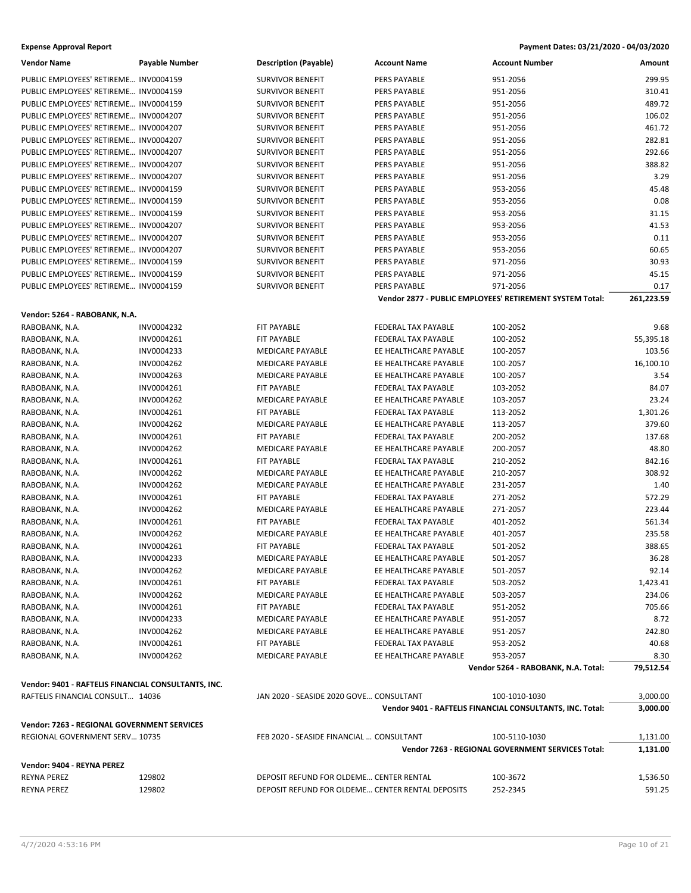**Expense Approval Report** — Payment Dates: 03/21/2020 - 04/03/2020

| Vendor Name | Payable Number | Description (Payable) | Account Name | Account Number | Amount |
|---|---|---|---|---|---|
| PUBLIC EMPLOYEES' RETIREME… | INV0004159 | SURVIVOR BENEFIT | PERS PAYABLE | 951-2056 | 299.95 |
| PUBLIC EMPLOYEES' RETIREME… | INV0004159 | SURVIVOR BENEFIT | PERS PAYABLE | 951-2056 | 310.41 |
| PUBLIC EMPLOYEES' RETIREME… | INV0004159 | SURVIVOR BENEFIT | PERS PAYABLE | 951-2056 | 489.72 |
| PUBLIC EMPLOYEES' RETIREME… | INV0004207 | SURVIVOR BENEFIT | PERS PAYABLE | 951-2056 | 106.02 |
| PUBLIC EMPLOYEES' RETIREME… | INV0004207 | SURVIVOR BENEFIT | PERS PAYABLE | 951-2056 | 461.72 |
| PUBLIC EMPLOYEES' RETIREME… | INV0004207 | SURVIVOR BENEFIT | PERS PAYABLE | 951-2056 | 282.81 |
| PUBLIC EMPLOYEES' RETIREME… | INV0004207 | SURVIVOR BENEFIT | PERS PAYABLE | 951-2056 | 292.66 |
| PUBLIC EMPLOYEES' RETIREME… | INV0004207 | SURVIVOR BENEFIT | PERS PAYABLE | 951-2056 | 388.82 |
| PUBLIC EMPLOYEES' RETIREME… | INV0004207 | SURVIVOR BENEFIT | PERS PAYABLE | 951-2056 | 3.29 |
| PUBLIC EMPLOYEES' RETIREME… | INV0004159 | SURVIVOR BENEFIT | PERS PAYABLE | 953-2056 | 45.48 |
| PUBLIC EMPLOYEES' RETIREME… | INV0004159 | SURVIVOR BENEFIT | PERS PAYABLE | 953-2056 | 0.08 |
| PUBLIC EMPLOYEES' RETIREME… | INV0004159 | SURVIVOR BENEFIT | PERS PAYABLE | 953-2056 | 31.15 |
| PUBLIC EMPLOYEES' RETIREME… | INV0004207 | SURVIVOR BENEFIT | PERS PAYABLE | 953-2056 | 41.53 |
| PUBLIC EMPLOYEES' RETIREME… | INV0004207 | SURVIVOR BENEFIT | PERS PAYABLE | 953-2056 | 0.11 |
| PUBLIC EMPLOYEES' RETIREME… | INV0004207 | SURVIVOR BENEFIT | PERS PAYABLE | 953-2056 | 60.65 |
| PUBLIC EMPLOYEES' RETIREME… | INV0004159 | SURVIVOR BENEFIT | PERS PAYABLE | 971-2056 | 30.93 |
| PUBLIC EMPLOYEES' RETIREME… | INV0004159 | SURVIVOR BENEFIT | PERS PAYABLE | 971-2056 | 45.15 |
| PUBLIC EMPLOYEES' RETIREME… | INV0004159 | SURVIVOR BENEFIT | PERS PAYABLE | 971-2056 | 0.17 |
| | | | | **Vendor 2877 - PUBLIC EMPLOYEES' RETIREMENT SYSTEM Total:** | **261,223.59** |

**Vendor: 5264 - RABOBANK, N.A.**

| Vendor Name | Payable Number | Description (Payable) | Account Name | Account Number | Amount |
|---|---|---|---|---|---|
| RABOBANK, N.A. | INV0004232 | FIT PAYABLE | FEDERAL TAX PAYABLE | 100-2052 | 9.68 |
| RABOBANK, N.A. | INV0004261 | FIT PAYABLE | FEDERAL TAX PAYABLE | 100-2052 | 55,395.18 |
| RABOBANK, N.A. | INV0004233 | MEDICARE PAYABLE | EE HEALTHCARE PAYABLE | 100-2057 | 103.56 |
| RABOBANK, N.A. | INV0004262 | MEDICARE PAYABLE | EE HEALTHCARE PAYABLE | 100-2057 | 16,100.10 |
| RABOBANK, N.A. | INV0004263 | MEDICARE PAYABLE | EE HEALTHCARE PAYABLE | 100-2057 | 3.54 |
| RABOBANK, N.A. | INV0004261 | FIT PAYABLE | FEDERAL TAX PAYABLE | 103-2052 | 84.07 |
| RABOBANK, N.A. | INV0004262 | MEDICARE PAYABLE | EE HEALTHCARE PAYABLE | 103-2057 | 23.24 |
| RABOBANK, N.A. | INV0004261 | FIT PAYABLE | FEDERAL TAX PAYABLE | 113-2052 | 1,301.26 |
| RABOBANK, N.A. | INV0004262 | MEDICARE PAYABLE | EE HEALTHCARE PAYABLE | 113-2057 | 379.60 |
| RABOBANK, N.A. | INV0004261 | FIT PAYABLE | FEDERAL TAX PAYABLE | 200-2052 | 137.68 |
| RABOBANK, N.A. | INV0004262 | MEDICARE PAYABLE | EE HEALTHCARE PAYABLE | 200-2057 | 48.80 |
| RABOBANK, N.A. | INV0004261 | FIT PAYABLE | FEDERAL TAX PAYABLE | 210-2052 | 842.16 |
| RABOBANK, N.A. | INV0004262 | MEDICARE PAYABLE | EE HEALTHCARE PAYABLE | 210-2057 | 308.92 |
| RABOBANK, N.A. | INV0004262 | MEDICARE PAYABLE | EE HEALTHCARE PAYABLE | 231-2057 | 1.40 |
| RABOBANK, N.A. | INV0004261 | FIT PAYABLE | FEDERAL TAX PAYABLE | 271-2052 | 572.29 |
| RABOBANK, N.A. | INV0004262 | MEDICARE PAYABLE | EE HEALTHCARE PAYABLE | 271-2057 | 223.44 |
| RABOBANK, N.A. | INV0004261 | FIT PAYABLE | FEDERAL TAX PAYABLE | 401-2052 | 561.34 |
| RABOBANK, N.A. | INV0004262 | MEDICARE PAYABLE | EE HEALTHCARE PAYABLE | 401-2057 | 235.58 |
| RABOBANK, N.A. | INV0004261 | FIT PAYABLE | FEDERAL TAX PAYABLE | 501-2052 | 388.65 |
| RABOBANK, N.A. | INV0004233 | MEDICARE PAYABLE | EE HEALTHCARE PAYABLE | 501-2057 | 36.28 |
| RABOBANK, N.A. | INV0004262 | MEDICARE PAYABLE | EE HEALTHCARE PAYABLE | 501-2057 | 92.14 |
| RABOBANK, N.A. | INV0004261 | FIT PAYABLE | FEDERAL TAX PAYABLE | 503-2052 | 1,423.41 |
| RABOBANK, N.A. | INV0004262 | MEDICARE PAYABLE | EE HEALTHCARE PAYABLE | 503-2057 | 234.06 |
| RABOBANK, N.A. | INV0004261 | FIT PAYABLE | FEDERAL TAX PAYABLE | 951-2052 | 705.66 |
| RABOBANK, N.A. | INV0004233 | MEDICARE PAYABLE | EE HEALTHCARE PAYABLE | 951-2057 | 8.72 |
| RABOBANK, N.A. | INV0004262 | MEDICARE PAYABLE | EE HEALTHCARE PAYABLE | 951-2057 | 242.80 |
| RABOBANK, N.A. | INV0004261 | FIT PAYABLE | FEDERAL TAX PAYABLE | 953-2052 | 40.68 |
| RABOBANK, N.A. | INV0004262 | MEDICARE PAYABLE | EE HEALTHCARE PAYABLE | 953-2057 | 8.30 |
| | | | | **Vendor 5264 - RABOBANK, N.A. Total:** | **79,512.54** |

**Vendor: 9401 - RAFTELIS FINANCIAL CONSULTANTS, INC.**

| Vendor Name | Payable Number | Description (Payable) | Account Name | Account Number | Amount |
|---|---|---|---|---|---|
| RAFTELIS FINANCIAL CONSULT… | 14036 | JAN 2020 - SEASIDE 2020 GOVE… | CONSULTANT | 100-1010-1030 | 3,000.00 |
| | | | | **Vendor 9401 - RAFTELIS FINANCIAL CONSULTANTS, INC. Total:** | **3,000.00** |

**Vendor: 7263 - REGIONAL GOVERNMENT SERVICES**

| Vendor Name | Payable Number | Description (Payable) | Account Name | Account Number | Amount |
|---|---|---|---|---|---|
| REGIONAL GOVERNMENT SERV… | 10735 | FEB 2020 - SEASIDE FINANCIAL … | CONSULTANT | 100-5110-1030 | 1,131.00 |
| | | | | **Vendor 7263 - REGIONAL GOVERNMENT SERVICES Total:** | **1,131.00** |

**Vendor: 9404 - REYNA PEREZ**

| Vendor Name | Payable Number | Description (Payable) | Account Name | Account Number | Amount |
|---|---|---|---|---|---|
| REYNA PEREZ | 129802 | DEPOSIT REFUND FOR OLDEME… | CENTER RENTAL | 100-3672 | 1,536.50 |
| REYNA PEREZ | 129802 | DEPOSIT REFUND FOR OLDEME… | CENTER RENTAL DEPOSITS | 252-2345 | 591.25 |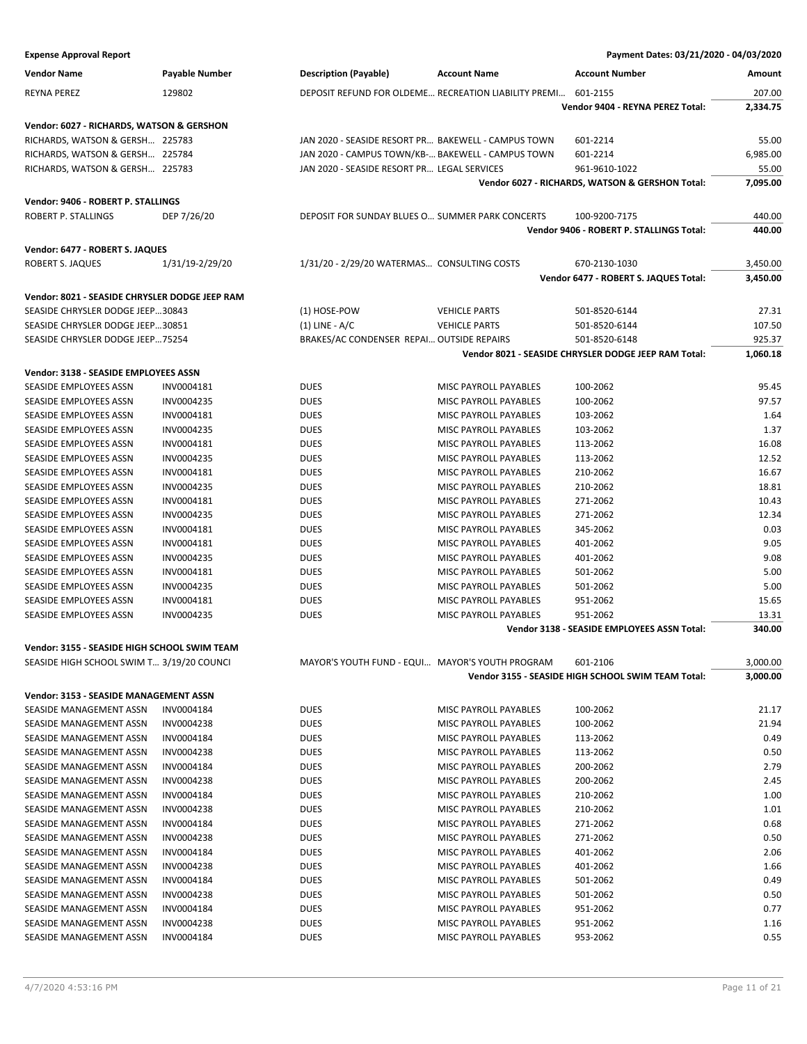**Expense Approval Report** — Payment Dates: 03/21/2020 - 04/03/2020

| Vendor Name | Payable Number | Description (Payable) | Account Name | Account Number | Amount |
|---|---|---|---|---|---|
| REYNA PEREZ | 129802 | DEPOSIT REFUND FOR OLDEME… | RECREATION LIABILITY PREMI… | 601-2155 | 207.00 |
| | | | | **Vendor 9404 - REYNA PEREZ Total:** | **2,334.75** |
| **Vendor: 6027 - RICHARDS, WATSON & GERSHON** | | | | | |
| RICHARDS, WATSON & GERSH… | 225783 | JAN 2020 - SEASIDE RESORT PR… | BAKEWELL - CAMPUS TOWN | 601-2214 | 55.00 |
| RICHARDS, WATSON & GERSH… | 225784 | JAN 2020 - CAMPUS TOWN/KB-… | BAKEWELL - CAMPUS TOWN | 601-2214 | 6,985.00 |
| RICHARDS, WATSON & GERSH… | 225783 | JAN 2020 - SEASIDE RESORT PR… | LEGAL SERVICES | 961-9610-1022 | 55.00 |
| | | | | **Vendor 6027 - RICHARDS, WATSON & GERSHON Total:** | **7,095.00** |
| **Vendor: 9406 - ROBERT P. STALLINGS** | | | | | |
| ROBERT P. STALLINGS | DEP 7/26/20 | DEPOSIT FOR SUNDAY BLUES O… | SUMMER PARK CONCERTS | 100-9200-7175 | 440.00 |
| | | | | **Vendor 9406 - ROBERT P. STALLINGS Total:** | **440.00** |
| **Vendor: 6477 - ROBERT S. JAQUES** | | | | | |
| ROBERT S. JAQUES | 1/31/19-2/29/20 | 1/31/20 - 2/29/20 WATERMAS… | CONSULTING COSTS | 670-2130-1030 | 3,450.00 |
| | | | | **Vendor 6477 - ROBERT S. JAQUES Total:** | **3,450.00** |
| **Vendor: 8021 - SEASIDE CHRYSLER DODGE JEEP RAM** | | | | | |
| SEASIDE CHRYSLER DODGE JEEP… | 30843 | (1) HOSE-POW | VEHICLE PARTS | 501-8520-6144 | 27.31 |
| SEASIDE CHRYSLER DODGE JEEP… | 30851 | (1) LINE - A/C | VEHICLE PARTS | 501-8520-6144 | 107.50 |
| SEASIDE CHRYSLER DODGE JEEP… | 75254 | BRAKES/AC CONDENSER REPAI… | OUTSIDE REPAIRS | 501-8520-6148 | 925.37 |
| | | | | **Vendor 8021 - SEASIDE CHRYSLER DODGE JEEP RAM Total:** | **1,060.18** |
| **Vendor: 3138 - SEASIDE EMPLOYEES ASSN** | | | | | |
| SEASIDE EMPLOYEES ASSN | INV0004181 | DUES | MISC PAYROLL PAYABLES | 100-2062 | 95.45 |
| SEASIDE EMPLOYEES ASSN | INV0004235 | DUES | MISC PAYROLL PAYABLES | 100-2062 | 97.57 |
| SEASIDE EMPLOYEES ASSN | INV0004181 | DUES | MISC PAYROLL PAYABLES | 103-2062 | 1.64 |
| SEASIDE EMPLOYEES ASSN | INV0004235 | DUES | MISC PAYROLL PAYABLES | 103-2062 | 1.37 |
| SEASIDE EMPLOYEES ASSN | INV0004181 | DUES | MISC PAYROLL PAYABLES | 113-2062 | 16.08 |
| SEASIDE EMPLOYEES ASSN | INV0004235 | DUES | MISC PAYROLL PAYABLES | 113-2062 | 12.52 |
| SEASIDE EMPLOYEES ASSN | INV0004181 | DUES | MISC PAYROLL PAYABLES | 210-2062 | 16.67 |
| SEASIDE EMPLOYEES ASSN | INV0004235 | DUES | MISC PAYROLL PAYABLES | 210-2062 | 18.81 |
| SEASIDE EMPLOYEES ASSN | INV0004181 | DUES | MISC PAYROLL PAYABLES | 271-2062 | 10.43 |
| SEASIDE EMPLOYEES ASSN | INV0004235 | DUES | MISC PAYROLL PAYABLES | 271-2062 | 12.34 |
| SEASIDE EMPLOYEES ASSN | INV0004181 | DUES | MISC PAYROLL PAYABLES | 345-2062 | 0.03 |
| SEASIDE EMPLOYEES ASSN | INV0004181 | DUES | MISC PAYROLL PAYABLES | 401-2062 | 9.05 |
| SEASIDE EMPLOYEES ASSN | INV0004235 | DUES | MISC PAYROLL PAYABLES | 401-2062 | 9.08 |
| SEASIDE EMPLOYEES ASSN | INV0004181 | DUES | MISC PAYROLL PAYABLES | 501-2062 | 5.00 |
| SEASIDE EMPLOYEES ASSN | INV0004235 | DUES | MISC PAYROLL PAYABLES | 501-2062 | 5.00 |
| SEASIDE EMPLOYEES ASSN | INV0004181 | DUES | MISC PAYROLL PAYABLES | 951-2062 | 15.65 |
| SEASIDE EMPLOYEES ASSN | INV0004235 | DUES | MISC PAYROLL PAYABLES | 951-2062 | 13.31 |
| | | | | **Vendor 3138 - SEASIDE EMPLOYEES ASSN Total:** | **340.00** |
| **Vendor: 3155 - SEASIDE HIGH SCHOOL SWIM TEAM** | | | | | |
| SEASIDE HIGH SCHOOL SWIM T… | 3/19/20 COUNCI | MAYOR'S YOUTH FUND - EQUI… | MAYOR'S YOUTH PROGRAM | 601-2106 | 3,000.00 |
| | | | | **Vendor 3155 - SEASIDE HIGH SCHOOL SWIM TEAM Total:** | **3,000.00** |
| **Vendor: 3153 - SEASIDE MANAGEMENT ASSN** | | | | | |
| SEASIDE MANAGEMENT ASSN | INV0004184 | DUES | MISC PAYROLL PAYABLES | 100-2062 | 21.17 |
| SEASIDE MANAGEMENT ASSN | INV0004238 | DUES | MISC PAYROLL PAYABLES | 100-2062 | 21.94 |
| SEASIDE MANAGEMENT ASSN | INV0004184 | DUES | MISC PAYROLL PAYABLES | 113-2062 | 0.49 |
| SEASIDE MANAGEMENT ASSN | INV0004238 | DUES | MISC PAYROLL PAYABLES | 113-2062 | 0.50 |
| SEASIDE MANAGEMENT ASSN | INV0004184 | DUES | MISC PAYROLL PAYABLES | 200-2062 | 2.79 |
| SEASIDE MANAGEMENT ASSN | INV0004238 | DUES | MISC PAYROLL PAYABLES | 200-2062 | 2.45 |
| SEASIDE MANAGEMENT ASSN | INV0004184 | DUES | MISC PAYROLL PAYABLES | 210-2062 | 1.00 |
| SEASIDE MANAGEMENT ASSN | INV0004238 | DUES | MISC PAYROLL PAYABLES | 210-2062 | 1.01 |
| SEASIDE MANAGEMENT ASSN | INV0004184 | DUES | MISC PAYROLL PAYABLES | 271-2062 | 0.68 |
| SEASIDE MANAGEMENT ASSN | INV0004238 | DUES | MISC PAYROLL PAYABLES | 271-2062 | 0.50 |
| SEASIDE MANAGEMENT ASSN | INV0004184 | DUES | MISC PAYROLL PAYABLES | 401-2062 | 2.06 |
| SEASIDE MANAGEMENT ASSN | INV0004238 | DUES | MISC PAYROLL PAYABLES | 401-2062 | 1.66 |
| SEASIDE MANAGEMENT ASSN | INV0004184 | DUES | MISC PAYROLL PAYABLES | 501-2062 | 0.49 |
| SEASIDE MANAGEMENT ASSN | INV0004238 | DUES | MISC PAYROLL PAYABLES | 501-2062 | 0.50 |
| SEASIDE MANAGEMENT ASSN | INV0004184 | DUES | MISC PAYROLL PAYABLES | 951-2062 | 0.77 |
| SEASIDE MANAGEMENT ASSN | INV0004238 | DUES | MISC PAYROLL PAYABLES | 951-2062 | 1.16 |
| SEASIDE MANAGEMENT ASSN | INV0004184 | DUES | MISC PAYROLL PAYABLES | 953-2062 | 0.55 |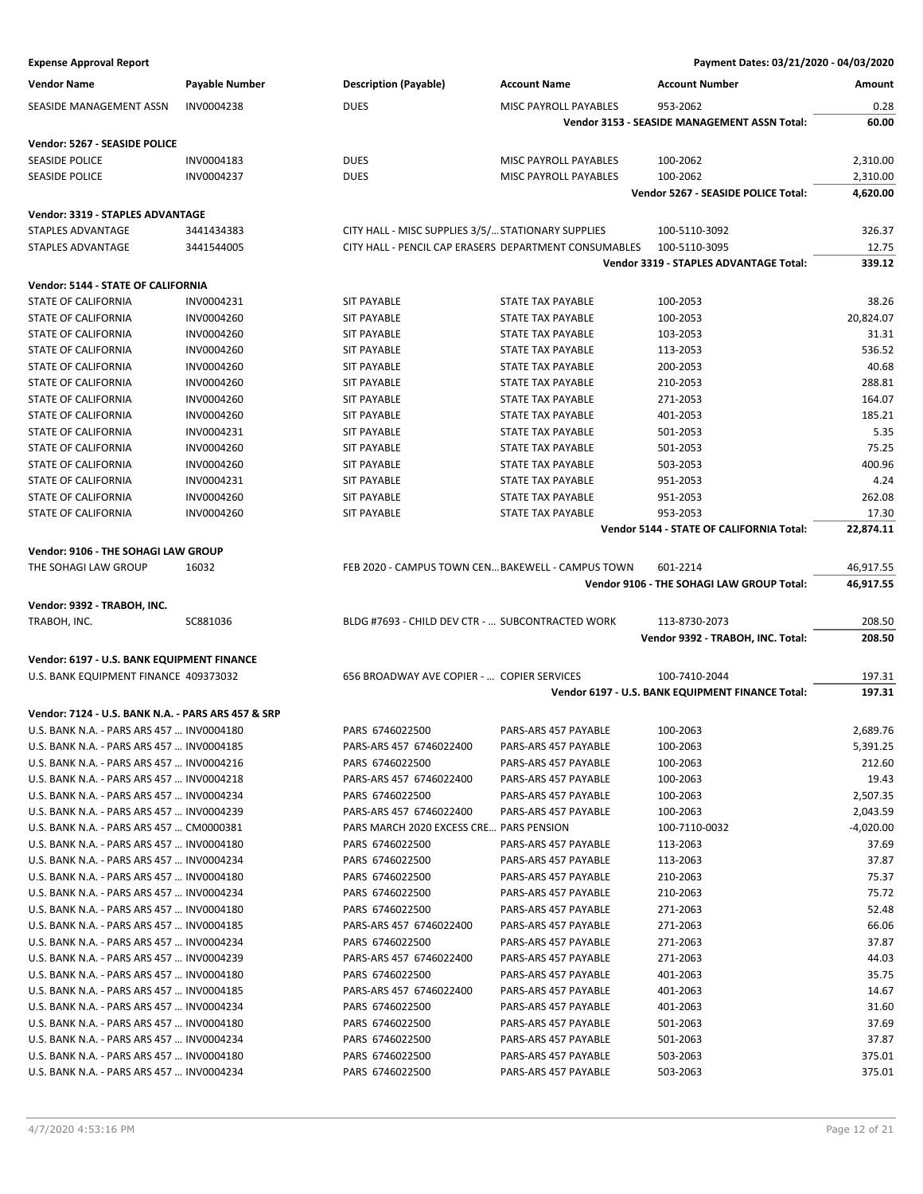**Expense Approval Report** — Payment Dates: 03/21/2020 - 04/03/2020

| Vendor Name | Payable Number | Description (Payable) | Account Name | Account Number | Amount |
|---|---|---|---|---|---|
| SEASIDE MANAGEMENT ASSN | INV0004238 | DUES | MISC PAYROLL PAYABLES | 953-2062 | 0.28 |
| | | | | **Vendor 3153 - SEASIDE MANAGEMENT ASSN Total:** | **60.00** |
| **Vendor: 5267 - SEASIDE POLICE** | | | | | |
| SEASIDE POLICE | INV0004183 | DUES | MISC PAYROLL PAYABLES | 100-2062 | 2,310.00 |
| SEASIDE POLICE | INV0004237 | DUES | MISC PAYROLL PAYABLES | 100-2062 | 2,310.00 |
| | | | | **Vendor 5267 - SEASIDE POLICE Total:** | **4,620.00** |
| **Vendor: 3319 - STAPLES ADVANTAGE** | | | | | |
| STAPLES ADVANTAGE | 3441434383 | CITY HALL - MISC SUPPLIES 3/5/... | STATIONARY SUPPLIES | 100-5110-3092 | 326.37 |
| STAPLES ADVANTAGE | 3441544005 | CITY HALL - PENCIL CAP ERASERS | DEPARTMENT CONSUMABLES | 100-5110-3095 | 12.75 |
| | | | | **Vendor 3319 - STAPLES ADVANTAGE Total:** | **339.12** |
| **Vendor: 5144 - STATE OF CALIFORNIA** | | | | | |
| STATE OF CALIFORNIA | INV0004231 | SIT PAYABLE | STATE TAX PAYABLE | 100-2053 | 38.26 |
| STATE OF CALIFORNIA | INV0004260 | SIT PAYABLE | STATE TAX PAYABLE | 100-2053 | 20,824.07 |
| STATE OF CALIFORNIA | INV0004260 | SIT PAYABLE | STATE TAX PAYABLE | 103-2053 | 31.31 |
| STATE OF CALIFORNIA | INV0004260 | SIT PAYABLE | STATE TAX PAYABLE | 113-2053 | 536.52 |
| STATE OF CALIFORNIA | INV0004260 | SIT PAYABLE | STATE TAX PAYABLE | 200-2053 | 40.68 |
| STATE OF CALIFORNIA | INV0004260 | SIT PAYABLE | STATE TAX PAYABLE | 210-2053 | 288.81 |
| STATE OF CALIFORNIA | INV0004260 | SIT PAYABLE | STATE TAX PAYABLE | 271-2053 | 164.07 |
| STATE OF CALIFORNIA | INV0004260 | SIT PAYABLE | STATE TAX PAYABLE | 401-2053 | 185.21 |
| STATE OF CALIFORNIA | INV0004231 | SIT PAYABLE | STATE TAX PAYABLE | 501-2053 | 5.35 |
| STATE OF CALIFORNIA | INV0004260 | SIT PAYABLE | STATE TAX PAYABLE | 501-2053 | 75.25 |
| STATE OF CALIFORNIA | INV0004260 | SIT PAYABLE | STATE TAX PAYABLE | 503-2053 | 400.96 |
| STATE OF CALIFORNIA | INV0004231 | SIT PAYABLE | STATE TAX PAYABLE | 951-2053 | 4.24 |
| STATE OF CALIFORNIA | INV0004260 | SIT PAYABLE | STATE TAX PAYABLE | 951-2053 | 262.08 |
| STATE OF CALIFORNIA | INV0004260 | SIT PAYABLE | STATE TAX PAYABLE | 953-2053 | 17.30 |
| | | | | **Vendor 5144 - STATE OF CALIFORNIA Total:** | **22,874.11** |
| **Vendor: 9106 - THE SOHAGI LAW GROUP** | | | | | |
| THE SOHAGI LAW GROUP | 16032 | FEB 2020 - CAMPUS TOWN CEN... | BAKEWELL - CAMPUS TOWN | 601-2214 | 46,917.55 |
| | | | | **Vendor 9106 - THE SOHAGI LAW GROUP Total:** | **46,917.55** |
| **Vendor: 9392 - TRABOH, INC.** | | | | | |
| TRABOH, INC. | SC881036 | BLDG #7693 - CHILD DEV CTR - ... | SUBCONTRACTED WORK | 113-8730-2073 | 208.50 |
| | | | | **Vendor 9392 - TRABOH, INC. Total:** | **208.50** |
| **Vendor: 6197 - U.S. BANK EQUIPMENT FINANCE** | | | | | |
| U.S. BANK EQUIPMENT FINANCE | 409373032 | 656 BROADWAY AVE COPIER - ... | COPIER SERVICES | 100-7410-2044 | 197.31 |
| | | | | **Vendor 6197 - U.S. BANK EQUIPMENT FINANCE Total:** | **197.31** |
| **Vendor: 7124 - U.S. BANK N.A. - PARS ARS 457 & SRP** | | | | | |
| U.S. BANK N.A. - PARS ARS 457 ... | INV0004180 | PARS 6746022500 | PARS-ARS 457 PAYABLE | 100-2063 | 2,689.76 |
| U.S. BANK N.A. - PARS ARS 457 ... | INV0004185 | PARS-ARS 457 6746022400 | PARS-ARS 457 PAYABLE | 100-2063 | 5,391.25 |
| U.S. BANK N.A. - PARS ARS 457 ... | INV0004216 | PARS 6746022500 | PARS-ARS 457 PAYABLE | 100-2063 | 212.60 |
| U.S. BANK N.A. - PARS ARS 457 ... | INV0004218 | PARS-ARS 457 6746022400 | PARS-ARS 457 PAYABLE | 100-2063 | 19.43 |
| U.S. BANK N.A. - PARS ARS 457 ... | INV0004234 | PARS 6746022500 | PARS-ARS 457 PAYABLE | 100-2063 | 2,507.35 |
| U.S. BANK N.A. - PARS ARS 457 ... | INV0004239 | PARS-ARS 457 6746022400 | PARS-ARS 457 PAYABLE | 100-2063 | 2,043.59 |
| U.S. BANK N.A. - PARS ARS 457 ... | CM0000381 | PARS MARCH 2020 EXCESS CRE... | PARS PENSION | 100-7110-0032 | -4,020.00 |
| U.S. BANK N.A. - PARS ARS 457 ... | INV0004180 | PARS 6746022500 | PARS-ARS 457 PAYABLE | 113-2063 | 37.69 |
| U.S. BANK N.A. - PARS ARS 457 ... | INV0004234 | PARS 6746022500 | PARS-ARS 457 PAYABLE | 113-2063 | 37.87 |
| U.S. BANK N.A. - PARS ARS 457 ... | INV0004180 | PARS 6746022500 | PARS-ARS 457 PAYABLE | 210-2063 | 75.37 |
| U.S. BANK N.A. - PARS ARS 457 ... | INV0004234 | PARS 6746022500 | PARS-ARS 457 PAYABLE | 210-2063 | 75.72 |
| U.S. BANK N.A. - PARS ARS 457 ... | INV0004180 | PARS 6746022500 | PARS-ARS 457 PAYABLE | 271-2063 | 52.48 |
| U.S. BANK N.A. - PARS ARS 457 ... | INV0004185 | PARS-ARS 457 6746022400 | PARS-ARS 457 PAYABLE | 271-2063 | 66.06 |
| U.S. BANK N.A. - PARS ARS 457 ... | INV0004234 | PARS 6746022500 | PARS-ARS 457 PAYABLE | 271-2063 | 37.87 |
| U.S. BANK N.A. - PARS ARS 457 ... | INV0004239 | PARS-ARS 457 6746022400 | PARS-ARS 457 PAYABLE | 271-2063 | 44.03 |
| U.S. BANK N.A. - PARS ARS 457 ... | INV0004180 | PARS 6746022500 | PARS-ARS 457 PAYABLE | 401-2063 | 35.75 |
| U.S. BANK N.A. - PARS ARS 457 ... | INV0004185 | PARS-ARS 457 6746022400 | PARS-ARS 457 PAYABLE | 401-2063 | 14.67 |
| U.S. BANK N.A. - PARS ARS 457 ... | INV0004234 | PARS 6746022500 | PARS-ARS 457 PAYABLE | 401-2063 | 31.60 |
| U.S. BANK N.A. - PARS ARS 457 ... | INV0004180 | PARS 6746022500 | PARS-ARS 457 PAYABLE | 501-2063 | 37.69 |
| U.S. BANK N.A. - PARS ARS 457 ... | INV0004234 | PARS 6746022500 | PARS-ARS 457 PAYABLE | 501-2063 | 37.87 |
| U.S. BANK N.A. - PARS ARS 457 ... | INV0004180 | PARS 6746022500 | PARS-ARS 457 PAYABLE | 503-2063 | 375.01 |
| U.S. BANK N.A. - PARS ARS 457 ... | INV0004234 | PARS 6746022500 | PARS-ARS 457 PAYABLE | 503-2063 | 375.01 |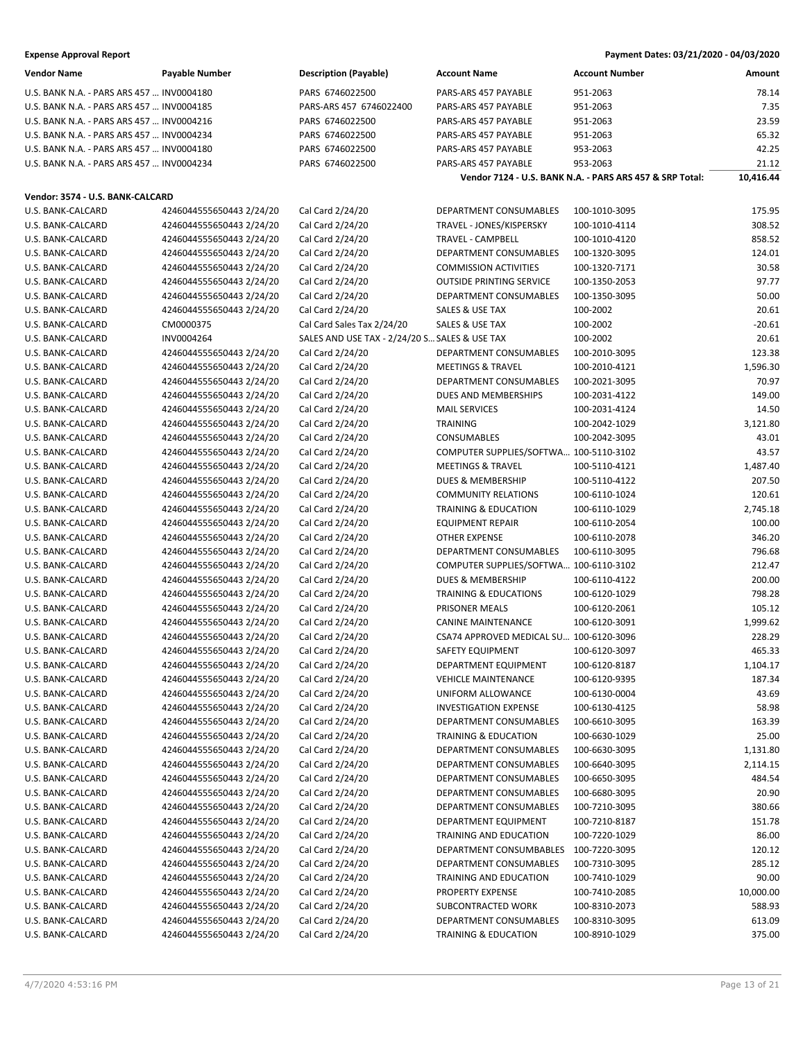| Vendor Name | Payable Number | Description (Payable) | Account Name | Account Number | Amount |
|---|---|---|---|---|---|
| U.S. BANK N.A. - PARS ARS 457 ... | INV0004180 | PARS 6746022500 | PARS-ARS 457 PAYABLE | 951-2063 | 78.14 |
| U.S. BANK N.A. - PARS ARS 457 ... | INV0004185 | PARS-ARS 457 6746022400 | PARS-ARS 457 PAYABLE | 951-2063 | 7.35 |
| U.S. BANK N.A. - PARS ARS 457 ... | INV0004216 | PARS 6746022500 | PARS-ARS 457 PAYABLE | 951-2063 | 23.59 |
| U.S. BANK N.A. - PARS ARS 457 ... | INV0004234 | PARS 6746022500 | PARS-ARS 457 PAYABLE | 951-2063 | 65.32 |
| U.S. BANK N.A. - PARS ARS 457 ... | INV0004180 | PARS 6746022500 | PARS-ARS 457 PAYABLE | 953-2063 | 42.25 |
| U.S. BANK N.A. - PARS ARS 457 ... | INV0004234 | PARS 6746022500 | PARS-ARS 457 PAYABLE | 953-2063 | 21.12 |
| | | | **Vendor 7124 - U.S. BANK N.A. - PARS ARS 457 & SRP Total:** | | **10,416.44** |

**Vendor: 3574 - U.S. BANK-CALCARD**

| Vendor Name | Payable Number | Description (Payable) | Account Name | Account Number | Amount |
|---|---|---|---|---|---|
| U.S. BANK-CALCARD | 4246044555650443 2/24/20 | Cal Card 2/24/20 | DEPARTMENT CONSUMABLES | 100-1010-3095 | 175.95 |
| U.S. BANK-CALCARD | 4246044555650443 2/24/20 | Cal Card 2/24/20 | TRAVEL - JONES/KISPERSKY | 100-1010-4114 | 308.52 |
| U.S. BANK-CALCARD | 4246044555650443 2/24/20 | Cal Card 2/24/20 | TRAVEL - CAMPBELL | 100-1010-4120 | 858.52 |
| U.S. BANK-CALCARD | 4246044555650443 2/24/20 | Cal Card 2/24/20 | DEPARTMENT CONSUMABLES | 100-1320-3095 | 124.01 |
| U.S. BANK-CALCARD | 4246044555650443 2/24/20 | Cal Card 2/24/20 | COMMISSION ACTIVITIES | 100-1320-7171 | 30.58 |
| U.S. BANK-CALCARD | 4246044555650443 2/24/20 | Cal Card 2/24/20 | OUTSIDE PRINTING SERVICE | 100-1350-2053 | 97.77 |
| U.S. BANK-CALCARD | 4246044555650443 2/24/20 | Cal Card 2/24/20 | DEPARTMENT CONSUMABLES | 100-1350-3095 | 50.00 |
| U.S. BANK-CALCARD | 4246044555650443 2/24/20 | Cal Card 2/24/20 | SALES & USE TAX | 100-2002 | 20.61 |
| U.S. BANK-CALCARD | CM0000375 | Cal Card Sales Tax 2/24/20 | SALES & USE TAX | 100-2002 | -20.61 |
| U.S. BANK-CALCARD | INV0004264 | SALES AND USE TAX - 2/24/20 S... | SALES & USE TAX | 100-2002 | 20.61 |
| U.S. BANK-CALCARD | 4246044555650443 2/24/20 | Cal Card 2/24/20 | DEPARTMENT CONSUMABLES | 100-2010-3095 | 123.38 |
| U.S. BANK-CALCARD | 4246044555650443 2/24/20 | Cal Card 2/24/20 | MEETINGS & TRAVEL | 100-2010-4121 | 1,596.30 |
| U.S. BANK-CALCARD | 4246044555650443 2/24/20 | Cal Card 2/24/20 | DEPARTMENT CONSUMABLES | 100-2021-3095 | 70.97 |
| U.S. BANK-CALCARD | 4246044555650443 2/24/20 | Cal Card 2/24/20 | DUES AND MEMBERSHIPS | 100-2031-4122 | 149.00 |
| U.S. BANK-CALCARD | 4246044555650443 2/24/20 | Cal Card 2/24/20 | MAIL SERVICES | 100-2031-4124 | 14.50 |
| U.S. BANK-CALCARD | 4246044555650443 2/24/20 | Cal Card 2/24/20 | TRAINING | 100-2042-1029 | 3,121.80 |
| U.S. BANK-CALCARD | 4246044555650443 2/24/20 | Cal Card 2/24/20 | CONSUMABLES | 100-2042-3095 | 43.01 |
| U.S. BANK-CALCARD | 4246044555650443 2/24/20 | Cal Card 2/24/20 | COMPUTER SUPPLIES/SOFTWA... | 100-5110-3102 | 43.57 |
| U.S. BANK-CALCARD | 4246044555650443 2/24/20 | Cal Card 2/24/20 | MEETINGS & TRAVEL | 100-5110-4121 | 1,487.40 |
| U.S. BANK-CALCARD | 4246044555650443 2/24/20 | Cal Card 2/24/20 | DUES & MEMBERSHIP | 100-5110-4122 | 207.50 |
| U.S. BANK-CALCARD | 4246044555650443 2/24/20 | Cal Card 2/24/20 | COMMUNITY RELATIONS | 100-6110-1024 | 120.61 |
| U.S. BANK-CALCARD | 4246044555650443 2/24/20 | Cal Card 2/24/20 | TRAINING & EDUCATION | 100-6110-1029 | 2,745.18 |
| U.S. BANK-CALCARD | 4246044555650443 2/24/20 | Cal Card 2/24/20 | EQUIPMENT REPAIR | 100-6110-2054 | 100.00 |
| U.S. BANK-CALCARD | 4246044555650443 2/24/20 | Cal Card 2/24/20 | OTHER EXPENSE | 100-6110-2078 | 346.20 |
| U.S. BANK-CALCARD | 4246044555650443 2/24/20 | Cal Card 2/24/20 | DEPARTMENT CONSUMABLES | 100-6110-3095 | 796.68 |
| U.S. BANK-CALCARD | 4246044555650443 2/24/20 | Cal Card 2/24/20 | COMPUTER SUPPLIES/SOFTWA... | 100-6110-3102 | 212.47 |
| U.S. BANK-CALCARD | 4246044555650443 2/24/20 | Cal Card 2/24/20 | DUES & MEMBERSHIP | 100-6110-4122 | 200.00 |
| U.S. BANK-CALCARD | 4246044555650443 2/24/20 | Cal Card 2/24/20 | TRAINING & EDUCATIONS | 100-6120-1029 | 798.28 |
| U.S. BANK-CALCARD | 4246044555650443 2/24/20 | Cal Card 2/24/20 | PRISONER MEALS | 100-6120-2061 | 105.12 |
| U.S. BANK-CALCARD | 4246044555650443 2/24/20 | Cal Card 2/24/20 | CANINE MAINTENANCE | 100-6120-3091 | 1,999.62 |
| U.S. BANK-CALCARD | 4246044555650443 2/24/20 | Cal Card 2/24/20 | CSA74 APPROVED MEDICAL SU... | 100-6120-3096 | 228.29 |
| U.S. BANK-CALCARD | 4246044555650443 2/24/20 | Cal Card 2/24/20 | SAFETY EQUIPMENT | 100-6120-3097 | 465.33 |
| U.S. BANK-CALCARD | 4246044555650443 2/24/20 | Cal Card 2/24/20 | DEPARTMENT EQUIPMENT | 100-6120-8187 | 1,104.17 |
| U.S. BANK-CALCARD | 4246044555650443 2/24/20 | Cal Card 2/24/20 | VEHICLE MAINTENANCE | 100-6120-9395 | 187.34 |
| U.S. BANK-CALCARD | 4246044555650443 2/24/20 | Cal Card 2/24/20 | UNIFORM ALLOWANCE | 100-6130-0004 | 43.69 |
| U.S. BANK-CALCARD | 4246044555650443 2/24/20 | Cal Card 2/24/20 | INVESTIGATION EXPENSE | 100-6130-4125 | 58.98 |
| U.S. BANK-CALCARD | 4246044555650443 2/24/20 | Cal Card 2/24/20 | DEPARTMENT CONSUMABLES | 100-6610-3095 | 163.39 |
| U.S. BANK-CALCARD | 4246044555650443 2/24/20 | Cal Card 2/24/20 | TRAINING & EDUCATION | 100-6630-1029 | 25.00 |
| U.S. BANK-CALCARD | 4246044555650443 2/24/20 | Cal Card 2/24/20 | DEPARTMENT CONSUMABLES | 100-6630-3095 | 1,131.80 |
| U.S. BANK-CALCARD | 4246044555650443 2/24/20 | Cal Card 2/24/20 | DEPARTMENT CONSUMABLES | 100-6640-3095 | 2,114.15 |
| U.S. BANK-CALCARD | 4246044555650443 2/24/20 | Cal Card 2/24/20 | DEPARTMENT CONSUMABLES | 100-6650-3095 | 484.54 |
| U.S. BANK-CALCARD | 4246044555650443 2/24/20 | Cal Card 2/24/20 | DEPARTMENT CONSUMABLES | 100-6680-3095 | 20.90 |
| U.S. BANK-CALCARD | 4246044555650443 2/24/20 | Cal Card 2/24/20 | DEPARTMENT CONSUMABLES | 100-7210-3095 | 380.66 |
| U.S. BANK-CALCARD | 4246044555650443 2/24/20 | Cal Card 2/24/20 | DEPARTMENT EQUIPMENT | 100-7210-8187 | 151.78 |
| U.S. BANK-CALCARD | 4246044555650443 2/24/20 | Cal Card 2/24/20 | TRAINING AND EDUCATION | 100-7220-1029 | 86.00 |
| U.S. BANK-CALCARD | 4246044555650443 2/24/20 | Cal Card 2/24/20 | DEPARTMENT CONSUMBABLES | 100-7220-3095 | 120.12 |
| U.S. BANK-CALCARD | 4246044555650443 2/24/20 | Cal Card 2/24/20 | DEPARTMENT CONSUMABLES | 100-7310-3095 | 285.12 |
| U.S. BANK-CALCARD | 4246044555650443 2/24/20 | Cal Card 2/24/20 | TRAINING AND EDUCATION | 100-7410-1029 | 90.00 |
| U.S. BANK-CALCARD | 4246044555650443 2/24/20 | Cal Card 2/24/20 | PROPERTY EXPENSE | 100-7410-2085 | 10,000.00 |
| U.S. BANK-CALCARD | 4246044555650443 2/24/20 | Cal Card 2/24/20 | SUBCONTRACTED WORK | 100-8310-2073 | 588.93 |
| U.S. BANK-CALCARD | 4246044555650443 2/24/20 | Cal Card 2/24/20 | DEPARTMENT CONSUMABLES | 100-8310-3095 | 613.09 |
| U.S. BANK-CALCARD | 4246044555650443 2/24/20 | Cal Card 2/24/20 | TRAINING & EDUCATION | 100-8910-1029 | 375.00 |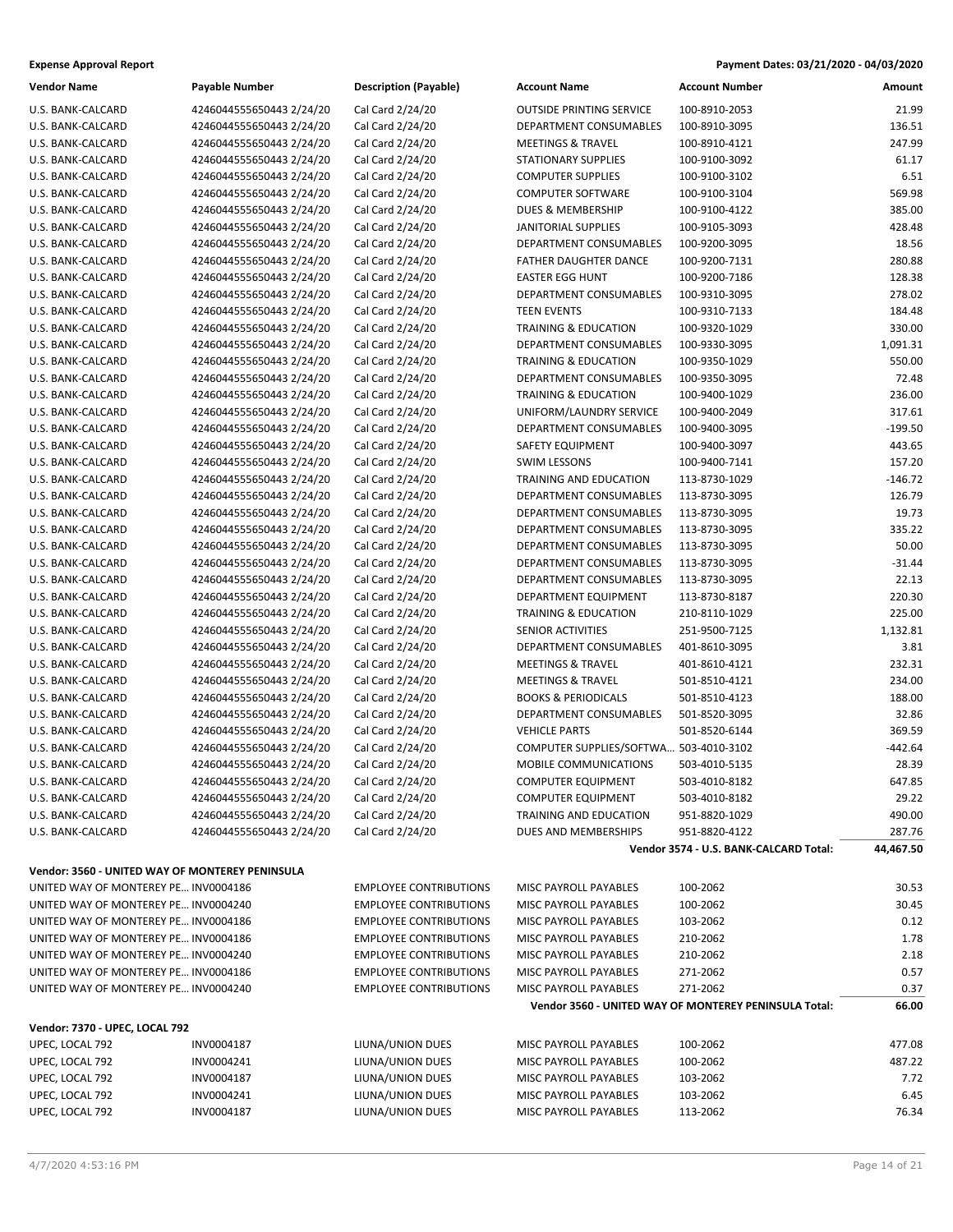**Expense Approval Report** — **Payment Dates: 03/21/2020 - 04/03/2020**

| Vendor Name | Payable Number | Description (Payable) | Account Name | Account Number | Amount |
|---|---|---|---|---|---|
| U.S. BANK-CALCARD | 4246044555650443 2/24/20 | Cal Card 2/24/20 | OUTSIDE PRINTING SERVICE | 100-8910-2053 | 21.99 |
| U.S. BANK-CALCARD | 4246044555650443 2/24/20 | Cal Card 2/24/20 | DEPARTMENT CONSUMABLES | 100-8910-3095 | 136.51 |
| U.S. BANK-CALCARD | 4246044555650443 2/24/20 | Cal Card 2/24/20 | MEETINGS & TRAVEL | 100-8910-4121 | 247.99 |
| U.S. BANK-CALCARD | 4246044555650443 2/24/20 | Cal Card 2/24/20 | STATIONARY SUPPLIES | 100-9100-3092 | 61.17 |
| U.S. BANK-CALCARD | 4246044555650443 2/24/20 | Cal Card 2/24/20 | COMPUTER SUPPLIES | 100-9100-3102 | 6.51 |
| U.S. BANK-CALCARD | 4246044555650443 2/24/20 | Cal Card 2/24/20 | COMPUTER SOFTWARE | 100-9100-3104 | 569.98 |
| U.S. BANK-CALCARD | 4246044555650443 2/24/20 | Cal Card 2/24/20 | DUES & MEMBERSHIP | 100-9100-4122 | 385.00 |
| U.S. BANK-CALCARD | 4246044555650443 2/24/20 | Cal Card 2/24/20 | JANITORIAL SUPPLIES | 100-9105-3093 | 428.48 |
| U.S. BANK-CALCARD | 4246044555650443 2/24/20 | Cal Card 2/24/20 | DEPARTMENT CONSUMABLES | 100-9200-3095 | 18.56 |
| U.S. BANK-CALCARD | 4246044555650443 2/24/20 | Cal Card 2/24/20 | FATHER DAUGHTER DANCE | 100-9200-7131 | 280.88 |
| U.S. BANK-CALCARD | 4246044555650443 2/24/20 | Cal Card 2/24/20 | EASTER EGG HUNT | 100-9200-7186 | 128.38 |
| U.S. BANK-CALCARD | 4246044555650443 2/24/20 | Cal Card 2/24/20 | DEPARTMENT CONSUMABLES | 100-9310-3095 | 278.02 |
| U.S. BANK-CALCARD | 4246044555650443 2/24/20 | Cal Card 2/24/20 | TEEN EVENTS | 100-9310-7133 | 184.48 |
| U.S. BANK-CALCARD | 4246044555650443 2/24/20 | Cal Card 2/24/20 | TRAINING & EDUCATION | 100-9320-1029 | 330.00 |
| U.S. BANK-CALCARD | 4246044555650443 2/24/20 | Cal Card 2/24/20 | DEPARTMENT CONSUMABLES | 100-9330-3095 | 1,091.31 |
| U.S. BANK-CALCARD | 4246044555650443 2/24/20 | Cal Card 2/24/20 | TRAINING & EDUCATION | 100-9350-1029 | 550.00 |
| U.S. BANK-CALCARD | 4246044555650443 2/24/20 | Cal Card 2/24/20 | DEPARTMENT CONSUMABLES | 100-9350-3095 | 72.48 |
| U.S. BANK-CALCARD | 4246044555650443 2/24/20 | Cal Card 2/24/20 | TRAINING & EDUCATION | 100-9400-1029 | 236.00 |
| U.S. BANK-CALCARD | 4246044555650443 2/24/20 | Cal Card 2/24/20 | UNIFORM/LAUNDRY SERVICE | 100-9400-2049 | 317.61 |
| U.S. BANK-CALCARD | 4246044555650443 2/24/20 | Cal Card 2/24/20 | DEPARTMENT CONSUMABLES | 100-9400-3095 | -199.50 |
| U.S. BANK-CALCARD | 4246044555650443 2/24/20 | Cal Card 2/24/20 | SAFETY EQUIPMENT | 100-9400-3097 | 443.65 |
| U.S. BANK-CALCARD | 4246044555650443 2/24/20 | Cal Card 2/24/20 | SWIM LESSONS | 100-9400-7141 | 157.20 |
| U.S. BANK-CALCARD | 4246044555650443 2/24/20 | Cal Card 2/24/20 | TRAINING AND EDUCATION | 113-8730-1029 | -146.72 |
| U.S. BANK-CALCARD | 4246044555650443 2/24/20 | Cal Card 2/24/20 | DEPARTMENT CONSUMABLES | 113-8730-3095 | 126.79 |
| U.S. BANK-CALCARD | 4246044555650443 2/24/20 | Cal Card 2/24/20 | DEPARTMENT CONSUMABLES | 113-8730-3095 | 19.73 |
| U.S. BANK-CALCARD | 4246044555650443 2/24/20 | Cal Card 2/24/20 | DEPARTMENT CONSUMABLES | 113-8730-3095 | 335.22 |
| U.S. BANK-CALCARD | 4246044555650443 2/24/20 | Cal Card 2/24/20 | DEPARTMENT CONSUMABLES | 113-8730-3095 | 50.00 |
| U.S. BANK-CALCARD | 4246044555650443 2/24/20 | Cal Card 2/24/20 | DEPARTMENT CONSUMABLES | 113-8730-3095 | -31.44 |
| U.S. BANK-CALCARD | 4246044555650443 2/24/20 | Cal Card 2/24/20 | DEPARTMENT CONSUMABLES | 113-8730-3095 | 22.13 |
| U.S. BANK-CALCARD | 4246044555650443 2/24/20 | Cal Card 2/24/20 | DEPARTMENT EQUIPMENT | 113-8730-8187 | 220.30 |
| U.S. BANK-CALCARD | 4246044555650443 2/24/20 | Cal Card 2/24/20 | TRAINING & EDUCATION | 210-8110-1029 | 225.00 |
| U.S. BANK-CALCARD | 4246044555650443 2/24/20 | Cal Card 2/24/20 | SENIOR ACTIVITIES | 251-9500-7125 | 1,132.81 |
| U.S. BANK-CALCARD | 4246044555650443 2/24/20 | Cal Card 2/24/20 | DEPARTMENT CONSUMABLES | 401-8610-3095 | 3.81 |
| U.S. BANK-CALCARD | 4246044555650443 2/24/20 | Cal Card 2/24/20 | MEETINGS & TRAVEL | 401-8610-4121 | 232.31 |
| U.S. BANK-CALCARD | 4246044555650443 2/24/20 | Cal Card 2/24/20 | MEETINGS & TRAVEL | 501-8510-4121 | 234.00 |
| U.S. BANK-CALCARD | 4246044555650443 2/24/20 | Cal Card 2/24/20 | BOOKS & PERIODICALS | 501-8510-4123 | 188.00 |
| U.S. BANK-CALCARD | 4246044555650443 2/24/20 | Cal Card 2/24/20 | DEPARTMENT CONSUMABLES | 501-8520-3095 | 32.86 |
| U.S. BANK-CALCARD | 4246044555650443 2/24/20 | Cal Card 2/24/20 | VEHICLE PARTS | 501-8520-6144 | 369.59 |
| U.S. BANK-CALCARD | 4246044555650443 2/24/20 | Cal Card 2/24/20 | COMPUTER SUPPLIES/SOFTWA… | 503-4010-3102 | -442.64 |
| U.S. BANK-CALCARD | 4246044555650443 2/24/20 | Cal Card 2/24/20 | MOBILE COMMUNICATIONS | 503-4010-5135 | 28.39 |
| U.S. BANK-CALCARD | 4246044555650443 2/24/20 | Cal Card 2/24/20 | COMPUTER EQUIPMENT | 503-4010-8182 | 647.85 |
| U.S. BANK-CALCARD | 4246044555650443 2/24/20 | Cal Card 2/24/20 | COMPUTER EQUIPMENT | 503-4010-8182 | 29.22 |
| U.S. BANK-CALCARD | 4246044555650443 2/24/20 | Cal Card 2/24/20 | TRAINING AND EDUCATION | 951-8820-1029 | 490.00 |
| U.S. BANK-CALCARD | 4246044555650443 2/24/20 | Cal Card 2/24/20 | DUES AND MEMBERSHIPS | 951-8820-4122 | 287.76 |
| | | | | **Vendor 3574 - U.S. BANK-CALCARD Total:** | **44,467.50** |

**Vendor: 3560 - UNITED WAY OF MONTEREY PENINSULA**

| Vendor Name | Payable Number | Description (Payable) | Account Name | Account Number | Amount |
|---|---|---|---|---|---|
| UNITED WAY OF MONTEREY PE… | INV0004186 | EMPLOYEE CONTRIBUTIONS | MISC PAYROLL PAYABLES | 100-2062 | 30.53 |
| UNITED WAY OF MONTEREY PE… | INV0004240 | EMPLOYEE CONTRIBUTIONS | MISC PAYROLL PAYABLES | 100-2062 | 30.45 |
| UNITED WAY OF MONTEREY PE… | INV0004186 | EMPLOYEE CONTRIBUTIONS | MISC PAYROLL PAYABLES | 103-2062 | 0.12 |
| UNITED WAY OF MONTEREY PE… | INV0004186 | EMPLOYEE CONTRIBUTIONS | MISC PAYROLL PAYABLES | 210-2062 | 1.78 |
| UNITED WAY OF MONTEREY PE… | INV0004240 | EMPLOYEE CONTRIBUTIONS | MISC PAYROLL PAYABLES | 210-2062 | 2.18 |
| UNITED WAY OF MONTEREY PE… | INV0004186 | EMPLOYEE CONTRIBUTIONS | MISC PAYROLL PAYABLES | 271-2062 | 0.57 |
| UNITED WAY OF MONTEREY PE… | INV0004240 | EMPLOYEE CONTRIBUTIONS | MISC PAYROLL PAYABLES | 271-2062 | 0.37 |
| | | | **Vendor 3560 - UNITED WAY OF MONTEREY PENINSULA Total:** | | **66.00** |

**Vendor: 7370 - UPEC, LOCAL 792**

| Vendor Name | Payable Number | Description (Payable) | Account Name | Account Number | Amount |
|---|---|---|---|---|---|
| UPEC, LOCAL 792 | INV0004187 | LIUNA/UNION DUES | MISC PAYROLL PAYABLES | 100-2062 | 477.08 |
| UPEC, LOCAL 792 | INV0004241 | LIUNA/UNION DUES | MISC PAYROLL PAYABLES | 100-2062 | 487.22 |
| UPEC, LOCAL 792 | INV0004187 | LIUNA/UNION DUES | MISC PAYROLL PAYABLES | 103-2062 | 7.72 |
| UPEC, LOCAL 792 | INV0004241 | LIUNA/UNION DUES | MISC PAYROLL PAYABLES | 103-2062 | 6.45 |
| UPEC, LOCAL 792 | INV0004187 | LIUNA/UNION DUES | MISC PAYROLL PAYABLES | 113-2062 | 76.34 |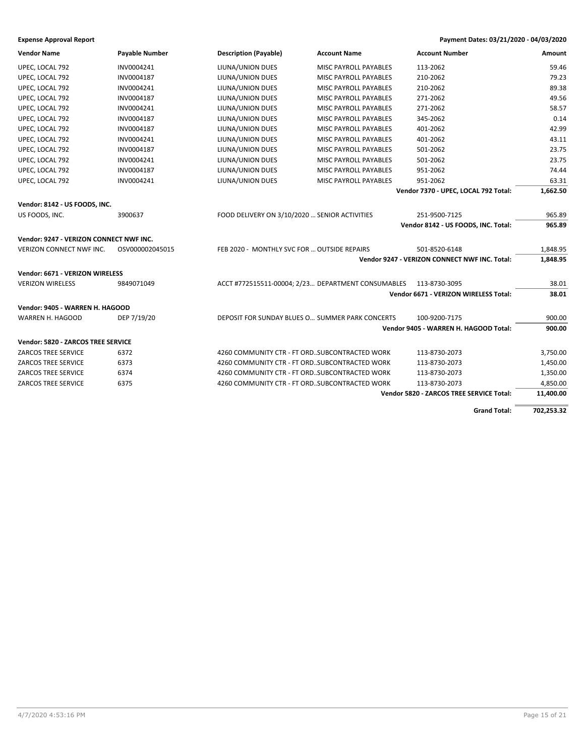**Expense Approval Report** — Payment Dates: 03/21/2020 - 04/03/2020

| Vendor Name | Payable Number | Description (Payable) | Account Name | Account Number | Amount |
|---|---|---|---|---|---|
| UPEC, LOCAL 792 | INV0004241 | LIUNA/UNION DUES | MISC PAYROLL PAYABLES | 113-2062 | 59.46 |
| UPEC, LOCAL 792 | INV0004187 | LIUNA/UNION DUES | MISC PAYROLL PAYABLES | 210-2062 | 79.23 |
| UPEC, LOCAL 792 | INV0004241 | LIUNA/UNION DUES | MISC PAYROLL PAYABLES | 210-2062 | 89.38 |
| UPEC, LOCAL 792 | INV0004187 | LIUNA/UNION DUES | MISC PAYROLL PAYABLES | 271-2062 | 49.56 |
| UPEC, LOCAL 792 | INV0004241 | LIUNA/UNION DUES | MISC PAYROLL PAYABLES | 271-2062 | 58.57 |
| UPEC, LOCAL 792 | INV0004187 | LIUNA/UNION DUES | MISC PAYROLL PAYABLES | 345-2062 | 0.14 |
| UPEC, LOCAL 792 | INV0004187 | LIUNA/UNION DUES | MISC PAYROLL PAYABLES | 401-2062 | 42.99 |
| UPEC, LOCAL 792 | INV0004241 | LIUNA/UNION DUES | MISC PAYROLL PAYABLES | 401-2062 | 43.11 |
| UPEC, LOCAL 792 | INV0004187 | LIUNA/UNION DUES | MISC PAYROLL PAYABLES | 501-2062 | 23.75 |
| UPEC, LOCAL 792 | INV0004241 | LIUNA/UNION DUES | MISC PAYROLL PAYABLES | 501-2062 | 23.75 |
| UPEC, LOCAL 792 | INV0004187 | LIUNA/UNION DUES | MISC PAYROLL PAYABLES | 951-2062 | 74.44 |
| UPEC, LOCAL 792 | INV0004241 | LIUNA/UNION DUES | MISC PAYROLL PAYABLES | 951-2062 | 63.31 |
| | | | | **Vendor 7370 - UPEC, LOCAL 792 Total:** | **1,662.50** |
| **Vendor: 8142 - US FOODS, INC.** | | | | | |
| US FOODS, INC. | 3900637 | FOOD DELIVERY ON 3/10/2020 ... | SENIOR ACTIVITIES | 251-9500-7125 | 965.89 |
| | | | | **Vendor 8142 - US FOODS, INC. Total:** | **965.89** |
| **Vendor: 9247 - VERIZON CONNECT NWF INC.** | | | | | |
| VERIZON CONNECT NWF INC. | OSV000002045015 | FEB 2020 - MONTHLY SVC FOR ... | OUTSIDE REPAIRS | 501-8520-6148 | 1,848.95 |
| | | | | **Vendor 9247 - VERIZON CONNECT NWF INC. Total:** | **1,848.95** |
| **Vendor: 6671 - VERIZON WIRELESS** | | | | | |
| VERIZON WIRELESS | 9849071049 | ACCT #772515511-00004; 2/23... | DEPARTMENT CONSUMABLES | 113-8730-3095 | 38.01 |
| | | | | **Vendor 6671 - VERIZON WIRELESS Total:** | **38.01** |
| **Vendor: 9405 - WARREN H. HAGOOD** | | | | | |
| WARREN H. HAGOOD | DEP 7/19/20 | DEPOSIT FOR SUNDAY BLUES O... | SUMMER PARK CONCERTS | 100-9200-7175 | 900.00 |
| | | | | **Vendor 9405 - WARREN H. HAGOOD Total:** | **900.00** |
| **Vendor: 5820 - ZARCOS TREE SERVICE** | | | | | |
| ZARCOS TREE SERVICE | 6372 | 4260 COMMUNITY CTR - FT ORD.. | SUBCONTRACTED WORK | 113-8730-2073 | 3,750.00 |
| ZARCOS TREE SERVICE | 6373 | 4260 COMMUNITY CTR - FT ORD.. | SUBCONTRACTED WORK | 113-8730-2073 | 1,450.00 |
| ZARCOS TREE SERVICE | 6374 | 4260 COMMUNITY CTR - FT ORD.. | SUBCONTRACTED WORK | 113-8730-2073 | 1,350.00 |
| ZARCOS TREE SERVICE | 6375 | 4260 COMMUNITY CTR - FT ORD.. | SUBCONTRACTED WORK | 113-8730-2073 | 4,850.00 |
| | | | | **Vendor 5820 - ZARCOS TREE SERVICE Total:** | **11,400.00** |
| | | | | **Grand Total:** | **702,253.32** |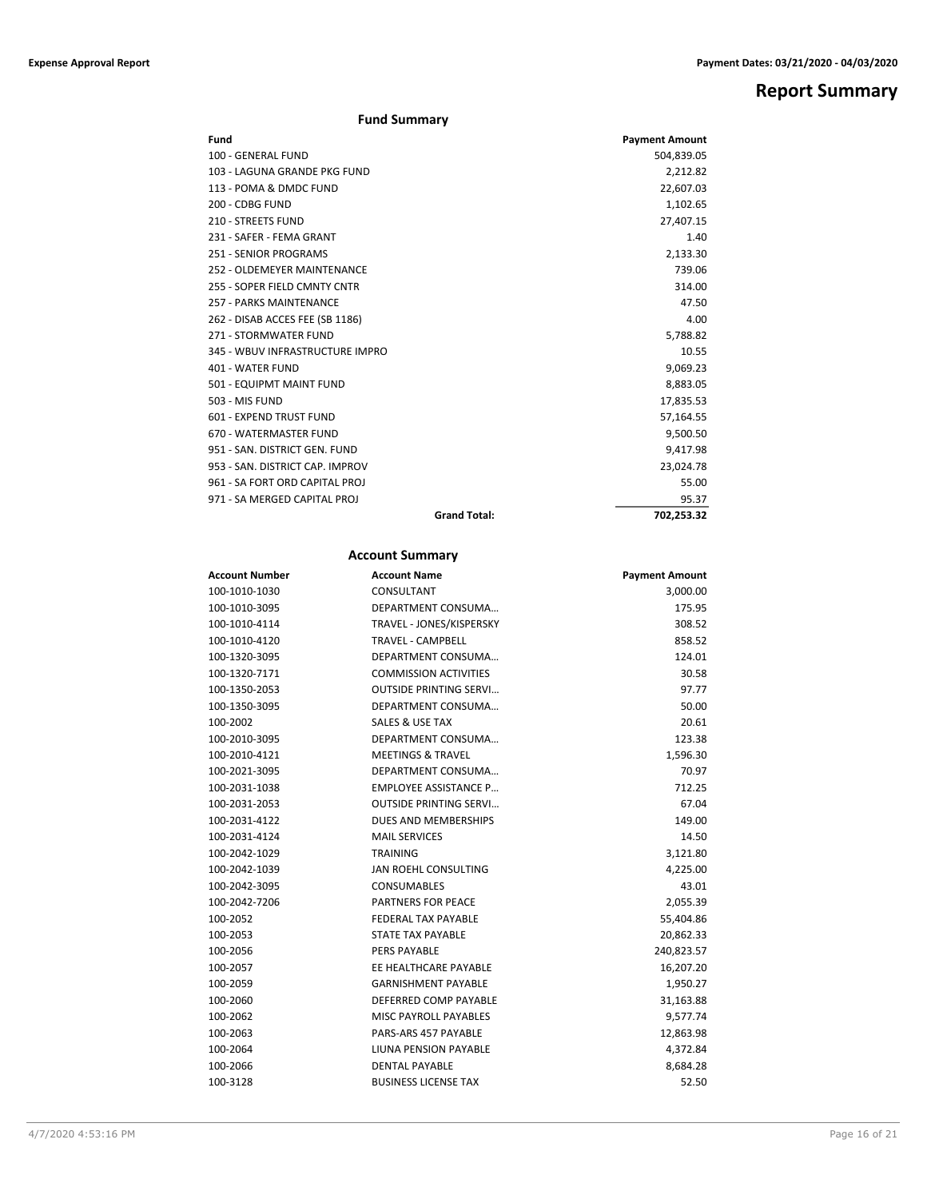# Report Summary

## Fund Summary

| Fund | Payment Amount |
|---|---|
| 100 - GENERAL FUND | 504,839.05 |
| 103 - LAGUNA GRANDE PKG FUND | 2,212.82 |
| 113 - POMA & DMDC FUND | 22,607.03 |
| 200 - CDBG FUND | 1,102.65 |
| 210 - STREETS FUND | 27,407.15 |
| 231 - SAFER - FEMA GRANT | 1.40 |
| 251 - SENIOR PROGRAMS | 2,133.30 |
| 252 - OLDEMEYER MAINTENANCE | 739.06 |
| 255 - SOPER FIELD CMNTY CNTR | 314.00 |
| 257 - PARKS MAINTENANCE | 47.50 |
| 262 - DISAB ACCES FEE (SB 1186) | 4.00 |
| 271 - STORMWATER FUND | 5,788.82 |
| 345 - WBUV INFRASTRUCTURE IMPRO | 10.55 |
| 401 - WATER FUND | 9,069.23 |
| 501 - EQUIPMT MAINT FUND | 8,883.05 |
| 503 - MIS FUND | 17,835.53 |
| 601 - EXPEND TRUST FUND | 57,164.55 |
| 670 - WATERMASTER FUND | 9,500.50 |
| 951 - SAN. DISTRICT GEN. FUND | 9,417.98 |
| 953 - SAN. DISTRICT CAP. IMPROV | 23,024.78 |
| 961 - SA FORT ORD CAPITAL PROJ | 55.00 |
| 971 - SA MERGED CAPITAL PROJ | 95.37 |
| **Grand Total:** | 702,253.32 |

## Account Summary

| Account Number | Account Name | Payment Amount |
|---|---|---|
| 100-1010-1030 | CONSULTANT | 3,000.00 |
| 100-1010-3095 | DEPARTMENT CONSUMA… | 175.95 |
| 100-1010-4114 | TRAVEL - JONES/KISPERSKY | 308.52 |
| 100-1010-4120 | TRAVEL - CAMPBELL | 858.52 |
| 100-1320-3095 | DEPARTMENT CONSUMA… | 124.01 |
| 100-1320-7171 | COMMISSION ACTIVITIES | 30.58 |
| 100-1350-2053 | OUTSIDE PRINTING SERVI… | 97.77 |
| 100-1350-3095 | DEPARTMENT CONSUMA… | 50.00 |
| 100-2002 | SALES & USE TAX | 20.61 |
| 100-2010-3095 | DEPARTMENT CONSUMA… | 123.38 |
| 100-2010-4121 | MEETINGS & TRAVEL | 1,596.30 |
| 100-2021-3095 | DEPARTMENT CONSUMA… | 70.97 |
| 100-2031-1038 | EMPLOYEE ASSISTANCE P… | 712.25 |
| 100-2031-2053 | OUTSIDE PRINTING SERVI… | 67.04 |
| 100-2031-4122 | DUES AND MEMBERSHIPS | 149.00 |
| 100-2031-4124 | MAIL SERVICES | 14.50 |
| 100-2042-1029 | TRAINING | 3,121.80 |
| 100-2042-1039 | JAN ROEHL CONSULTING | 4,225.00 |
| 100-2042-3095 | CONSUMABLES | 43.01 |
| 100-2042-7206 | PARTNERS FOR PEACE | 2,055.39 |
| 100-2052 | FEDERAL TAX PAYABLE | 55,404.86 |
| 100-2053 | STATE TAX PAYABLE | 20,862.33 |
| 100-2056 | PERS PAYABLE | 240,823.57 |
| 100-2057 | EE HEALTHCARE PAYABLE | 16,207.20 |
| 100-2059 | GARNISHMENT PAYABLE | 1,950.27 |
| 100-2060 | DEFERRED COMP PAYABLE | 31,163.88 |
| 100-2062 | MISC PAYROLL PAYABLES | 9,577.74 |
| 100-2063 | PARS-ARS 457 PAYABLE | 12,863.98 |
| 100-2064 | LIUNA PENSION PAYABLE | 4,372.84 |
| 100-2066 | DENTAL PAYABLE | 8,684.28 |
| 100-3128 | BUSINESS LICENSE TAX | 52.50 |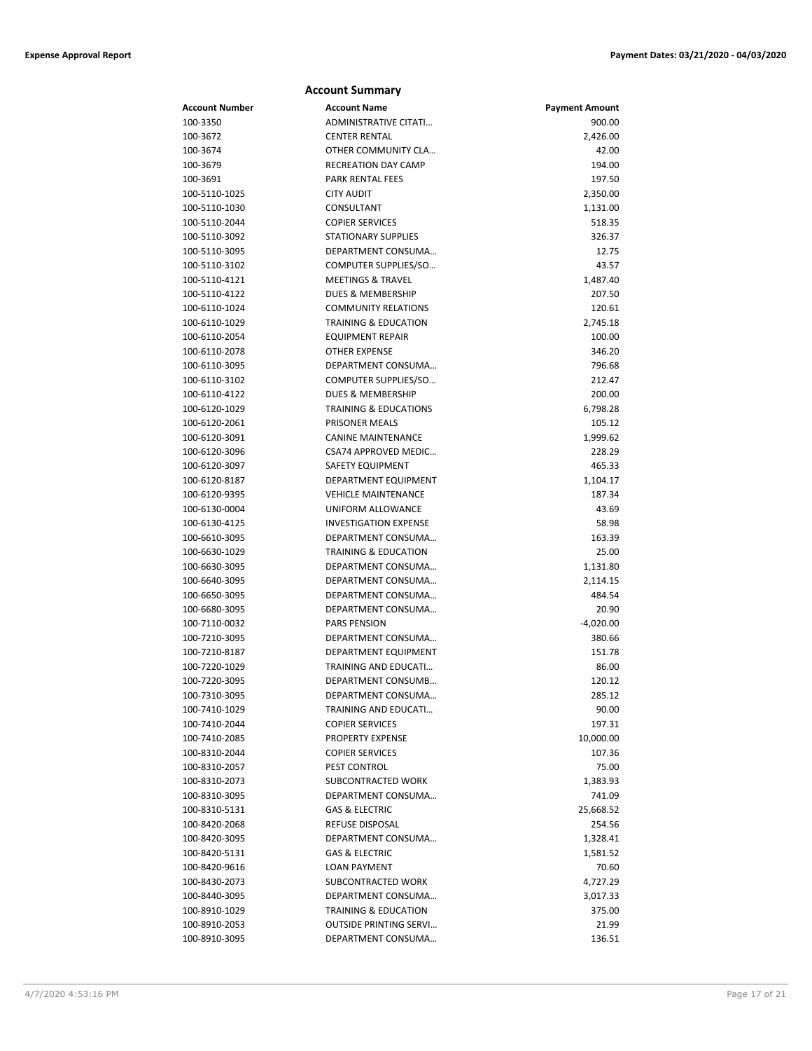## Account Summary

| Account Number | Account Name | Payment Amount |
|---|---|---|
| 100-3350 | ADMINISTRATIVE CITATI… | 900.00 |
| 100-3672 | CENTER RENTAL | 2,426.00 |
| 100-3674 | OTHER COMMUNITY CLA… | 42.00 |
| 100-3679 | RECREATION DAY CAMP | 194.00 |
| 100-3691 | PARK RENTAL FEES | 197.50 |
| 100-5110-1025 | CITY AUDIT | 2,350.00 |
| 100-5110-1030 | CONSULTANT | 1,131.00 |
| 100-5110-2044 | COPIER SERVICES | 518.35 |
| 100-5110-3092 | STATIONARY SUPPLIES | 326.37 |
| 100-5110-3095 | DEPARTMENT CONSUMA… | 12.75 |
| 100-5110-3102 | COMPUTER SUPPLIES/SO… | 43.57 |
| 100-5110-4121 | MEETINGS & TRAVEL | 1,487.40 |
| 100-5110-4122 | DUES & MEMBERSHIP | 207.50 |
| 100-6110-1024 | COMMUNITY RELATIONS | 120.61 |
| 100-6110-1029 | TRAINING & EDUCATION | 2,745.18 |
| 100-6110-2054 | EQUIPMENT REPAIR | 100.00 |
| 100-6110-2078 | OTHER EXPENSE | 346.20 |
| 100-6110-3095 | DEPARTMENT CONSUMA… | 796.68 |
| 100-6110-3102 | COMPUTER SUPPLIES/SO… | 212.47 |
| 100-6110-4122 | DUES & MEMBERSHIP | 200.00 |
| 100-6120-1029 | TRAINING & EDUCATIONS | 6,798.28 |
| 100-6120-2061 | PRISONER MEALS | 105.12 |
| 100-6120-3091 | CANINE MAINTENANCE | 1,999.62 |
| 100-6120-3096 | CSA74 APPROVED MEDIC… | 228.29 |
| 100-6120-3097 | SAFETY EQUIPMENT | 465.33 |
| 100-6120-8187 | DEPARTMENT EQUIPMENT | 1,104.17 |
| 100-6120-9395 | VEHICLE MAINTENANCE | 187.34 |
| 100-6130-0004 | UNIFORM ALLOWANCE | 43.69 |
| 100-6130-4125 | INVESTIGATION EXPENSE | 58.98 |
| 100-6610-3095 | DEPARTMENT CONSUMA… | 163.39 |
| 100-6630-1029 | TRAINING & EDUCATION | 25.00 |
| 100-6630-3095 | DEPARTMENT CONSUMA… | 1,131.80 |
| 100-6640-3095 | DEPARTMENT CONSUMA… | 2,114.15 |
| 100-6650-3095 | DEPARTMENT CONSUMA… | 484.54 |
| 100-6680-3095 | DEPARTMENT CONSUMA… | 20.90 |
| 100-7110-0032 | PARS PENSION | -4,020.00 |
| 100-7210-3095 | DEPARTMENT CONSUMA… | 380.66 |
| 100-7210-8187 | DEPARTMENT EQUIPMENT | 151.78 |
| 100-7220-1029 | TRAINING AND EDUCATI… | 86.00 |
| 100-7220-3095 | DEPARTMENT CONSUMB… | 120.12 |
| 100-7310-3095 | DEPARTMENT CONSUMA… | 285.12 |
| 100-7410-1029 | TRAINING AND EDUCATI… | 90.00 |
| 100-7410-2044 | COPIER SERVICES | 197.31 |
| 100-7410-2085 | PROPERTY EXPENSE | 10,000.00 |
| 100-8310-2044 | COPIER SERVICES | 107.36 |
| 100-8310-2057 | PEST CONTROL | 75.00 |
| 100-8310-2073 | SUBCONTRACTED WORK | 1,383.93 |
| 100-8310-3095 | DEPARTMENT CONSUMA… | 741.09 |
| 100-8310-5131 | GAS & ELECTRIC | 25,668.52 |
| 100-8420-2068 | REFUSE DISPOSAL | 254.56 |
| 100-8420-3095 | DEPARTMENT CONSUMA… | 1,328.41 |
| 100-8420-5131 | GAS & ELECTRIC | 1,581.52 |
| 100-8420-9616 | LOAN PAYMENT | 70.60 |
| 100-8430-2073 | SUBCONTRACTED WORK | 4,727.29 |
| 100-8440-3095 | DEPARTMENT CONSUMA… | 3,017.33 |
| 100-8910-1029 | TRAINING & EDUCATION | 375.00 |
| 100-8910-2053 | OUTSIDE PRINTING SERVI… | 21.99 |
| 100-8910-3095 | DEPARTMENT CONSUMA… | 136.51 |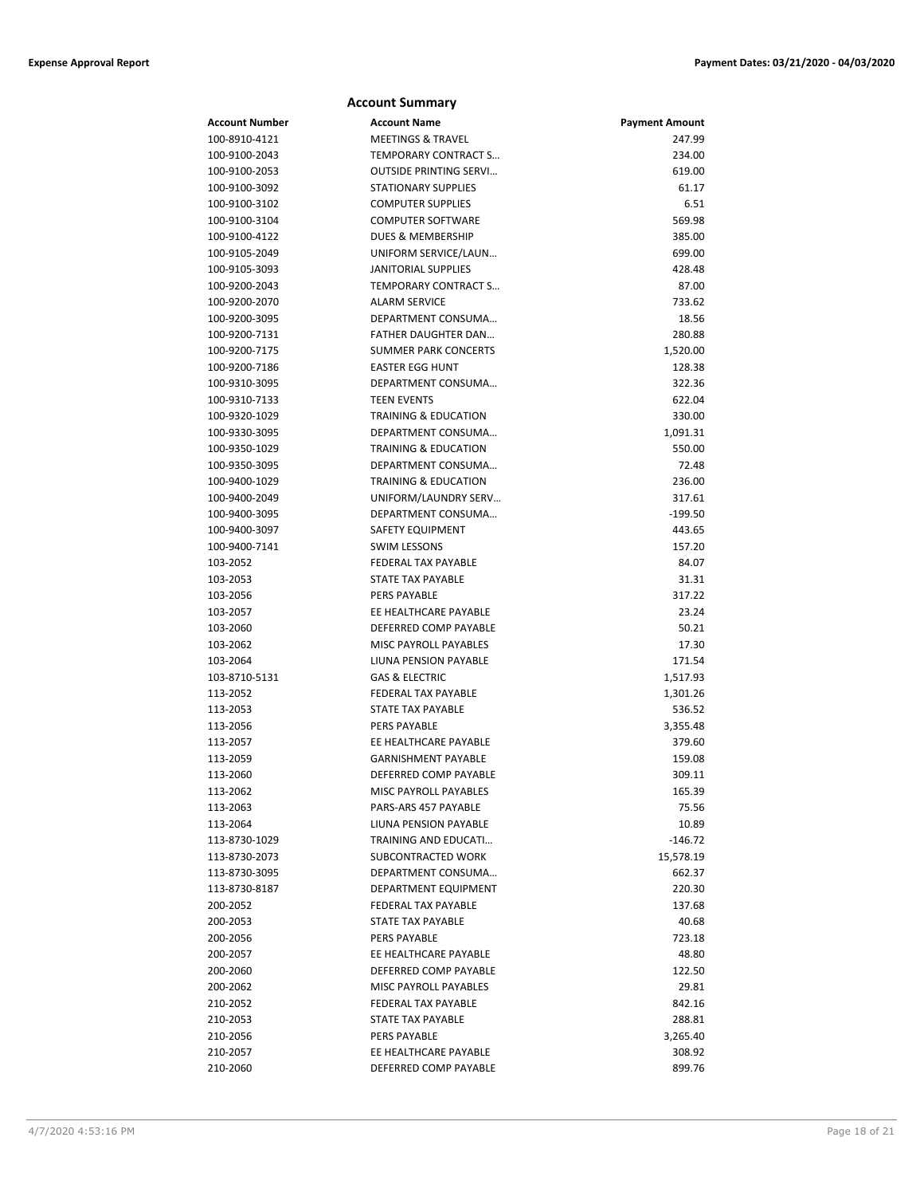## Account Summary

| Account Number | Account Name | Payment Amount |
|---|---|---|
| 100-8910-4121 | MEETINGS & TRAVEL | 247.99 |
| 100-9100-2043 | TEMPORARY CONTRACT S… | 234.00 |
| 100-9100-2053 | OUTSIDE PRINTING SERVI… | 619.00 |
| 100-9100-3092 | STATIONARY SUPPLIES | 61.17 |
| 100-9100-3102 | COMPUTER SUPPLIES | 6.51 |
| 100-9100-3104 | COMPUTER SOFTWARE | 569.98 |
| 100-9100-4122 | DUES & MEMBERSHIP | 385.00 |
| 100-9105-2049 | UNIFORM SERVICE/LAUN… | 699.00 |
| 100-9105-3093 | JANITORIAL SUPPLIES | 428.48 |
| 100-9200-2043 | TEMPORARY CONTRACT S… | 87.00 |
| 100-9200-2070 | ALARM SERVICE | 733.62 |
| 100-9200-3095 | DEPARTMENT CONSUMA… | 18.56 |
| 100-9200-7131 | FATHER DAUGHTER DAN… | 280.88 |
| 100-9200-7175 | SUMMER PARK CONCERTS | 1,520.00 |
| 100-9200-7186 | EASTER EGG HUNT | 128.38 |
| 100-9310-3095 | DEPARTMENT CONSUMA… | 322.36 |
| 100-9310-7133 | TEEN EVENTS | 622.04 |
| 100-9320-1029 | TRAINING & EDUCATION | 330.00 |
| 100-9330-3095 | DEPARTMENT CONSUMA… | 1,091.31 |
| 100-9350-1029 | TRAINING & EDUCATION | 550.00 |
| 100-9350-3095 | DEPARTMENT CONSUMA… | 72.48 |
| 100-9400-1029 | TRAINING & EDUCATION | 236.00 |
| 100-9400-2049 | UNIFORM/LAUNDRY SERV… | 317.61 |
| 100-9400-3095 | DEPARTMENT CONSUMA… | -199.50 |
| 100-9400-3097 | SAFETY EQUIPMENT | 443.65 |
| 100-9400-7141 | SWIM LESSONS | 157.20 |
| 103-2052 | FEDERAL TAX PAYABLE | 84.07 |
| 103-2053 | STATE TAX PAYABLE | 31.31 |
| 103-2056 | PERS PAYABLE | 317.22 |
| 103-2057 | EE HEALTHCARE PAYABLE | 23.24 |
| 103-2060 | DEFERRED COMP PAYABLE | 50.21 |
| 103-2062 | MISC PAYROLL PAYABLES | 17.30 |
| 103-2064 | LIUNA PENSION PAYABLE | 171.54 |
| 103-8710-5131 | GAS & ELECTRIC | 1,517.93 |
| 113-2052 | FEDERAL TAX PAYABLE | 1,301.26 |
| 113-2053 | STATE TAX PAYABLE | 536.52 |
| 113-2056 | PERS PAYABLE | 3,355.48 |
| 113-2057 | EE HEALTHCARE PAYABLE | 379.60 |
| 113-2059 | GARNISHMENT PAYABLE | 159.08 |
| 113-2060 | DEFERRED COMP PAYABLE | 309.11 |
| 113-2062 | MISC PAYROLL PAYABLES | 165.39 |
| 113-2063 | PARS-ARS 457 PAYABLE | 75.56 |
| 113-2064 | LIUNA PENSION PAYABLE | 10.89 |
| 113-8730-1029 | TRAINING AND EDUCATI… | -146.72 |
| 113-8730-2073 | SUBCONTRACTED WORK | 15,578.19 |
| 113-8730-3095 | DEPARTMENT CONSUMA… | 662.37 |
| 113-8730-8187 | DEPARTMENT EQUIPMENT | 220.30 |
| 200-2052 | FEDERAL TAX PAYABLE | 137.68 |
| 200-2053 | STATE TAX PAYABLE | 40.68 |
| 200-2056 | PERS PAYABLE | 723.18 |
| 200-2057 | EE HEALTHCARE PAYABLE | 48.80 |
| 200-2060 | DEFERRED COMP PAYABLE | 122.50 |
| 200-2062 | MISC PAYROLL PAYABLES | 29.81 |
| 210-2052 | FEDERAL TAX PAYABLE | 842.16 |
| 210-2053 | STATE TAX PAYABLE | 288.81 |
| 210-2056 | PERS PAYABLE | 3,265.40 |
| 210-2057 | EE HEALTHCARE PAYABLE | 308.92 |
| 210-2060 | DEFERRED COMP PAYABLE | 899.76 |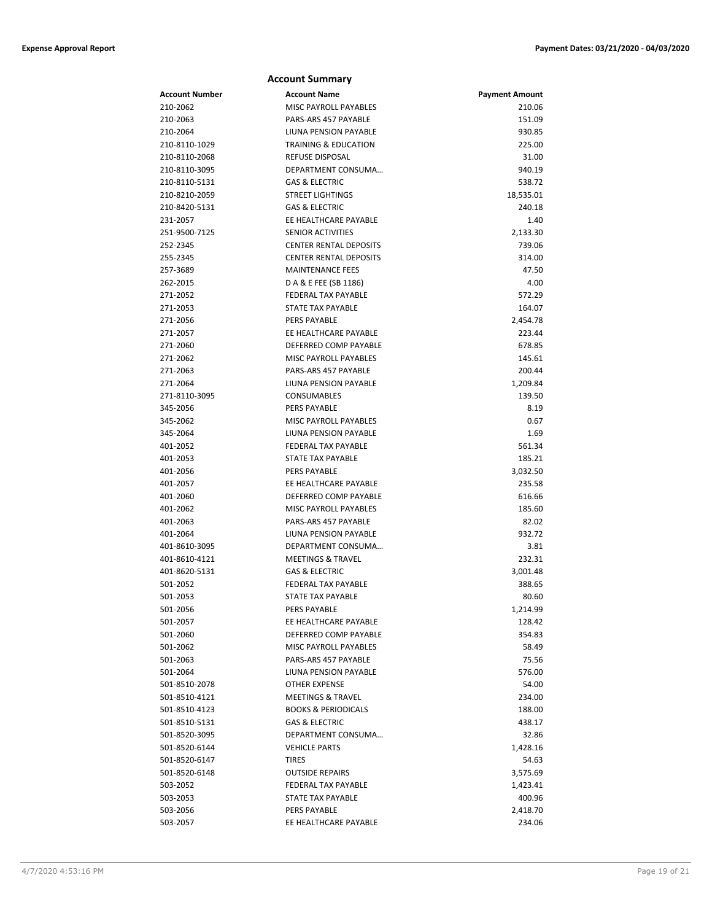## Account Summary

| Account Number | Account Name | Payment Amount |
|---|---|---|
| 210-2062 | MISC PAYROLL PAYABLES | 210.06 |
| 210-2063 | PARS-ARS 457 PAYABLE | 151.09 |
| 210-2064 | LIUNA PENSION PAYABLE | 930.85 |
| 210-8110-1029 | TRAINING & EDUCATION | 225.00 |
| 210-8110-2068 | REFUSE DISPOSAL | 31.00 |
| 210-8110-3095 | DEPARTMENT CONSUMA… | 940.19 |
| 210-8110-5131 | GAS & ELECTRIC | 538.72 |
| 210-8210-2059 | STREET LIGHTINGS | 18,535.01 |
| 210-8420-5131 | GAS & ELECTRIC | 240.18 |
| 231-2057 | EE HEALTHCARE PAYABLE | 1.40 |
| 251-9500-7125 | SENIOR ACTIVITIES | 2,133.30 |
| 252-2345 | CENTER RENTAL DEPOSITS | 739.06 |
| 255-2345 | CENTER RENTAL DEPOSITS | 314.00 |
| 257-3689 | MAINTENANCE FEES | 47.50 |
| 262-2015 | D A & E FEE (SB 1186) | 4.00 |
| 271-2052 | FEDERAL TAX PAYABLE | 572.29 |
| 271-2053 | STATE TAX PAYABLE | 164.07 |
| 271-2056 | PERS PAYABLE | 2,454.78 |
| 271-2057 | EE HEALTHCARE PAYABLE | 223.44 |
| 271-2060 | DEFERRED COMP PAYABLE | 678.85 |
| 271-2062 | MISC PAYROLL PAYABLES | 145.61 |
| 271-2063 | PARS-ARS 457 PAYABLE | 200.44 |
| 271-2064 | LIUNA PENSION PAYABLE | 1,209.84 |
| 271-8110-3095 | CONSUMABLES | 139.50 |
| 345-2056 | PERS PAYABLE | 8.19 |
| 345-2062 | MISC PAYROLL PAYABLES | 0.67 |
| 345-2064 | LIUNA PENSION PAYABLE | 1.69 |
| 401-2052 | FEDERAL TAX PAYABLE | 561.34 |
| 401-2053 | STATE TAX PAYABLE | 185.21 |
| 401-2056 | PERS PAYABLE | 3,032.50 |
| 401-2057 | EE HEALTHCARE PAYABLE | 235.58 |
| 401-2060 | DEFERRED COMP PAYABLE | 616.66 |
| 401-2062 | MISC PAYROLL PAYABLES | 185.60 |
| 401-2063 | PARS-ARS 457 PAYABLE | 82.02 |
| 401-2064 | LIUNA PENSION PAYABLE | 932.72 |
| 401-8610-3095 | DEPARTMENT CONSUMA… | 3.81 |
| 401-8610-4121 | MEETINGS & TRAVEL | 232.31 |
| 401-8620-5131 | GAS & ELECTRIC | 3,001.48 |
| 501-2052 | FEDERAL TAX PAYABLE | 388.65 |
| 501-2053 | STATE TAX PAYABLE | 80.60 |
| 501-2056 | PERS PAYABLE | 1,214.99 |
| 501-2057 | EE HEALTHCARE PAYABLE | 128.42 |
| 501-2060 | DEFERRED COMP PAYABLE | 354.83 |
| 501-2062 | MISC PAYROLL PAYABLES | 58.49 |
| 501-2063 | PARS-ARS 457 PAYABLE | 75.56 |
| 501-2064 | LIUNA PENSION PAYABLE | 576.00 |
| 501-8510-2078 | OTHER EXPENSE | 54.00 |
| 501-8510-4121 | MEETINGS & TRAVEL | 234.00 |
| 501-8510-4123 | BOOKS & PERIODICALS | 188.00 |
| 501-8510-5131 | GAS & ELECTRIC | 438.17 |
| 501-8520-3095 | DEPARTMENT CONSUMA… | 32.86 |
| 501-8520-6144 | VEHICLE PARTS | 1,428.16 |
| 501-8520-6147 | TIRES | 54.63 |
| 501-8520-6148 | OUTSIDE REPAIRS | 3,575.69 |
| 503-2052 | FEDERAL TAX PAYABLE | 1,423.41 |
| 503-2053 | STATE TAX PAYABLE | 400.96 |
| 503-2056 | PERS PAYABLE | 2,418.70 |
| 503-2057 | EE HEALTHCARE PAYABLE | 234.06 |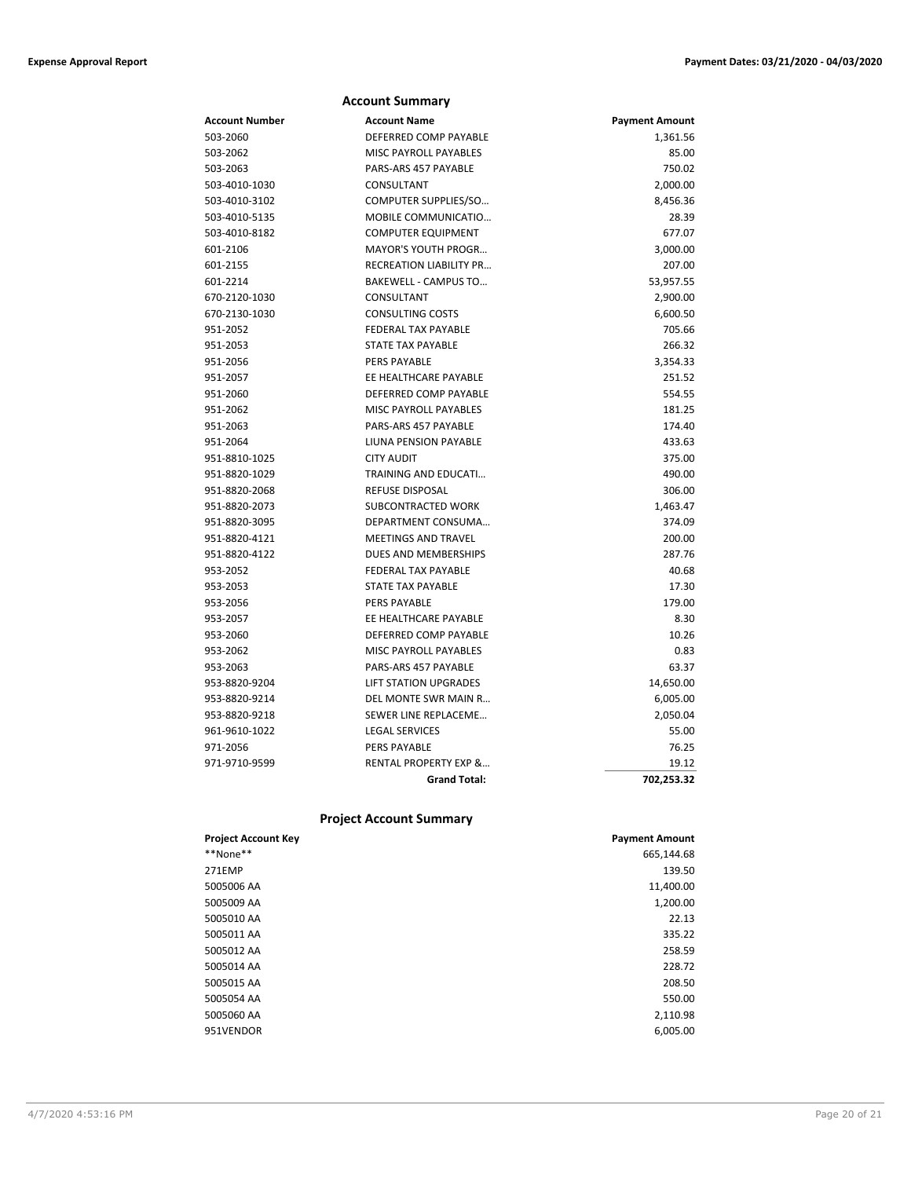## Account Summary

| Account Number | Account Name | Payment Amount |
|---|---|---|
| 503-2060 | DEFERRED COMP PAYABLE | 1,361.56 |
| 503-2062 | MISC PAYROLL PAYABLES | 85.00 |
| 503-2063 | PARS-ARS 457 PAYABLE | 750.02 |
| 503-4010-1030 | CONSULTANT | 2,000.00 |
| 503-4010-3102 | COMPUTER SUPPLIES/SO… | 8,456.36 |
| 503-4010-5135 | MOBILE COMMUNICATIO… | 28.39 |
| 503-4010-8182 | COMPUTER EQUIPMENT | 677.07 |
| 601-2106 | MAYOR'S YOUTH PROGR… | 3,000.00 |
| 601-2155 | RECREATION LIABILITY PR… | 207.00 |
| 601-2214 | BAKEWELL - CAMPUS TO… | 53,957.55 |
| 670-2120-1030 | CONSULTANT | 2,900.00 |
| 670-2130-1030 | CONSULTING COSTS | 6,600.50 |
| 951-2052 | FEDERAL TAX PAYABLE | 705.66 |
| 951-2053 | STATE TAX PAYABLE | 266.32 |
| 951-2056 | PERS PAYABLE | 3,354.33 |
| 951-2057 | EE HEALTHCARE PAYABLE | 251.52 |
| 951-2060 | DEFERRED COMP PAYABLE | 554.55 |
| 951-2062 | MISC PAYROLL PAYABLES | 181.25 |
| 951-2063 | PARS-ARS 457 PAYABLE | 174.40 |
| 951-2064 | LIUNA PENSION PAYABLE | 433.63 |
| 951-8810-1025 | CITY AUDIT | 375.00 |
| 951-8820-1029 | TRAINING AND EDUCATI… | 490.00 |
| 951-8820-2068 | REFUSE DISPOSAL | 306.00 |
| 951-8820-2073 | SUBCONTRACTED WORK | 1,463.47 |
| 951-8820-3095 | DEPARTMENT CONSUMA… | 374.09 |
| 951-8820-4121 | MEETINGS AND TRAVEL | 200.00 |
| 951-8820-4122 | DUES AND MEMBERSHIPS | 287.76 |
| 953-2052 | FEDERAL TAX PAYABLE | 40.68 |
| 953-2053 | STATE TAX PAYABLE | 17.30 |
| 953-2056 | PERS PAYABLE | 179.00 |
| 953-2057 | EE HEALTHCARE PAYABLE | 8.30 |
| 953-2060 | DEFERRED COMP PAYABLE | 10.26 |
| 953-2062 | MISC PAYROLL PAYABLES | 0.83 |
| 953-2063 | PARS-ARS 457 PAYABLE | 63.37 |
| 953-8820-9204 | LIFT STATION UPGRADES | 14,650.00 |
| 953-8820-9214 | DEL MONTE SWR MAIN R… | 6,005.00 |
| 953-8820-9218 | SEWER LINE REPLACEME… | 2,050.04 |
| 961-9610-1022 | LEGAL SERVICES | 55.00 |
| 971-2056 | PERS PAYABLE | 76.25 |
| 971-9710-9599 | RENTAL PROPERTY EXP &… | 19.12 |
| | **Grand Total:** | **702,253.32** |

## Project Account Summary

| Project Account Key | Payment Amount |
|---|---|
| **None** | 665,144.68 |
| 271EMP | 139.50 |
| 5005006 AA | 11,400.00 |
| 5005009 AA | 1,200.00 |
| 5005010 AA | 22.13 |
| 5005011 AA | 335.22 |
| 5005012 AA | 258.59 |
| 5005014 AA | 228.72 |
| 5005015 AA | 208.50 |
| 5005054 AA | 550.00 |
| 5005060 AA | 2,110.98 |
| 951VENDOR | 6,005.00 |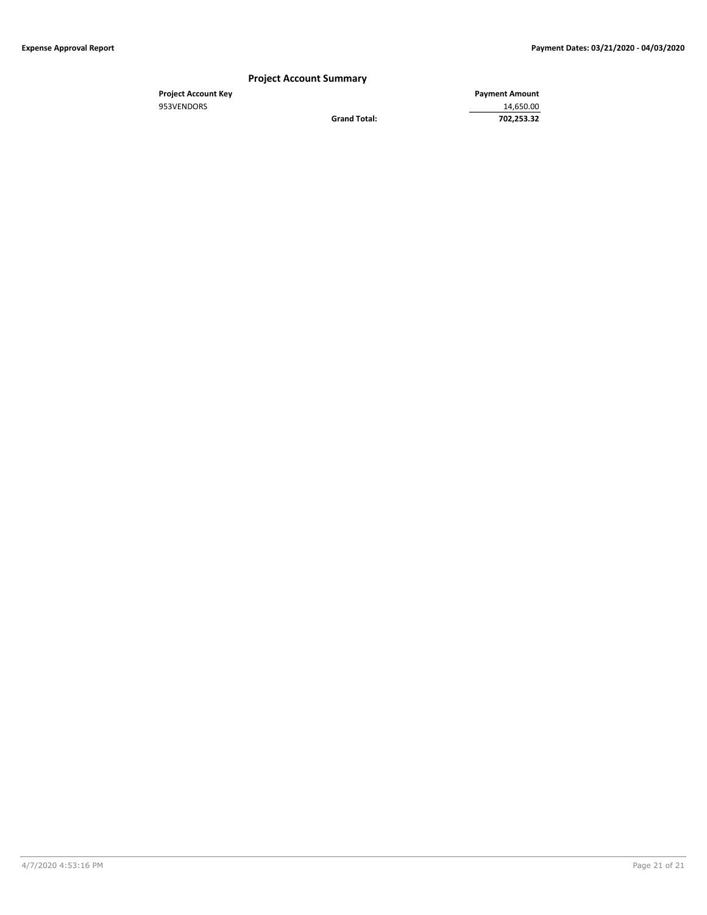## Project Account Summary

| Project Account Key | | Payment Amount |
|---|---|---|
| 953VENDORS | | 14,650.00 |
| | **Grand Total:** | **702,253.32** |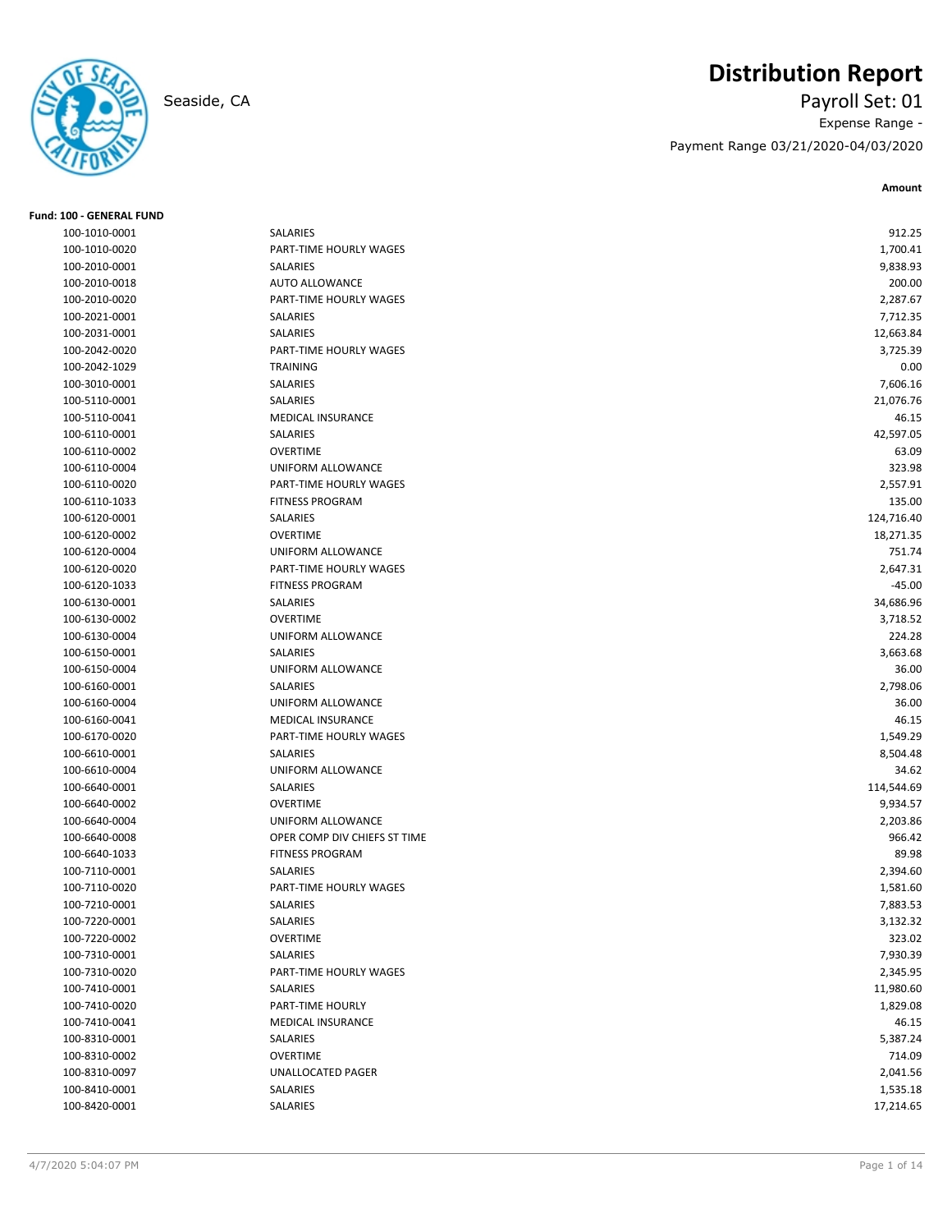Seaside, CA

# Distribution Report

Payroll Set: 01

Expense Range -

Payment Range 03/21/2020-04/03/2020

**Fund: 100 - GENERAL FUND**

| Account | Description | Amount |
|---|---|---|
| 100-1010-0001 | SALARIES | 912.25 |
| 100-1010-0020 | PART-TIME HOURLY WAGES | 1,700.41 |
| 100-2010-0001 | SALARIES | 9,838.93 |
| 100-2010-0018 | AUTO ALLOWANCE | 200.00 |
| 100-2010-0020 | PART-TIME HOURLY WAGES | 2,287.67 |
| 100-2021-0001 | SALARIES | 7,712.35 |
| 100-2031-0001 | SALARIES | 12,663.84 |
| 100-2042-0020 | PART-TIME HOURLY WAGES | 3,725.39 |
| 100-2042-1029 | TRAINING | 0.00 |
| 100-3010-0001 | SALARIES | 7,606.16 |
| 100-5110-0001 | SALARIES | 21,076.76 |
| 100-5110-0041 | MEDICAL INSURANCE | 46.15 |
| 100-6110-0001 | SALARIES | 42,597.05 |
| 100-6110-0002 | OVERTIME | 63.09 |
| 100-6110-0004 | UNIFORM ALLOWANCE | 323.98 |
| 100-6110-0020 | PART-TIME HOURLY WAGES | 2,557.91 |
| 100-6110-1033 | FITNESS PROGRAM | 135.00 |
| 100-6120-0001 | SALARIES | 124,716.40 |
| 100-6120-0002 | OVERTIME | 18,271.35 |
| 100-6120-0004 | UNIFORM ALLOWANCE | 751.74 |
| 100-6120-0020 | PART-TIME HOURLY WAGES | 2,647.31 |
| 100-6120-1033 | FITNESS PROGRAM | -45.00 |
| 100-6130-0001 | SALARIES | 34,686.96 |
| 100-6130-0002 | OVERTIME | 3,718.52 |
| 100-6130-0004 | UNIFORM ALLOWANCE | 224.28 |
| 100-6150-0001 | SALARIES | 3,663.68 |
| 100-6150-0004 | UNIFORM ALLOWANCE | 36.00 |
| 100-6160-0001 | SALARIES | 2,798.06 |
| 100-6160-0004 | UNIFORM ALLOWANCE | 36.00 |
| 100-6160-0041 | MEDICAL INSURANCE | 46.15 |
| 100-6170-0020 | PART-TIME HOURLY WAGES | 1,549.29 |
| 100-6610-0001 | SALARIES | 8,504.48 |
| 100-6610-0004 | UNIFORM ALLOWANCE | 34.62 |
| 100-6640-0001 | SALARIES | 114,544.69 |
| 100-6640-0002 | OVERTIME | 9,934.57 |
| 100-6640-0004 | UNIFORM ALLOWANCE | 2,203.86 |
| 100-6640-0008 | OPER COMP DIV CHIEFS ST TIME | 966.42 |
| 100-6640-1033 | FITNESS PROGRAM | 89.98 |
| 100-7110-0001 | SALARIES | 2,394.60 |
| 100-7110-0020 | PART-TIME HOURLY WAGES | 1,581.60 |
| 100-7210-0001 | SALARIES | 7,883.53 |
| 100-7220-0001 | SALARIES | 3,132.32 |
| 100-7220-0002 | OVERTIME | 323.02 |
| 100-7310-0001 | SALARIES | 7,930.39 |
| 100-7310-0020 | PART-TIME HOURLY WAGES | 2,345.95 |
| 100-7410-0001 | SALARIES | 11,980.60 |
| 100-7410-0020 | PART-TIME HOURLY | 1,829.08 |
| 100-7410-0041 | MEDICAL INSURANCE | 46.15 |
| 100-8310-0001 | SALARIES | 5,387.24 |
| 100-8310-0002 | OVERTIME | 714.09 |
| 100-8310-0097 | UNALLOCATED PAGER | 2,041.56 |
| 100-8410-0001 | SALARIES | 1,535.18 |
| 100-8420-0001 | SALARIES | 17,214.65 |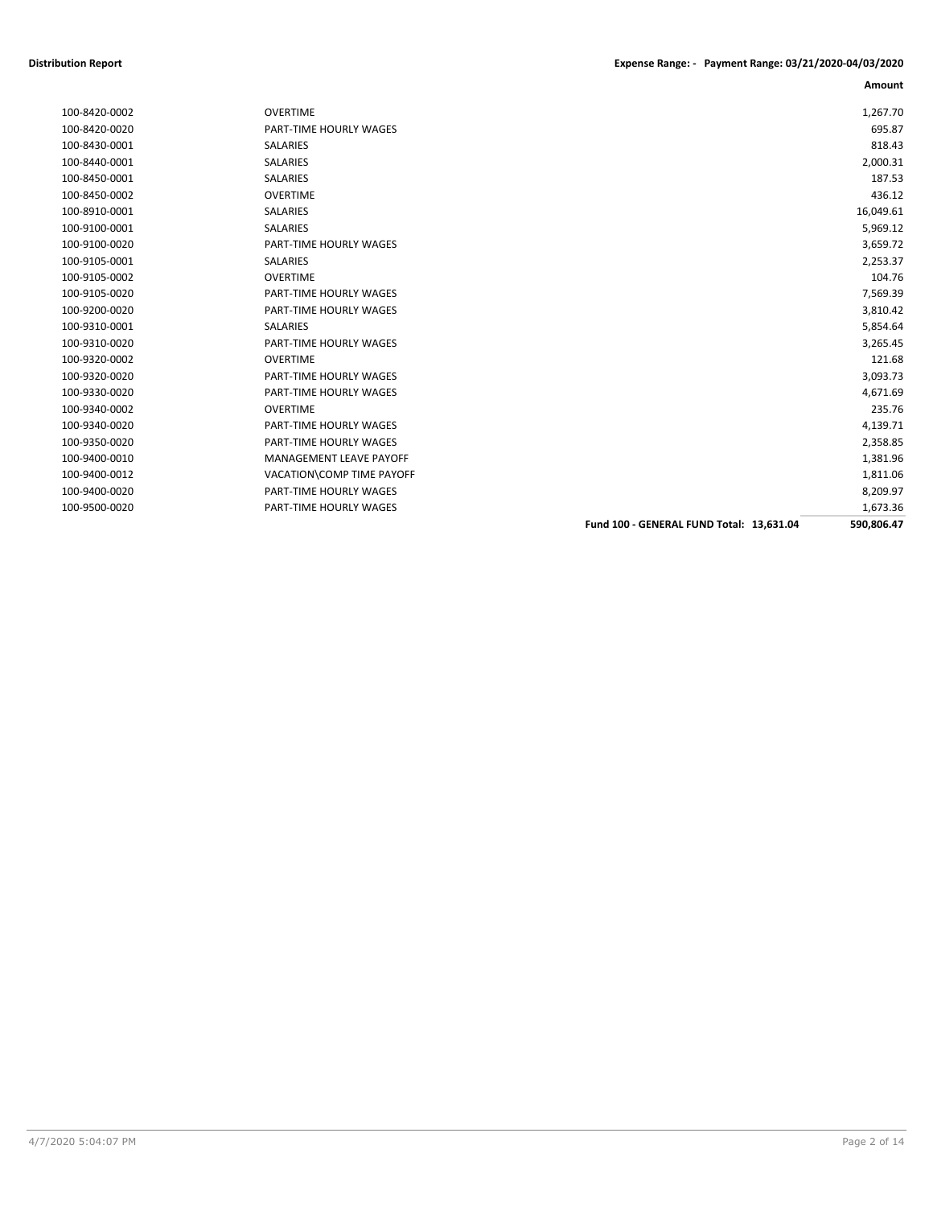**Distribution Report** **Expense Range: - Payment Range: 03/21/2020-04/03/2020**

| | | | Amount |
|---|---|---|---|
| 100-8420-0002 | OVERTIME | | 1,267.70 |
| 100-8420-0020 | PART-TIME HOURLY WAGES | | 695.87 |
| 100-8430-0001 | SALARIES | | 818.43 |
| 100-8440-0001 | SALARIES | | 2,000.31 |
| 100-8450-0001 | SALARIES | | 187.53 |
| 100-8450-0002 | OVERTIME | | 436.12 |
| 100-8910-0001 | SALARIES | | 16,049.61 |
| 100-9100-0001 | SALARIES | | 5,969.12 |
| 100-9100-0020 | PART-TIME HOURLY WAGES | | 3,659.72 |
| 100-9105-0001 | SALARIES | | 2,253.37 |
| 100-9105-0002 | OVERTIME | | 104.76 |
| 100-9105-0020 | PART-TIME HOURLY WAGES | | 7,569.39 |
| 100-9200-0020 | PART-TIME HOURLY WAGES | | 3,810.42 |
| 100-9310-0001 | SALARIES | | 5,854.64 |
| 100-9310-0020 | PART-TIME HOURLY WAGES | | 3,265.45 |
| 100-9320-0002 | OVERTIME | | 121.68 |
| 100-9320-0020 | PART-TIME HOURLY WAGES | | 3,093.73 |
| 100-9330-0020 | PART-TIME HOURLY WAGES | | 4,671.69 |
| 100-9340-0002 | OVERTIME | | 235.76 |
| 100-9340-0020 | PART-TIME HOURLY WAGES | | 4,139.71 |
| 100-9350-0020 | PART-TIME HOURLY WAGES | | 2,358.85 |
| 100-9400-0010 | MANAGEMENT LEAVE PAYOFF | | 1,381.96 |
| 100-9400-0012 | VACATION\COMP TIME PAYOFF | | 1,811.06 |
| 100-9400-0020 | PART-TIME HOURLY WAGES | | 8,209.97 |
| 100-9500-0020 | PART-TIME HOURLY WAGES | | 1,673.36 |
| | | **Fund 100 - GENERAL FUND Total: 13,631.04** | **590,806.47** |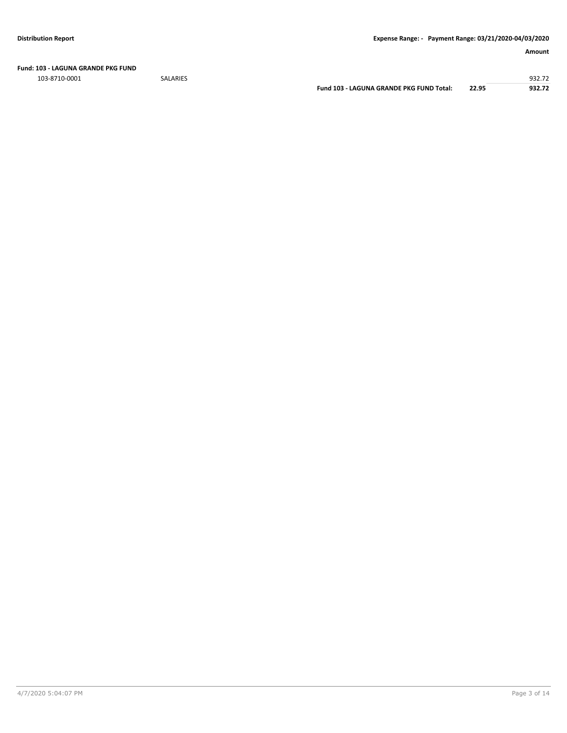**Fund: 103 - LAGUNA GRANDE PKG FUND**

| | | | | Amount |
|---|---|---|---|---|
| 103-8710-0001 | SALARIES | | | 932.72 |
| | | **Fund 103 - LAGUNA GRANDE PKG FUND Total:** | **22.95** | **932.72** |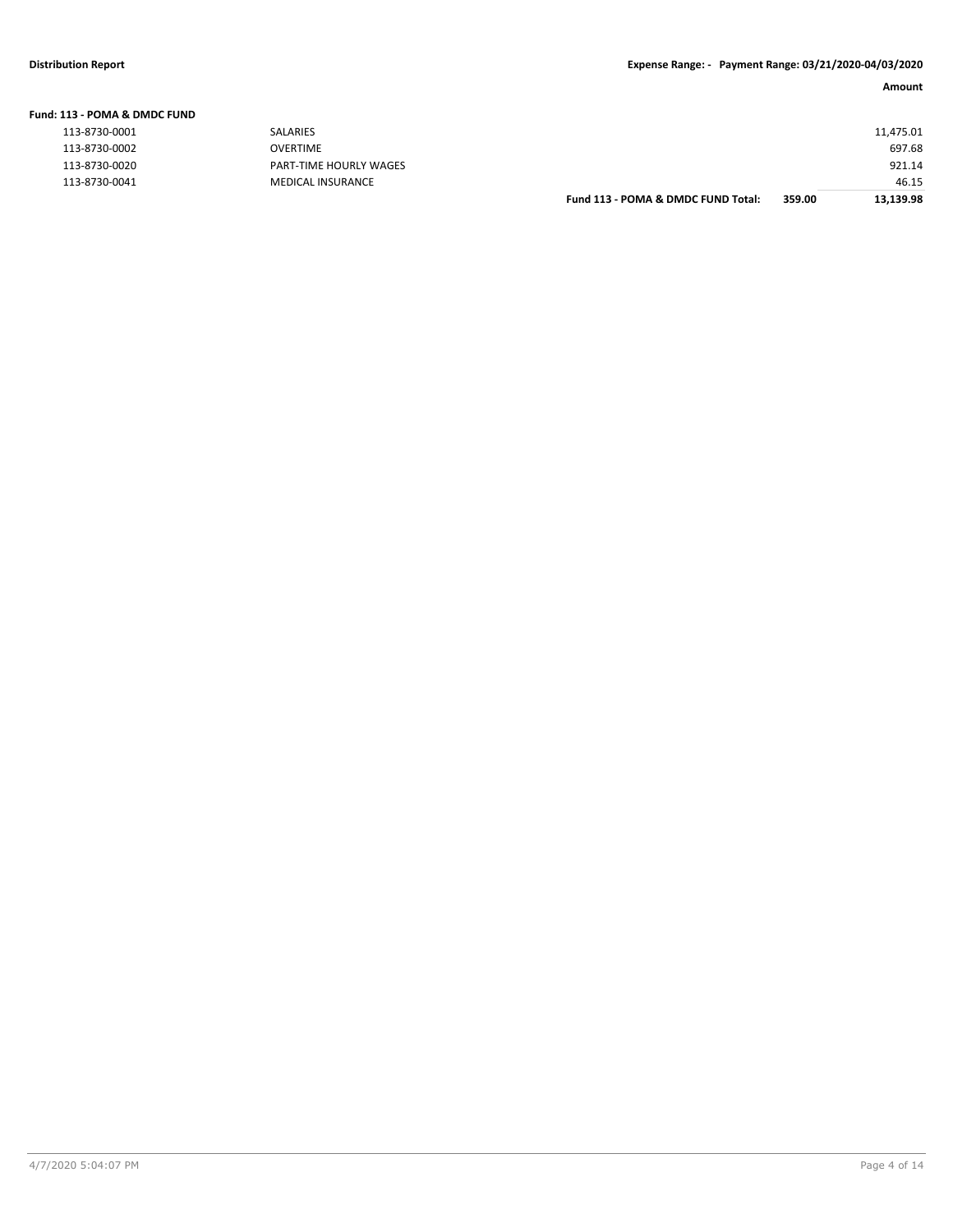**Distribution Report** | **Expense Range: - Payment Range: 03/21/2020-04/03/2020**

| | | | | Amount |
|---|---|---|---|---|
| **Fund: 113 - POMA & DMDC FUND** | | | | |
| 113-8730-0001 | SALARIES | | | 11,475.01 |
| 113-8730-0002 | OVERTIME | | | 697.68 |
| 113-8730-0020 | PART-TIME HOURLY WAGES | | | 921.14 |
| 113-8730-0041 | MEDICAL INSURANCE | | | 46.15 |
| | | **Fund 113 - POMA & DMDC FUND Total:** | **359.00** | **13,139.98** |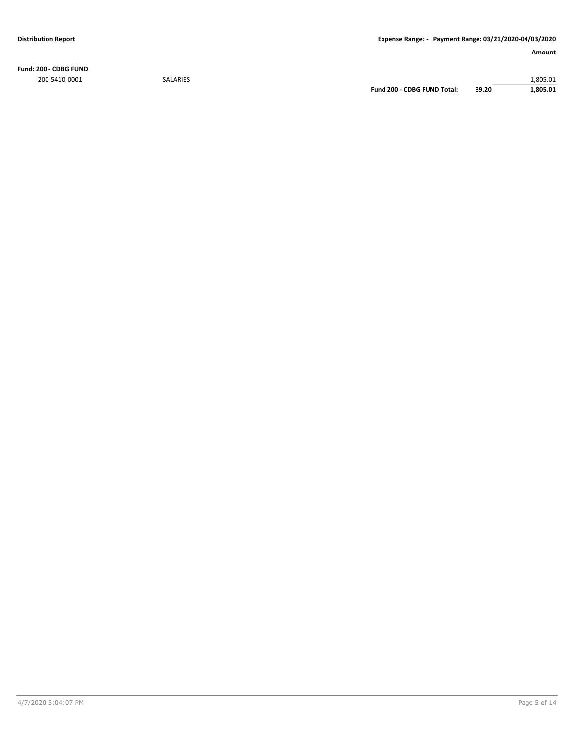**Distribution Report**

**Expense Range: - Payment Range: 03/21/2020-04/03/2020**

| | | | | **Amount** |
|---|---|---|---|---|
| **Fund: 200 - CDBG FUND** | | | | |
| 200-5410-0001 | SALARIES | | | 1,805.01 |
| | | **Fund 200 - CDBG FUND Total:** | **39.20** | **1,805.01** |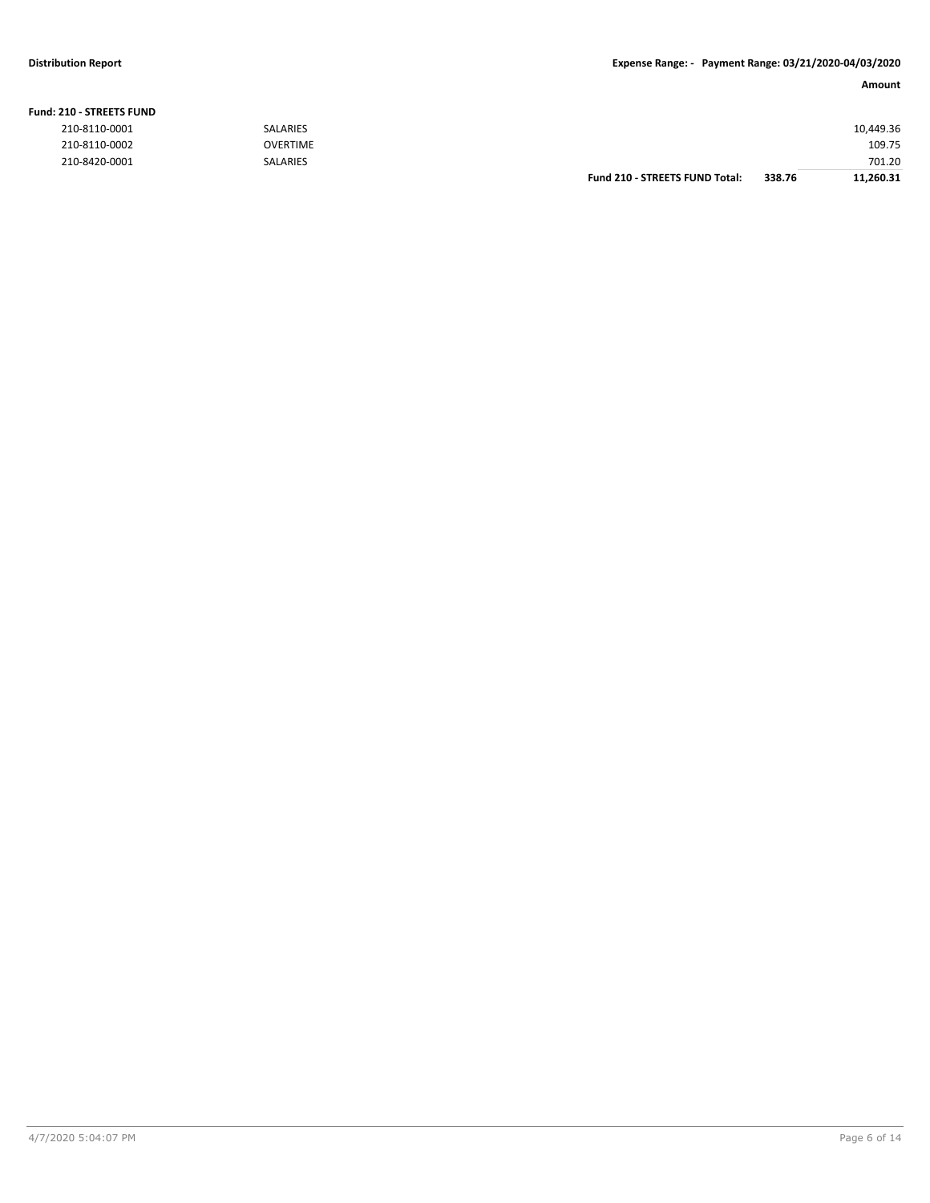**Distribution Report** **Expense Range: - Payment Range: 03/21/2020-04/03/2020**

| | | | | **Amount** |
|---|---|---|---|---|
| **Fund: 210 - STREETS FUND** | | | | |
| 210-8110-0001 | SALARIES | | | 10,449.36 |
| 210-8110-0002 | OVERTIME | | | 109.75 |
| 210-8420-0001 | SALARIES | | | 701.20 |
| | | **Fund 210 - STREETS FUND Total:** | **338.76** | **11,260.31** |

4/7/2020 5:04:07 PM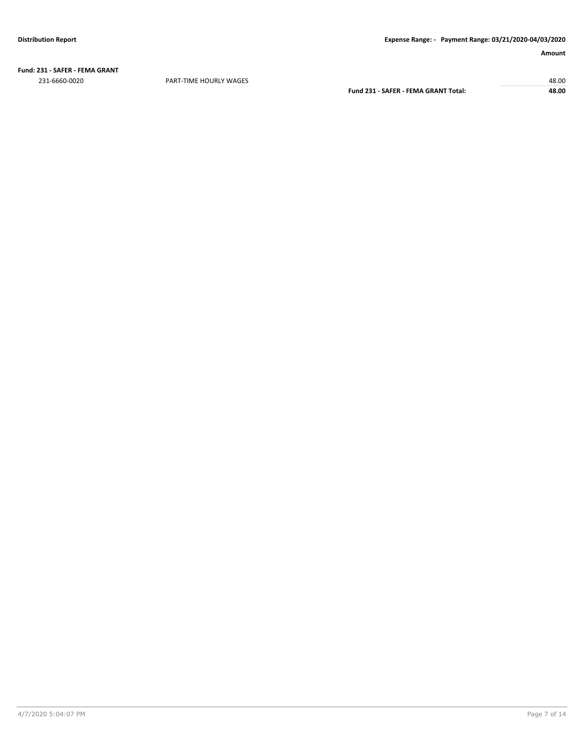**Fund: 231 - SAFER - FEMA GRANT**

| | | Amount |
|---|---|---|
| 231-6660-0020 | PART-TIME HOURLY WAGES | 48.00 |
| | **Fund 231 - SAFER - FEMA GRANT Total:** | **48.00** |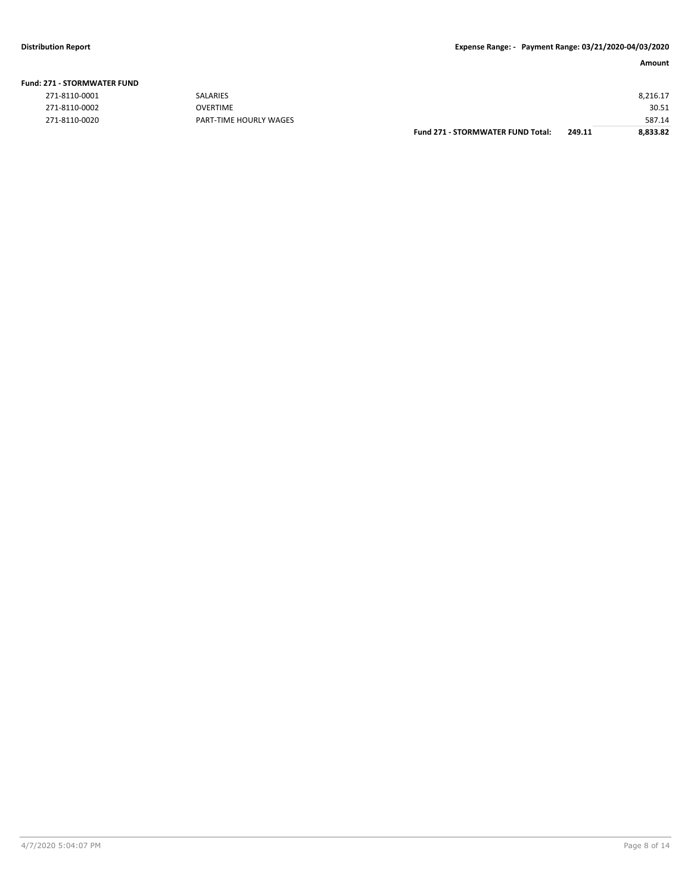**Distribution Report** | **Expense Range: - Payment Range: 03/21/2020-04/03/2020**

| | | | | **Amount** |
|---|---|---|---|---|
| **Fund: 271 - STORMWATER FUND** | | | | |
| 271-8110-0001 | SALARIES | | | 8,216.17 |
| 271-8110-0002 | OVERTIME | | | 30.51 |
| 271-8110-0020 | PART-TIME HOURLY WAGES | | | 587.14 |
| | | **Fund 271 - STORMWATER FUND Total:** | **249.11** | **8,833.82** |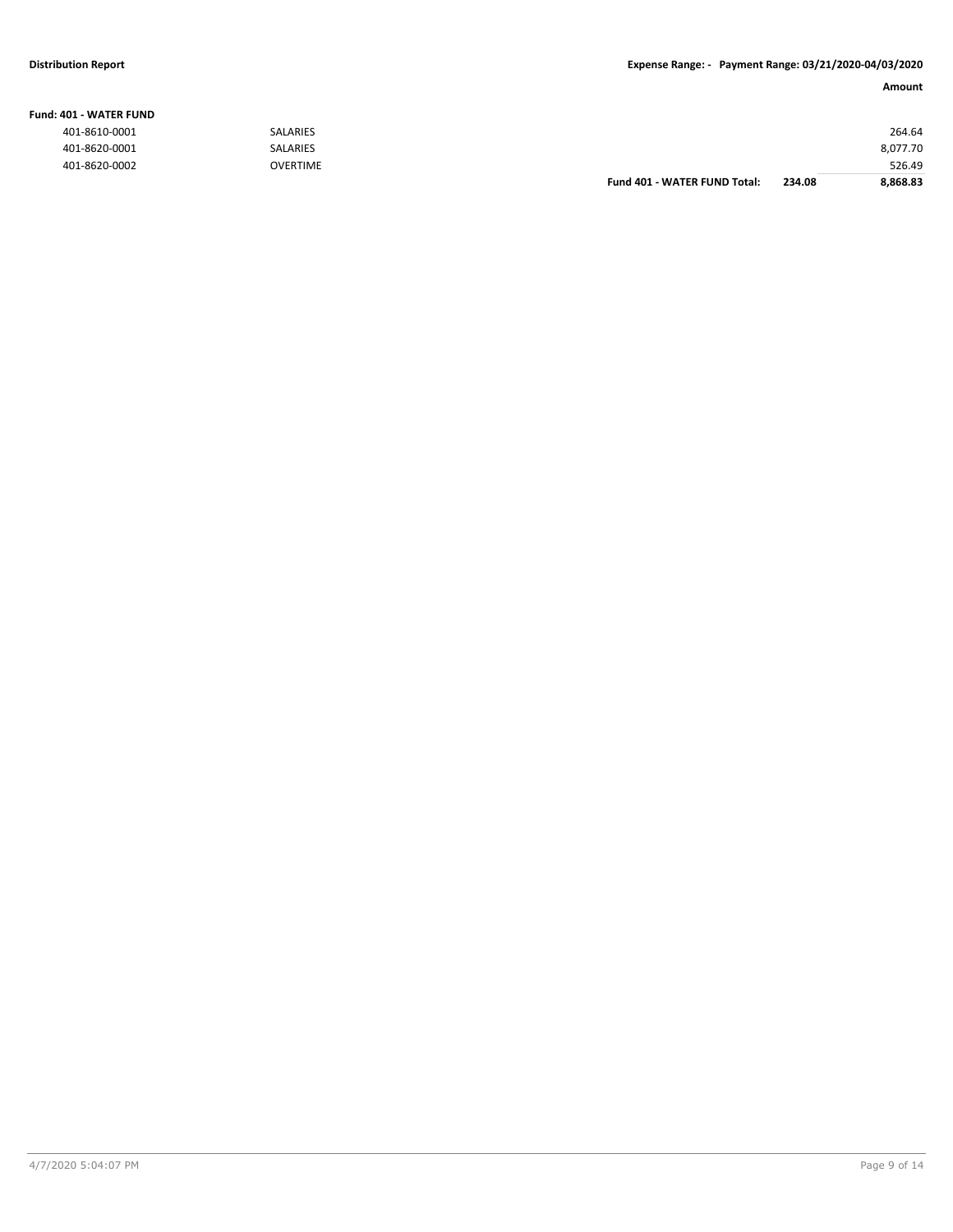**Distribution Report** — **Expense Range: - Payment Range: 03/21/2020-04/03/2020**

| | | | Amount |
|---|---|---|---|
| **Fund: 401 - WATER FUND** | | | |
| 401-8610-0001 | SALARIES | | 264.64 |
| 401-8620-0001 | SALARIES | | 8,077.70 |
| 401-8620-0002 | OVERTIME | | 526.49 |
| | **Fund 401 - WATER FUND Total:** | **234.08** | **8,868.83** |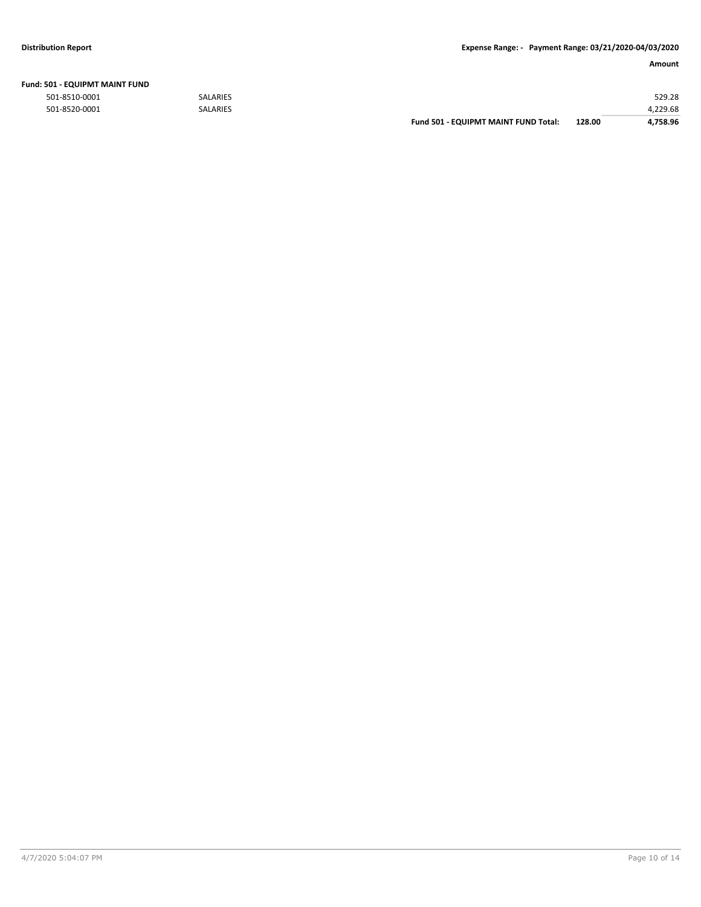**Fund: 501 - EQUIPMT MAINT FUND**

| Account | Description | | | Amount |
|---|---|---|---|---|
| 501-8510-0001 | SALARIES | | | 529.28 |
| 501-8520-0001 | SALARIES | | | 4,229.68 |
| | | **Fund 501 - EQUIPMT MAINT FUND Total:** | **128.00** | **4,758.96** |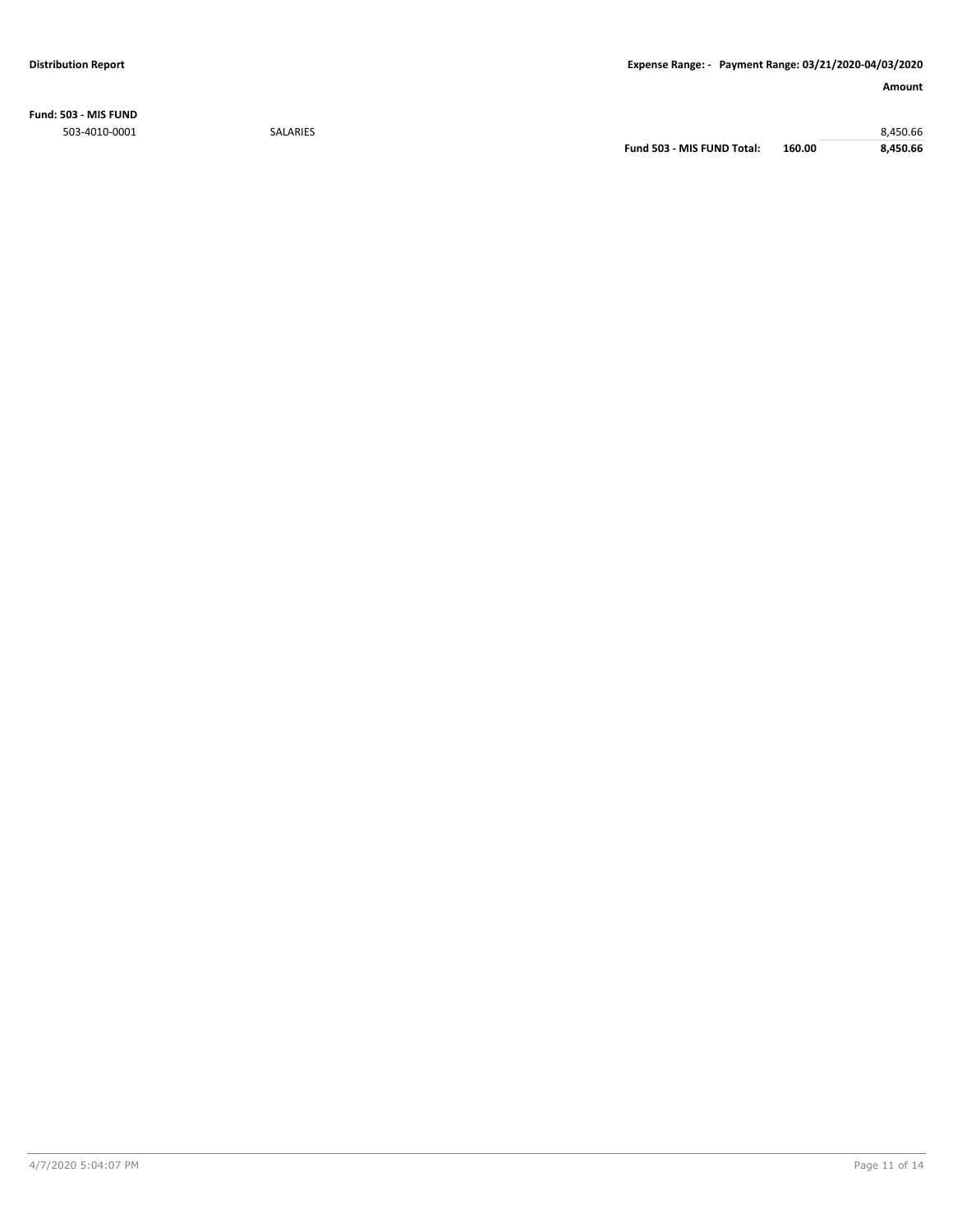**Fund: 503 - MIS FUND**

| Account | Description | | | Amount |
|---|---|---|---|---|
| 503-4010-0001 | SALARIES | | | 8,450.66 |
| | | **Fund 503 - MIS FUND Total:** | **160.00** | **8,450.66** |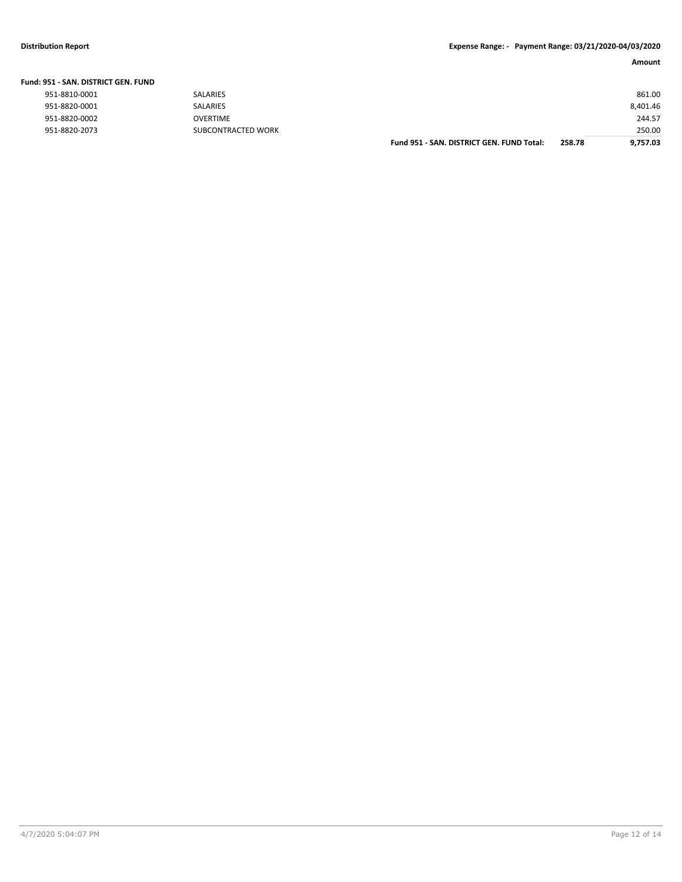**Distribution Report** | **Expense Range: - Payment Range: 03/21/2020-04/03/2020**

| | | | | Amount |
|---|---|---|---|---|
| **Fund: 951 - SAN. DISTRICT GEN. FUND** | | | | |
| 951-8810-0001 | SALARIES | | | 861.00 |
| 951-8820-0001 | SALARIES | | | 8,401.46 |
| 951-8820-0002 | OVERTIME | | | 244.57 |
| 951-8820-2073 | SUBCONTRACTED WORK | | | 250.00 |
| | | **Fund 951 - SAN. DISTRICT GEN. FUND Total:** | **258.78** | **9,757.03** |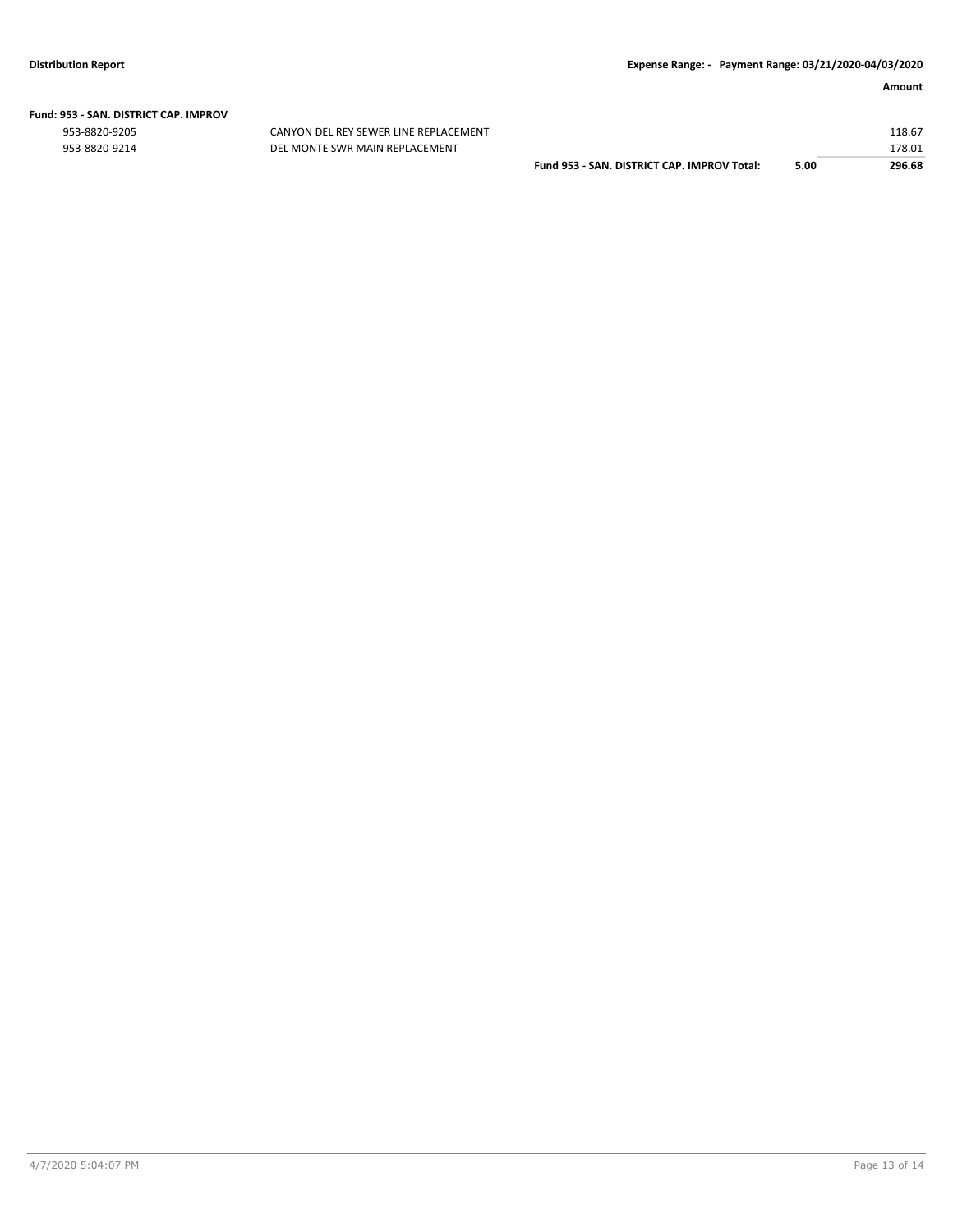**Fund: 953 - SAN. DISTRICT CAP. IMPROV**

| Account | Description | | | Amount |
|---|---|---|---|---|
| 953-8820-9205 | CANYON DEL REY SEWER LINE REPLACEMENT | | | 118.67 |
| 953-8820-9214 | DEL MONTE SWR MAIN REPLACEMENT | | | 178.01 |
| | | **Fund 953 - SAN. DISTRICT CAP. IMPROV Total:** | **5.00** | **296.68** |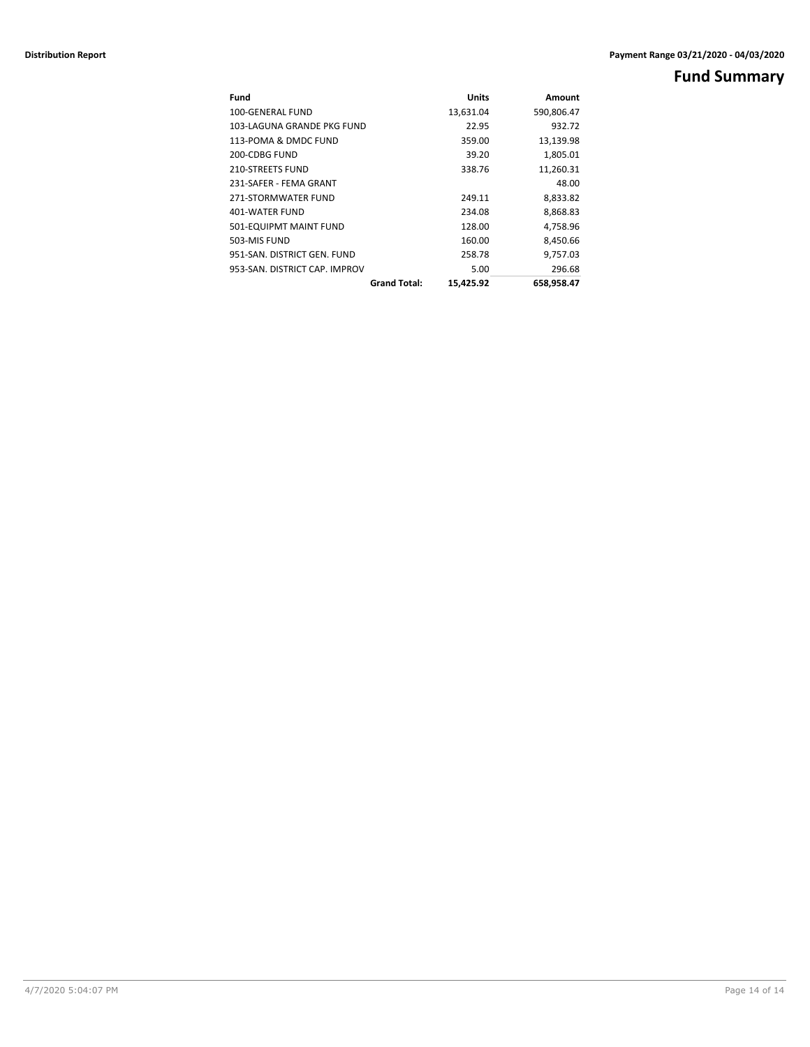# Fund Summary

| Fund | Units | Amount |
|---|---|---|
| 100-GENERAL FUND | 13,631.04 | 590,806.47 |
| 103-LAGUNA GRANDE PKG FUND | 22.95 | 932.72 |
| 113-POMA & DMDC FUND | 359.00 | 13,139.98 |
| 200-CDBG FUND | 39.20 | 1,805.01 |
| 210-STREETS FUND | 338.76 | 11,260.31 |
| 231-SAFER - FEMA GRANT | | 48.00 |
| 271-STORMWATER FUND | 249.11 | 8,833.82 |
| 401-WATER FUND | 234.08 | 8,868.83 |
| 501-EQUIPMT MAINT FUND | 128.00 | 4,758.96 |
| 503-MIS FUND | 160.00 | 8,450.66 |
| 951-SAN. DISTRICT GEN. FUND | 258.78 | 9,757.03 |
| 953-SAN. DISTRICT CAP. IMPROV | 5.00 | 296.68 |
| **Grand Total:** | **15,425.92** | **658,958.47** |